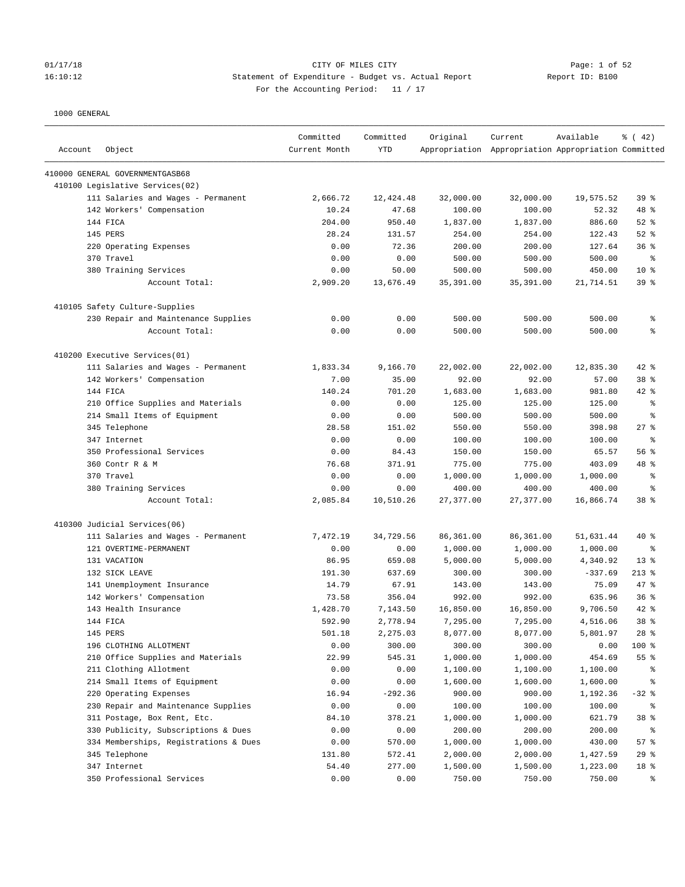CITY OF MILES CITY
Statement of Expenditure - Budget vs. Actual Report
Report ID: B100
For the Accounting Period: 11 / 17

1000 GENERAL

| Account | Object | Committed Current Month | Committed YTD | Original Appropriation | Current Appropriation | Available Appropriation | % ( 42) Committed |
|---|---|---|---|---|---|---|---|
| 410000 GENERAL GOVERNMENTGASB68 | | | | | | | |
| 410100 Legislative Services(02) | | | | | | | |
| | 111 Salaries and Wages - Permanent | 2,666.72 | 12,424.48 | 32,000.00 | 32,000.00 | 19,575.52 | 39 % |
| | 142 Workers' Compensation | 10.24 | 47.68 | 100.00 | 100.00 | 52.32 | 48 % |
| | 144 FICA | 204.00 | 950.40 | 1,837.00 | 1,837.00 | 886.60 | 52 % |
| | 145 PERS | 28.24 | 131.57 | 254.00 | 254.00 | 122.43 | 52 % |
| | 220 Operating Expenses | 0.00 | 72.36 | 200.00 | 200.00 | 127.64 | 36 % |
| | 370 Travel | 0.00 | 0.00 | 500.00 | 500.00 | 500.00 | % |
| | 380 Training Services | 0.00 | 50.00 | 500.00 | 500.00 | 450.00 | 10 % |
| | Account Total: | 2,909.20 | 13,676.49 | 35,391.00 | 35,391.00 | 21,714.51 | 39 % |
| 410105 Safety Culture-Supplies | | | | | | | |
| | 230 Repair and Maintenance Supplies | 0.00 | 0.00 | 500.00 | 500.00 | 500.00 | % |
| | Account Total: | 0.00 | 0.00 | 500.00 | 500.00 | 500.00 | % |
| 410200 Executive Services(01) | | | | | | | |
| | 111 Salaries and Wages - Permanent | 1,833.34 | 9,166.70 | 22,002.00 | 22,002.00 | 12,835.30 | 42 % |
| | 142 Workers' Compensation | 7.00 | 35.00 | 92.00 | 92.00 | 57.00 | 38 % |
| | 144 FICA | 140.24 | 701.20 | 1,683.00 | 1,683.00 | 981.80 | 42 % |
| | 210 Office Supplies and Materials | 0.00 | 0.00 | 125.00 | 125.00 | 125.00 | % |
| | 214 Small Items of Equipment | 0.00 | 0.00 | 500.00 | 500.00 | 500.00 | % |
| | 345 Telephone | 28.58 | 151.02 | 550.00 | 550.00 | 398.98 | 27 % |
| | 347 Internet | 0.00 | 0.00 | 100.00 | 100.00 | 100.00 | % |
| | 350 Professional Services | 0.00 | 84.43 | 150.00 | 150.00 | 65.57 | 56 % |
| | 360 Contr R & M | 76.68 | 371.91 | 775.00 | 775.00 | 403.09 | 48 % |
| | 370 Travel | 0.00 | 0.00 | 1,000.00 | 1,000.00 | 1,000.00 | % |
| | 380 Training Services | 0.00 | 0.00 | 400.00 | 400.00 | 400.00 | % |
| | Account Total: | 2,085.84 | 10,510.26 | 27,377.00 | 27,377.00 | 16,866.74 | 38 % |
| 410300 Judicial Services(06) | | | | | | | |
| | 111 Salaries and Wages - Permanent | 7,472.19 | 34,729.56 | 86,361.00 | 86,361.00 | 51,631.44 | 40 % |
| | 121 OVERTIME-PERMANENT | 0.00 | 0.00 | 1,000.00 | 1,000.00 | 1,000.00 | % |
| | 131 VACATION | 86.95 | 659.08 | 5,000.00 | 5,000.00 | 4,340.92 | 13 % |
| | 132 SICK LEAVE | 191.30 | 637.69 | 300.00 | 300.00 | -337.69 | 213 % |
| | 141 Unemployment Insurance | 14.79 | 67.91 | 143.00 | 143.00 | 75.09 | 47 % |
| | 142 Workers' Compensation | 73.58 | 356.04 | 992.00 | 992.00 | 635.96 | 36 % |
| | 143 Health Insurance | 1,428.70 | 7,143.50 | 16,850.00 | 16,850.00 | 9,706.50 | 42 % |
| | 144 FICA | 592.90 | 2,778.94 | 7,295.00 | 7,295.00 | 4,516.06 | 38 % |
| | 145 PERS | 501.18 | 2,275.03 | 8,077.00 | 8,077.00 | 5,801.97 | 28 % |
| | 196 CLOTHING ALLOTMENT | 0.00 | 300.00 | 300.00 | 300.00 | 0.00 | 100 % |
| | 210 Office Supplies and Materials | 22.99 | 545.31 | 1,000.00 | 1,000.00 | 454.69 | 55 % |
| | 211 Clothing Allotment | 0.00 | 0.00 | 1,100.00 | 1,100.00 | 1,100.00 | % |
| | 214 Small Items of Equipment | 0.00 | 0.00 | 1,600.00 | 1,600.00 | 1,600.00 | % |
| | 220 Operating Expenses | 16.94 | -292.36 | 900.00 | 900.00 | 1,192.36 | -32 % |
| | 230 Repair and Maintenance Supplies | 0.00 | 0.00 | 100.00 | 100.00 | 100.00 | % |
| | 311 Postage, Box Rent, Etc. | 84.10 | 378.21 | 1,000.00 | 1,000.00 | 621.79 | 38 % |
| | 330 Publicity, Subscriptions & Dues | 0.00 | 0.00 | 200.00 | 200.00 | 200.00 | % |
| | 334 Memberships, Registrations & Dues | 0.00 | 570.00 | 1,000.00 | 1,000.00 | 430.00 | 57 % |
| | 345 Telephone | 131.80 | 572.41 | 2,000.00 | 2,000.00 | 1,427.59 | 29 % |
| | 347 Internet | 54.40 | 277.00 | 1,500.00 | 1,500.00 | 1,223.00 | 18 % |
| | 350 Professional Services | 0.00 | 0.00 | 750.00 | 750.00 | 750.00 | % |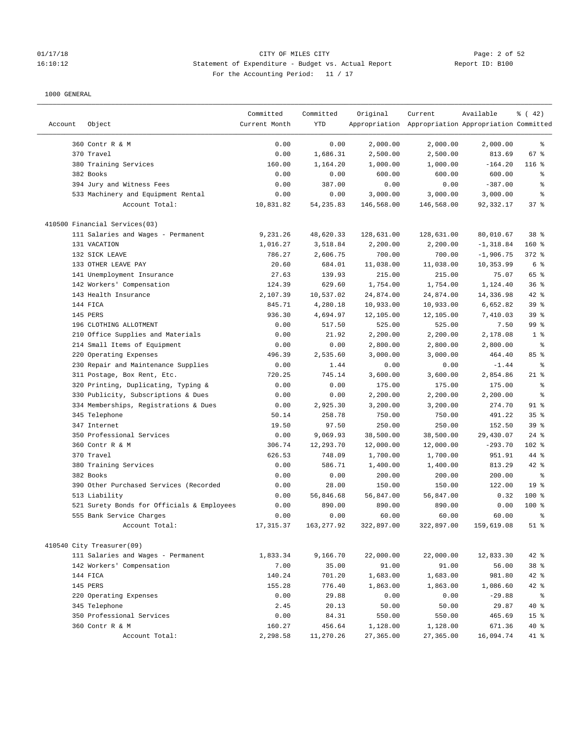CITY OF MILES CITY
Statement of Expenditure - Budget vs. Actual Report
For the Accounting Period: 11 / 17

1000 GENERAL

| Account | Object | Committed Current Month | Committed YTD | Original Appropriation | Current Appropriation | Available Appropriation | % ( 42) Committed |
|---|---|---|---|---|---|---|---|
| | 360 Contr R & M | 0.00 | 0.00 | 2,000.00 | 2,000.00 | 2,000.00 | % |
| | 370 Travel | 0.00 | 1,686.31 | 2,500.00 | 2,500.00 | 813.69 | 67 % |
| | 380 Training Services | 160.00 | 1,164.20 | 1,000.00 | 1,000.00 | -164.20 | 116 % |
| | 382 Books | 0.00 | 0.00 | 600.00 | 600.00 | 600.00 | % |
| | 394 Jury and Witness Fees | 0.00 | 387.00 | 0.00 | 0.00 | -387.00 | % |
| | 533 Machinery and Equipment Rental | 0.00 | 0.00 | 3,000.00 | 3,000.00 | 3,000.00 | % |
| | Account Total: | 10,831.82 | 54,235.83 | 146,568.00 | 146,568.00 | 92,332.17 | 37 % |
| 410500 Financial Services(03) | | | | | | | |
| | 111 Salaries and Wages - Permanent | 9,231.26 | 48,620.33 | 128,631.00 | 128,631.00 | 80,010.67 | 38 % |
| | 131 VACATION | 1,016.27 | 3,518.84 | 2,200.00 | 2,200.00 | -1,318.84 | 160 % |
| | 132 SICK LEAVE | 786.27 | 2,606.75 | 700.00 | 700.00 | -1,906.75 | 372 % |
| | 133 OTHER LEAVE PAY | 20.60 | 684.01 | 11,038.00 | 11,038.00 | 10,353.99 | 6 % |
| | 141 Unemployment Insurance | 27.63 | 139.93 | 215.00 | 215.00 | 75.07 | 65 % |
| | 142 Workers' Compensation | 124.39 | 629.60 | 1,754.00 | 1,754.00 | 1,124.40 | 36 % |
| | 143 Health Insurance | 2,107.39 | 10,537.02 | 24,874.00 | 24,874.00 | 14,336.98 | 42 % |
| | 144 FICA | 845.71 | 4,280.18 | 10,933.00 | 10,933.00 | 6,652.82 | 39 % |
| | 145 PERS | 936.30 | 4,694.97 | 12,105.00 | 12,105.00 | 7,410.03 | 39 % |
| | 196 CLOTHING ALLOTMENT | 0.00 | 517.50 | 525.00 | 525.00 | 7.50 | 99 % |
| | 210 Office Supplies and Materials | 0.00 | 21.92 | 2,200.00 | 2,200.00 | 2,178.08 | 1 % |
| | 214 Small Items of Equipment | 0.00 | 0.00 | 2,800.00 | 2,800.00 | 2,800.00 | % |
| | 220 Operating Expenses | 496.39 | 2,535.60 | 3,000.00 | 3,000.00 | 464.40 | 85 % |
| | 230 Repair and Maintenance Supplies | 0.00 | 1.44 | 0.00 | 0.00 | -1.44 | % |
| | 311 Postage, Box Rent, Etc. | 720.25 | 745.14 | 3,600.00 | 3,600.00 | 2,854.86 | 21 % |
| | 320 Printing, Duplicating, Typing & | 0.00 | 0.00 | 175.00 | 175.00 | 175.00 | % |
| | 330 Publicity, Subscriptions & Dues | 0.00 | 0.00 | 2,200.00 | 2,200.00 | 2,200.00 | % |
| | 334 Memberships, Registrations & Dues | 0.00 | 2,925.30 | 3,200.00 | 3,200.00 | 274.70 | 91 % |
| | 345 Telephone | 50.14 | 258.78 | 750.00 | 750.00 | 491.22 | 35 % |
| | 347 Internet | 19.50 | 97.50 | 250.00 | 250.00 | 152.50 | 39 % |
| | 350 Professional Services | 0.00 | 9,069.93 | 38,500.00 | 38,500.00 | 29,430.07 | 24 % |
| | 360 Contr R & M | 306.74 | 12,293.70 | 12,000.00 | 12,000.00 | -293.70 | 102 % |
| | 370 Travel | 626.53 | 748.09 | 1,700.00 | 1,700.00 | 951.91 | 44 % |
| | 380 Training Services | 0.00 | 586.71 | 1,400.00 | 1,400.00 | 813.29 | 42 % |
| | 382 Books | 0.00 | 0.00 | 200.00 | 200.00 | 200.00 | % |
| | 390 Other Purchased Services (Recorded | 0.00 | 28.00 | 150.00 | 150.00 | 122.00 | 19 % |
| | 513 Liability | 0.00 | 56,846.68 | 56,847.00 | 56,847.00 | 0.32 | 100 % |
| | 521 Surety Bonds for Officials & Employees | 0.00 | 890.00 | 890.00 | 890.00 | 0.00 | 100 % |
| | 555 Bank Service Charges | 0.00 | 0.00 | 60.00 | 60.00 | 60.00 | % |
| | Account Total: | 17,315.37 | 163,277.92 | 322,897.00 | 322,897.00 | 159,619.08 | 51 % |
| 410540 City Treasurer(09) | | | | | | | |
| | 111 Salaries and Wages - Permanent | 1,833.34 | 9,166.70 | 22,000.00 | 22,000.00 | 12,833.30 | 42 % |
| | 142 Workers' Compensation | 7.00 | 35.00 | 91.00 | 91.00 | 56.00 | 38 % |
| | 144 FICA | 140.24 | 701.20 | 1,683.00 | 1,683.00 | 981.80 | 42 % |
| | 145 PERS | 155.28 | 776.40 | 1,863.00 | 1,863.00 | 1,086.60 | 42 % |
| | 220 Operating Expenses | 0.00 | 29.88 | 0.00 | 0.00 | -29.88 | % |
| | 345 Telephone | 2.45 | 20.13 | 50.00 | 50.00 | 29.87 | 40 % |
| | 350 Professional Services | 0.00 | 84.31 | 550.00 | 550.00 | 465.69 | 15 % |
| | 360 Contr R & M | 160.27 | 456.64 | 1,128.00 | 1,128.00 | 671.36 | 40 % |
| | Account Total: | 2,298.58 | 11,270.26 | 27,365.00 | 27,365.00 | 16,094.74 | 41 % |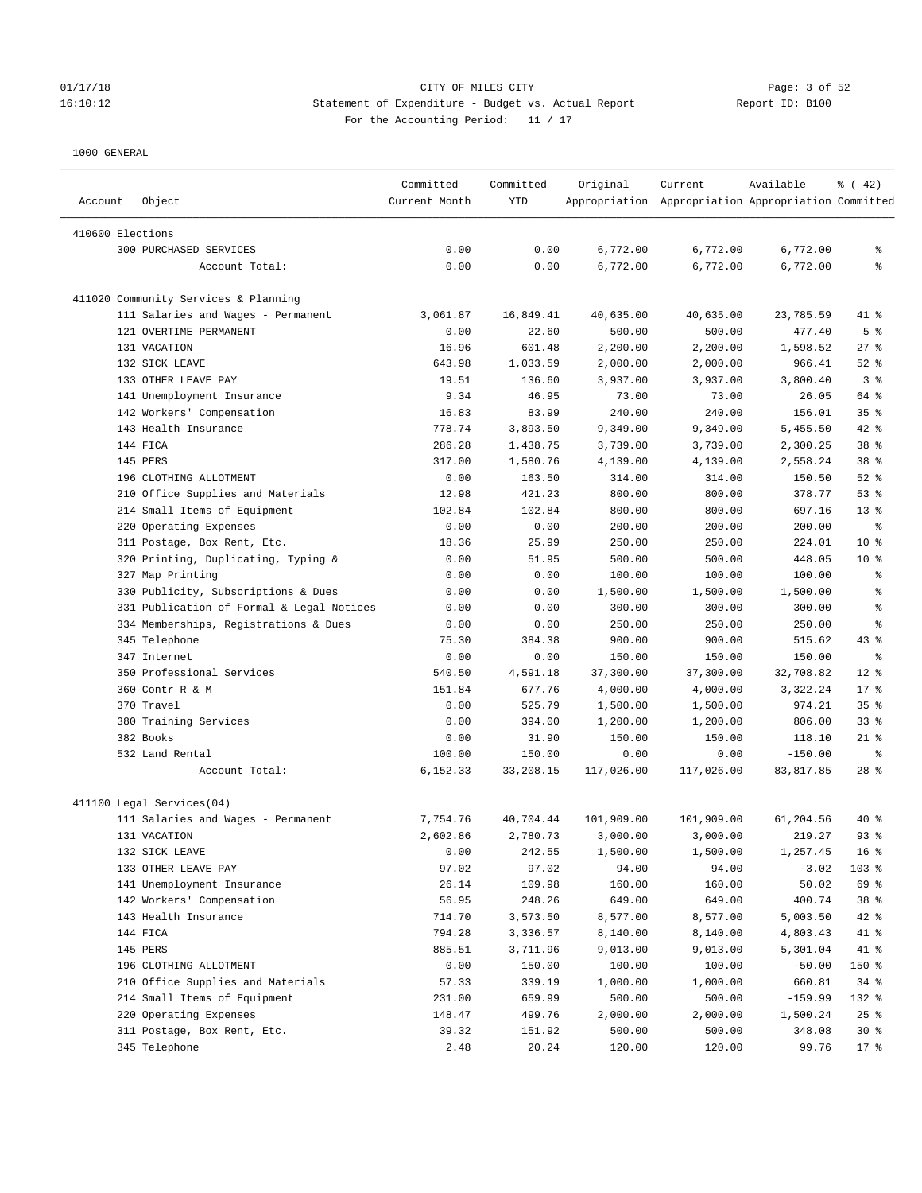CITY OF MILES CITY
Statement of Expenditure - Budget vs. Actual Report
For the Accounting Period: 11 / 17

01/17/18
16:10:12

Report ID: B100

1000 GENERAL

| Account | Object | Committed Current Month | Committed YTD | Original Appropriation | Current Appropriation | Available Appropriation | % ( 42) Committed |
|---|---|---|---|---|---|---|---|
| 410600 Elections | | | | | | | |
| | 300 PURCHASED SERVICES | 0.00 | 0.00 | 6,772.00 | 6,772.00 | 6,772.00 | % |
| | Account Total: | 0.00 | 0.00 | 6,772.00 | 6,772.00 | 6,772.00 | % |
| 411020 Community Services & Planning | | | | | | | |
| | 111 Salaries and Wages - Permanent | 3,061.87 | 16,849.41 | 40,635.00 | 40,635.00 | 23,785.59 | 41 % |
| | 121 OVERTIME-PERMANENT | 0.00 | 22.60 | 500.00 | 500.00 | 477.40 | 5 % |
| | 131 VACATION | 16.96 | 601.48 | 2,200.00 | 2,200.00 | 1,598.52 | 27 % |
| | 132 SICK LEAVE | 643.98 | 1,033.59 | 2,000.00 | 2,000.00 | 966.41 | 52 % |
| | 133 OTHER LEAVE PAY | 19.51 | 136.60 | 3,937.00 | 3,937.00 | 3,800.40 | 3 % |
| | 141 Unemployment Insurance | 9.34 | 46.95 | 73.00 | 73.00 | 26.05 | 64 % |
| | 142 Workers' Compensation | 16.83 | 83.99 | 240.00 | 240.00 | 156.01 | 35 % |
| | 143 Health Insurance | 778.74 | 3,893.50 | 9,349.00 | 9,349.00 | 5,455.50 | 42 % |
| | 144 FICA | 286.28 | 1,438.75 | 3,739.00 | 3,739.00 | 2,300.25 | 38 % |
| | 145 PERS | 317.00 | 1,580.76 | 4,139.00 | 4,139.00 | 2,558.24 | 38 % |
| | 196 CLOTHING ALLOTMENT | 0.00 | 163.50 | 314.00 | 314.00 | 150.50 | 52 % |
| | 210 Office Supplies and Materials | 12.98 | 421.23 | 800.00 | 800.00 | 378.77 | 53 % |
| | 214 Small Items of Equipment | 102.84 | 102.84 | 800.00 | 800.00 | 697.16 | 13 % |
| | 220 Operating Expenses | 0.00 | 0.00 | 200.00 | 200.00 | 200.00 | % |
| | 311 Postage, Box Rent, Etc. | 18.36 | 25.99 | 250.00 | 250.00 | 224.01 | 10 % |
| | 320 Printing, Duplicating, Typing & | 0.00 | 51.95 | 500.00 | 500.00 | 448.05 | 10 % |
| | 327 Map Printing | 0.00 | 0.00 | 100.00 | 100.00 | 100.00 | % |
| | 330 Publicity, Subscriptions & Dues | 0.00 | 0.00 | 1,500.00 | 1,500.00 | 1,500.00 | % |
| | 331 Publication of Formal & Legal Notices | 0.00 | 0.00 | 300.00 | 300.00 | 300.00 | % |
| | 334 Memberships, Registrations & Dues | 0.00 | 0.00 | 250.00 | 250.00 | 250.00 | % |
| | 345 Telephone | 75.30 | 384.38 | 900.00 | 900.00 | 515.62 | 43 % |
| | 347 Internet | 0.00 | 0.00 | 150.00 | 150.00 | 150.00 | % |
| | 350 Professional Services | 540.50 | 4,591.18 | 37,300.00 | 37,300.00 | 32,708.82 | 12 % |
| | 360 Contr R & M | 151.84 | 677.76 | 4,000.00 | 4,000.00 | 3,322.24 | 17 % |
| | 370 Travel | 0.00 | 525.79 | 1,500.00 | 1,500.00 | 974.21 | 35 % |
| | 380 Training Services | 0.00 | 394.00 | 1,200.00 | 1,200.00 | 806.00 | 33 % |
| | 382 Books | 0.00 | 31.90 | 150.00 | 150.00 | 118.10 | 21 % |
| | 532 Land Rental | 100.00 | 150.00 | 0.00 | 0.00 | -150.00 | % |
| | Account Total: | 6,152.33 | 33,208.15 | 117,026.00 | 117,026.00 | 83,817.85 | 28 % |
| 411100 Legal Services(04) | | | | | | | |
| | 111 Salaries and Wages - Permanent | 7,754.76 | 40,704.44 | 101,909.00 | 101,909.00 | 61,204.56 | 40 % |
| | 131 VACATION | 2,602.86 | 2,780.73 | 3,000.00 | 3,000.00 | 219.27 | 93 % |
| | 132 SICK LEAVE | 0.00 | 242.55 | 1,500.00 | 1,500.00 | 1,257.45 | 16 % |
| | 133 OTHER LEAVE PAY | 97.02 | 97.02 | 94.00 | 94.00 | -3.02 | 103 % |
| | 141 Unemployment Insurance | 26.14 | 109.98 | 160.00 | 160.00 | 50.02 | 69 % |
| | 142 Workers' Compensation | 56.95 | 248.26 | 649.00 | 649.00 | 400.74 | 38 % |
| | 143 Health Insurance | 714.70 | 3,573.50 | 8,577.00 | 8,577.00 | 5,003.50 | 42 % |
| | 144 FICA | 794.28 | 3,336.57 | 8,140.00 | 8,140.00 | 4,803.43 | 41 % |
| | 145 PERS | 885.51 | 3,711.96 | 9,013.00 | 9,013.00 | 5,301.04 | 41 % |
| | 196 CLOTHING ALLOTMENT | 0.00 | 150.00 | 100.00 | 100.00 | -50.00 | 150 % |
| | 210 Office Supplies and Materials | 57.33 | 339.19 | 1,000.00 | 1,000.00 | 660.81 | 34 % |
| | 214 Small Items of Equipment | 231.00 | 659.99 | 500.00 | 500.00 | -159.99 | 132 % |
| | 220 Operating Expenses | 148.47 | 499.76 | 2,000.00 | 2,000.00 | 1,500.24 | 25 % |
| | 311 Postage, Box Rent, Etc. | 39.32 | 151.92 | 500.00 | 500.00 | 348.08 | 30 % |
| | 345 Telephone | 2.48 | 20.24 | 120.00 | 120.00 | 99.76 | 17 % |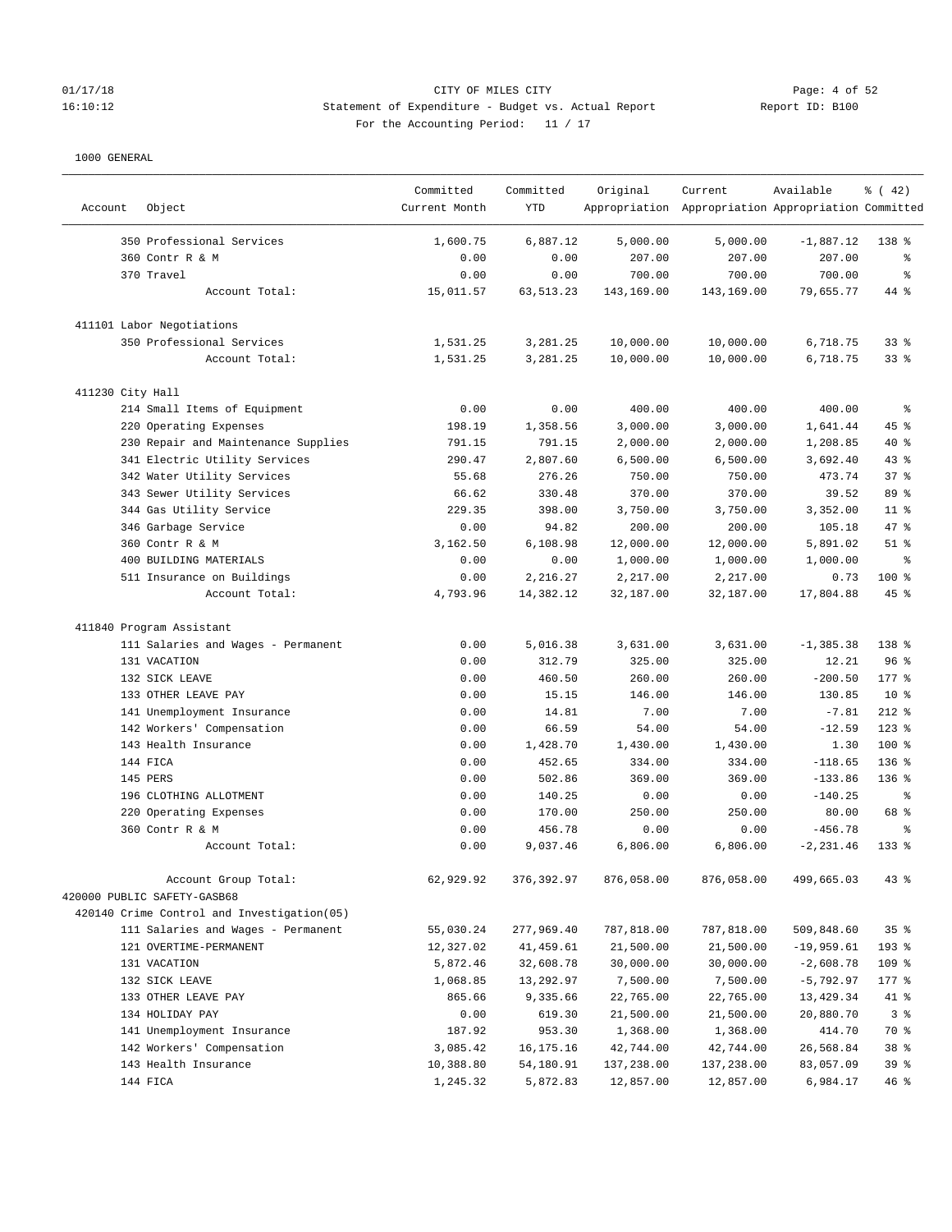CITY OF MILES CITY
Statement of Expenditure - Budget vs. Actual Report
For the Accounting Period: 11 / 17

1000 GENERAL

| Account | Object | Committed Current Month | Committed YTD | Original Appropriation | Current Appropriation | Available Appropriation | % ( 42) Committed |
|---|---|---|---|---|---|---|---|
| | 350 Professional Services | 1,600.75 | 6,887.12 | 5,000.00 | 5,000.00 | -1,887.12 | 138 % |
| | 360 Contr R & M | 0.00 | 0.00 | 207.00 | 207.00 | 207.00 | % |
| | 370 Travel | 0.00 | 0.00 | 700.00 | 700.00 | 700.00 | % |
| | Account Total: | 15,011.57 | 63,513.23 | 143,169.00 | 143,169.00 | 79,655.77 | 44 % |
| 411101 Labor Negotiations | | | | | | | |
| | 350 Professional Services | 1,531.25 | 3,281.25 | 10,000.00 | 10,000.00 | 6,718.75 | 33 % |
| | Account Total: | 1,531.25 | 3,281.25 | 10,000.00 | 10,000.00 | 6,718.75 | 33 % |
| 411230 City Hall | | | | | | | |
| | 214 Small Items of Equipment | 0.00 | 0.00 | 400.00 | 400.00 | 400.00 | % |
| | 220 Operating Expenses | 198.19 | 1,358.56 | 3,000.00 | 3,000.00 | 1,641.44 | 45 % |
| | 230 Repair and Maintenance Supplies | 791.15 | 791.15 | 2,000.00 | 2,000.00 | 1,208.85 | 40 % |
| | 341 Electric Utility Services | 290.47 | 2,807.60 | 6,500.00 | 6,500.00 | 3,692.40 | 43 % |
| | 342 Water Utility Services | 55.68 | 276.26 | 750.00 | 750.00 | 473.74 | 37 % |
| | 343 Sewer Utility Services | 66.62 | 330.48 | 370.00 | 370.00 | 39.52 | 89 % |
| | 344 Gas Utility Service | 229.35 | 398.00 | 3,750.00 | 3,750.00 | 3,352.00 | 11 % |
| | 346 Garbage Service | 0.00 | 94.82 | 200.00 | 200.00 | 105.18 | 47 % |
| | 360 Contr R & M | 3,162.50 | 6,108.98 | 12,000.00 | 12,000.00 | 5,891.02 | 51 % |
| | 400 BUILDING MATERIALS | 0.00 | 0.00 | 1,000.00 | 1,000.00 | 1,000.00 | % |
| | 511 Insurance on Buildings | 0.00 | 2,216.27 | 2,217.00 | 2,217.00 | 0.73 | 100 % |
| | Account Total: | 4,793.96 | 14,382.12 | 32,187.00 | 32,187.00 | 17,804.88 | 45 % |
| 411840 Program Assistant | | | | | | | |
| | 111 Salaries and Wages - Permanent | 0.00 | 5,016.38 | 3,631.00 | 3,631.00 | -1,385.38 | 138 % |
| | 131 VACATION | 0.00 | 312.79 | 325.00 | 325.00 | 12.21 | 96 % |
| | 132 SICK LEAVE | 0.00 | 460.50 | 260.00 | 260.00 | -200.50 | 177 % |
| | 133 OTHER LEAVE PAY | 0.00 | 15.15 | 146.00 | 146.00 | 130.85 | 10 % |
| | 141 Unemployment Insurance | 0.00 | 14.81 | 7.00 | 7.00 | -7.81 | 212 % |
| | 142 Workers' Compensation | 0.00 | 66.59 | 54.00 | 54.00 | -12.59 | 123 % |
| | 143 Health Insurance | 0.00 | 1,428.70 | 1,430.00 | 1,430.00 | 1.30 | 100 % |
| | 144 FICA | 0.00 | 452.65 | 334.00 | 334.00 | -118.65 | 136 % |
| | 145 PERS | 0.00 | 502.86 | 369.00 | 369.00 | -133.86 | 136 % |
| | 196 CLOTHING ALLOTMENT | 0.00 | 140.25 | 0.00 | 0.00 | -140.25 | % |
| | 220 Operating Expenses | 0.00 | 170.00 | 250.00 | 250.00 | 80.00 | 68 % |
| | 360 Contr R & M | 0.00 | 456.78 | 0.00 | 0.00 | -456.78 | % |
| | Account Total: | 0.00 | 9,037.46 | 6,806.00 | 6,806.00 | -2,231.46 | 133 % |
| | Account Group Total: | 62,929.92 | 376,392.97 | 876,058.00 | 876,058.00 | 499,665.03 | 43 % |
| 420000 PUBLIC SAFETY-GASB68 | | | | | | | |
| 420140 Crime Control and Investigation(05) | | | | | | | |
| | 111 Salaries and Wages - Permanent | 55,030.24 | 277,969.40 | 787,818.00 | 787,818.00 | 509,848.60 | 35 % |
| | 121 OVERTIME-PERMANENT | 12,327.02 | 41,459.61 | 21,500.00 | 21,500.00 | -19,959.61 | 193 % |
| | 131 VACATION | 5,872.46 | 32,608.78 | 30,000.00 | 30,000.00 | -2,608.78 | 109 % |
| | 132 SICK LEAVE | 1,068.85 | 13,292.97 | 7,500.00 | 7,500.00 | -5,792.97 | 177 % |
| | 133 OTHER LEAVE PAY | 865.66 | 9,335.66 | 22,765.00 | 22,765.00 | 13,429.34 | 41 % |
| | 134 HOLIDAY PAY | 0.00 | 619.30 | 21,500.00 | 21,500.00 | 20,880.70 | 3 % |
| | 141 Unemployment Insurance | 187.92 | 953.30 | 1,368.00 | 1,368.00 | 414.70 | 70 % |
| | 142 Workers' Compensation | 3,085.42 | 16,175.16 | 42,744.00 | 42,744.00 | 26,568.84 | 38 % |
| | 143 Health Insurance | 10,388.80 | 54,180.91 | 137,238.00 | 137,238.00 | 83,057.09 | 39 % |
| | 144 FICA | 1,245.32 | 5,872.83 | 12,857.00 | 12,857.00 | 6,984.17 | 46 % |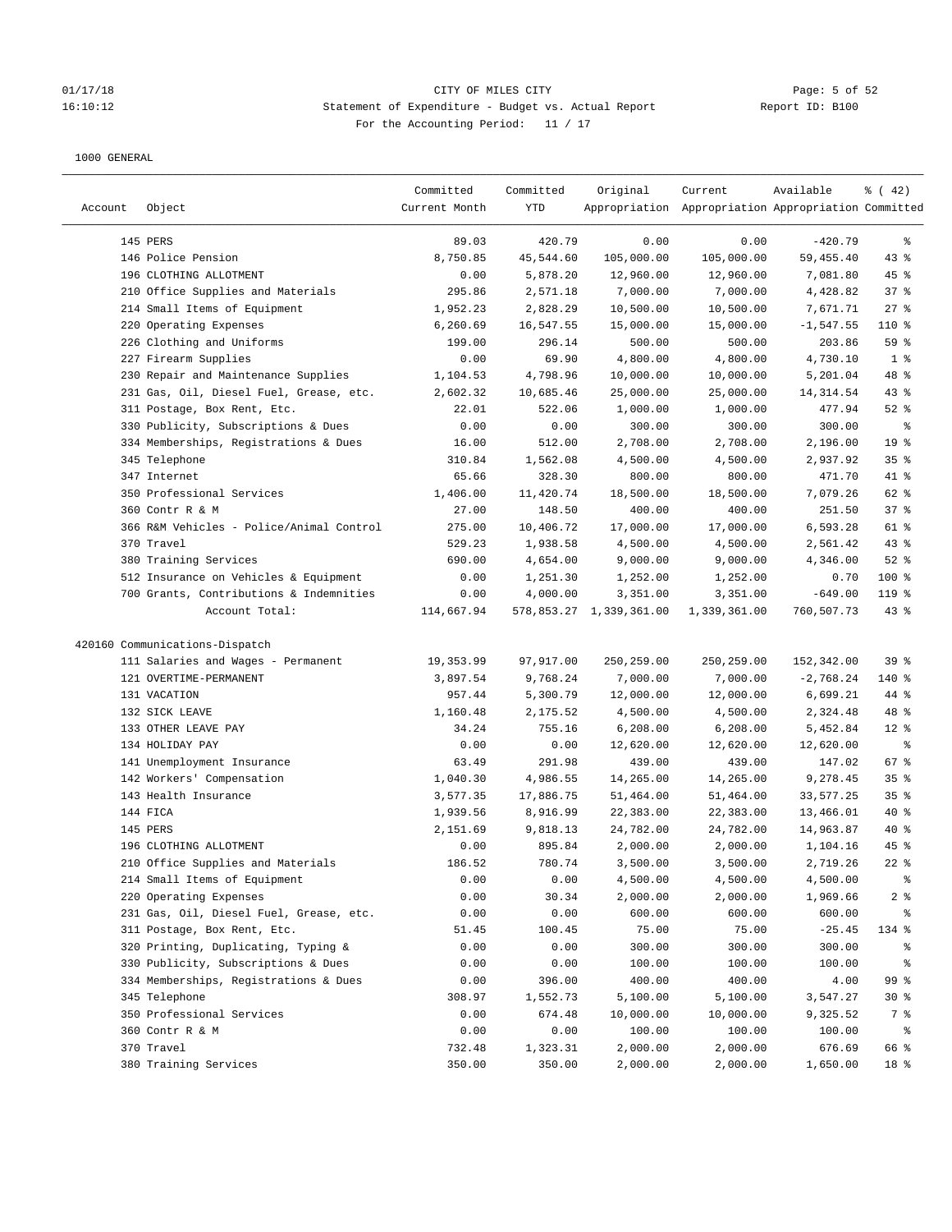CITY OF MILES CITY

Statement of Expenditure - Budget vs. Actual Report

Report ID: B100

For the Accounting Period: 11 / 17

1000 GENERAL

| Account | Object | Committed Current Month | Committed YTD | Original Appropriation | Current Appropriation | Available Appropriation | % ( 42) Committed |
|---|---|---|---|---|---|---|---|
| | 145 PERS | 89.03 | 420.79 | 0.00 | 0.00 | -420.79 | % |
| | 146 Police Pension | 8,750.85 | 45,544.60 | 105,000.00 | 105,000.00 | 59,455.40 | 43 % |
| | 196 CLOTHING ALLOTMENT | 0.00 | 5,878.20 | 12,960.00 | 12,960.00 | 7,081.80 | 45 % |
| | 210 Office Supplies and Materials | 295.86 | 2,571.18 | 7,000.00 | 7,000.00 | 4,428.82 | 37 % |
| | 214 Small Items of Equipment | 1,952.23 | 2,828.29 | 10,500.00 | 10,500.00 | 7,671.71 | 27 % |
| | 220 Operating Expenses | 6,260.69 | 16,547.55 | 15,000.00 | 15,000.00 | -1,547.55 | 110 % |
| | 226 Clothing and Uniforms | 199.00 | 296.14 | 500.00 | 500.00 | 203.86 | 59 % |
| | 227 Firearm Supplies | 0.00 | 69.90 | 4,800.00 | 4,800.00 | 4,730.10 | 1 % |
| | 230 Repair and Maintenance Supplies | 1,104.53 | 4,798.96 | 10,000.00 | 10,000.00 | 5,201.04 | 48 % |
| | 231 Gas, Oil, Diesel Fuel, Grease, etc. | 2,602.32 | 10,685.46 | 25,000.00 | 25,000.00 | 14,314.54 | 43 % |
| | 311 Postage, Box Rent, Etc. | 22.01 | 522.06 | 1,000.00 | 1,000.00 | 477.94 | 52 % |
| | 330 Publicity, Subscriptions & Dues | 0.00 | 0.00 | 300.00 | 300.00 | 300.00 | % |
| | 334 Memberships, Registrations & Dues | 16.00 | 512.00 | 2,708.00 | 2,708.00 | 2,196.00 | 19 % |
| | 345 Telephone | 310.84 | 1,562.08 | 4,500.00 | 4,500.00 | 2,937.92 | 35 % |
| | 347 Internet | 65.66 | 328.30 | 800.00 | 800.00 | 471.70 | 41 % |
| | 350 Professional Services | 1,406.00 | 11,420.74 | 18,500.00 | 18,500.00 | 7,079.26 | 62 % |
| | 360 Contr R & M | 27.00 | 148.50 | 400.00 | 400.00 | 251.50 | 37 % |
| | 366 R&M Vehicles - Police/Animal Control | 275.00 | 10,406.72 | 17,000.00 | 17,000.00 | 6,593.28 | 61 % |
| | 370 Travel | 529.23 | 1,938.58 | 4,500.00 | 4,500.00 | 2,561.42 | 43 % |
| | 380 Training Services | 690.00 | 4,654.00 | 9,000.00 | 9,000.00 | 4,346.00 | 52 % |
| | 512 Insurance on Vehicles & Equipment | 0.00 | 1,251.30 | 1,252.00 | 1,252.00 | 0.70 | 100 % |
| | 700 Grants, Contributions & Indemnities | 0.00 | 4,000.00 | 3,351.00 | 3,351.00 | -649.00 | 119 % |
| | Account Total: | 114,667.94 | 578,853.27 | 1,339,361.00 | 1,339,361.00 | 760,507.73 | 43 % |
| 420160 Communications-Dispatch | | | | | | | |
| | 111 Salaries and Wages - Permanent | 19,353.99 | 97,917.00 | 250,259.00 | 250,259.00 | 152,342.00 | 39 % |
| | 121 OVERTIME-PERMANENT | 3,897.54 | 9,768.24 | 7,000.00 | 7,000.00 | -2,768.24 | 140 % |
| | 131 VACATION | 957.44 | 5,300.79 | 12,000.00 | 12,000.00 | 6,699.21 | 44 % |
| | 132 SICK LEAVE | 1,160.48 | 2,175.52 | 4,500.00 | 4,500.00 | 2,324.48 | 48 % |
| | 133 OTHER LEAVE PAY | 34.24 | 755.16 | 6,208.00 | 6,208.00 | 5,452.84 | 12 % |
| | 134 HOLIDAY PAY | 0.00 | 0.00 | 12,620.00 | 12,620.00 | 12,620.00 | % |
| | 141 Unemployment Insurance | 63.49 | 291.98 | 439.00 | 439.00 | 147.02 | 67 % |
| | 142 Workers' Compensation | 1,040.30 | 4,986.55 | 14,265.00 | 14,265.00 | 9,278.45 | 35 % |
| | 143 Health Insurance | 3,577.35 | 17,886.75 | 51,464.00 | 51,464.00 | 33,577.25 | 35 % |
| | 144 FICA | 1,939.56 | 8,916.99 | 22,383.00 | 22,383.00 | 13,466.01 | 40 % |
| | 145 PERS | 2,151.69 | 9,818.13 | 24,782.00 | 24,782.00 | 14,963.87 | 40 % |
| | 196 CLOTHING ALLOTMENT | 0.00 | 895.84 | 2,000.00 | 2,000.00 | 1,104.16 | 45 % |
| | 210 Office Supplies and Materials | 186.52 | 780.74 | 3,500.00 | 3,500.00 | 2,719.26 | 22 % |
| | 214 Small Items of Equipment | 0.00 | 0.00 | 4,500.00 | 4,500.00 | 4,500.00 | % |
| | 220 Operating Expenses | 0.00 | 30.34 | 2,000.00 | 2,000.00 | 1,969.66 | 2 % |
| | 231 Gas, Oil, Diesel Fuel, Grease, etc. | 0.00 | 0.00 | 600.00 | 600.00 | 600.00 | % |
| | 311 Postage, Box Rent, Etc. | 51.45 | 100.45 | 75.00 | 75.00 | -25.45 | 134 % |
| | 320 Printing, Duplicating, Typing & | 0.00 | 0.00 | 300.00 | 300.00 | 300.00 | % |
| | 330 Publicity, Subscriptions & Dues | 0.00 | 0.00 | 100.00 | 100.00 | 100.00 | % |
| | 334 Memberships, Registrations & Dues | 0.00 | 396.00 | 400.00 | 400.00 | 4.00 | 99 % |
| | 345 Telephone | 308.97 | 1,552.73 | 5,100.00 | 5,100.00 | 3,547.27 | 30 % |
| | 350 Professional Services | 0.00 | 674.48 | 10,000.00 | 10,000.00 | 9,325.52 | 7 % |
| | 360 Contr R & M | 0.00 | 0.00 | 100.00 | 100.00 | 100.00 | % |
| | 370 Travel | 732.48 | 1,323.31 | 2,000.00 | 2,000.00 | 676.69 | 66 % |
| | 380 Training Services | 350.00 | 350.00 | 2,000.00 | 2,000.00 | 1,650.00 | 18 % |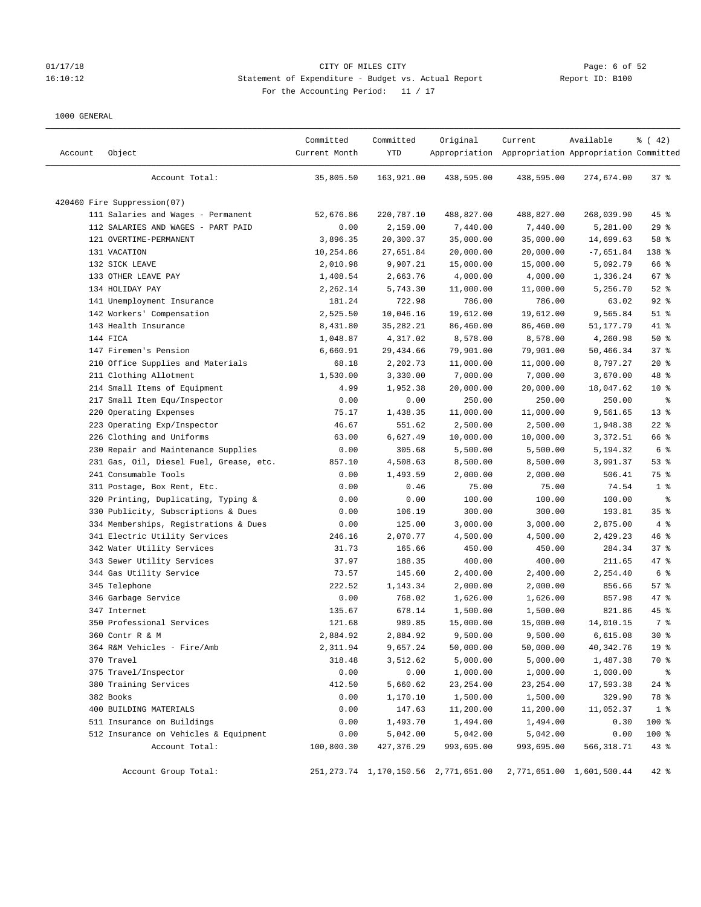CITY OF MILES CITY
Statement of Expenditure - Budget vs. Actual Report
For the Accounting Period: 11 / 17

1000 GENERAL

| Account | Object | Committed Current Month | Committed YTD | Original Appropriation | Current Appropriation | Available Appropriation | % ( 42) Committed |
|---|---|---|---|---|---|---|---|
| | Account Total: | 35,805.50 | 163,921.00 | 438,595.00 | 438,595.00 | 274,674.00 | 37 % |
| 420460 Fire Suppression(07) | | | | | | | |
| | 111 Salaries and Wages - Permanent | 52,676.86 | 220,787.10 | 488,827.00 | 488,827.00 | 268,039.90 | 45 % |
| | 112 SALARIES AND WAGES - PART PAID | 0.00 | 2,159.00 | 7,440.00 | 7,440.00 | 5,281.00 | 29 % |
| | 121 OVERTIME-PERMANENT | 3,896.35 | 20,300.37 | 35,000.00 | 35,000.00 | 14,699.63 | 58 % |
| | 131 VACATION | 10,254.86 | 27,651.84 | 20,000.00 | 20,000.00 | -7,651.84 | 138 % |
| | 132 SICK LEAVE | 2,010.98 | 9,907.21 | 15,000.00 | 15,000.00 | 5,092.79 | 66 % |
| | 133 OTHER LEAVE PAY | 1,408.54 | 2,663.76 | 4,000.00 | 4,000.00 | 1,336.24 | 67 % |
| | 134 HOLIDAY PAY | 2,262.14 | 5,743.30 | 11,000.00 | 11,000.00 | 5,256.70 | 52 % |
| | 141 Unemployment Insurance | 181.24 | 722.98 | 786.00 | 786.00 | 63.02 | 92 % |
| | 142 Workers' Compensation | 2,525.50 | 10,046.16 | 19,612.00 | 19,612.00 | 9,565.84 | 51 % |
| | 143 Health Insurance | 8,431.80 | 35,282.21 | 86,460.00 | 86,460.00 | 51,177.79 | 41 % |
| | 144 FICA | 1,048.87 | 4,317.02 | 8,578.00 | 8,578.00 | 4,260.98 | 50 % |
| | 147 Firemen's Pension | 6,660.91 | 29,434.66 | 79,901.00 | 79,901.00 | 50,466.34 | 37 % |
| | 210 Office Supplies and Materials | 68.18 | 2,202.73 | 11,000.00 | 11,000.00 | 8,797.27 | 20 % |
| | 211 Clothing Allotment | 1,530.00 | 3,330.00 | 7,000.00 | 7,000.00 | 3,670.00 | 48 % |
| | 214 Small Items of Equipment | 4.99 | 1,952.38 | 20,000.00 | 20,000.00 | 18,047.62 | 10 % |
| | 217 Small Item Equ/Inspector | 0.00 | 0.00 | 250.00 | 250.00 | 250.00 | % |
| | 220 Operating Expenses | 75.17 | 1,438.35 | 11,000.00 | 11,000.00 | 9,561.65 | 13 % |
| | 223 Operating Exp/Inspector | 46.67 | 551.62 | 2,500.00 | 2,500.00 | 1,948.38 | 22 % |
| | 226 Clothing and Uniforms | 63.00 | 6,627.49 | 10,000.00 | 10,000.00 | 3,372.51 | 66 % |
| | 230 Repair and Maintenance Supplies | 0.00 | 305.68 | 5,500.00 | 5,500.00 | 5,194.32 | 6 % |
| | 231 Gas, Oil, Diesel Fuel, Grease, etc. | 857.10 | 4,508.63 | 8,500.00 | 8,500.00 | 3,991.37 | 53 % |
| | 241 Consumable Tools | 0.00 | 1,493.59 | 2,000.00 | 2,000.00 | 506.41 | 75 % |
| | 311 Postage, Box Rent, Etc. | 0.00 | 0.46 | 75.00 | 75.00 | 74.54 | 1 % |
| | 320 Printing, Duplicating, Typing & | 0.00 | 0.00 | 100.00 | 100.00 | 100.00 | % |
| | 330 Publicity, Subscriptions & Dues | 0.00 | 106.19 | 300.00 | 300.00 | 193.81 | 35 % |
| | 334 Memberships, Registrations & Dues | 0.00 | 125.00 | 3,000.00 | 3,000.00 | 2,875.00 | 4 % |
| | 341 Electric Utility Services | 246.16 | 2,070.77 | 4,500.00 | 4,500.00 | 2,429.23 | 46 % |
| | 342 Water Utility Services | 31.73 | 165.66 | 450.00 | 450.00 | 284.34 | 37 % |
| | 343 Sewer Utility Services | 37.97 | 188.35 | 400.00 | 400.00 | 211.65 | 47 % |
| | 344 Gas Utility Service | 73.57 | 145.60 | 2,400.00 | 2,400.00 | 2,254.40 | 6 % |
| | 345 Telephone | 222.52 | 1,143.34 | 2,000.00 | 2,000.00 | 856.66 | 57 % |
| | 346 Garbage Service | 0.00 | 768.02 | 1,626.00 | 1,626.00 | 857.98 | 47 % |
| | 347 Internet | 135.67 | 678.14 | 1,500.00 | 1,500.00 | 821.86 | 45 % |
| | 350 Professional Services | 121.68 | 989.85 | 15,000.00 | 15,000.00 | 14,010.15 | 7 % |
| | 360 Contr R & M | 2,884.92 | 2,884.92 | 9,500.00 | 9,500.00 | 6,615.08 | 30 % |
| | 364 R&M Vehicles - Fire/Amb | 2,311.94 | 9,657.24 | 50,000.00 | 50,000.00 | 40,342.76 | 19 % |
| | 370 Travel | 318.48 | 3,512.62 | 5,000.00 | 5,000.00 | 1,487.38 | 70 % |
| | 375 Travel/Inspector | 0.00 | 0.00 | 1,000.00 | 1,000.00 | 1,000.00 | % |
| | 380 Training Services | 412.50 | 5,660.62 | 23,254.00 | 23,254.00 | 17,593.38 | 24 % |
| | 382 Books | 0.00 | 1,170.10 | 1,500.00 | 1,500.00 | 329.90 | 78 % |
| | 400 BUILDING MATERIALS | 0.00 | 147.63 | 11,200.00 | 11,200.00 | 11,052.37 | 1 % |
| | 511 Insurance on Buildings | 0.00 | 1,493.70 | 1,494.00 | 1,494.00 | 0.30 | 100 % |
| | 512 Insurance on Vehicles & Equipment | 0.00 | 5,042.00 | 5,042.00 | 5,042.00 | 0.00 | 100 % |
| | Account Total: | 100,800.30 | 427,376.29 | 993,695.00 | 993,695.00 | 566,318.71 | 43 % |
| | Account Group Total: | 251,273.74 | 1,170,150.56 | 2,771,651.00 | 2,771,651.00 | 1,601,500.44 | 42 % |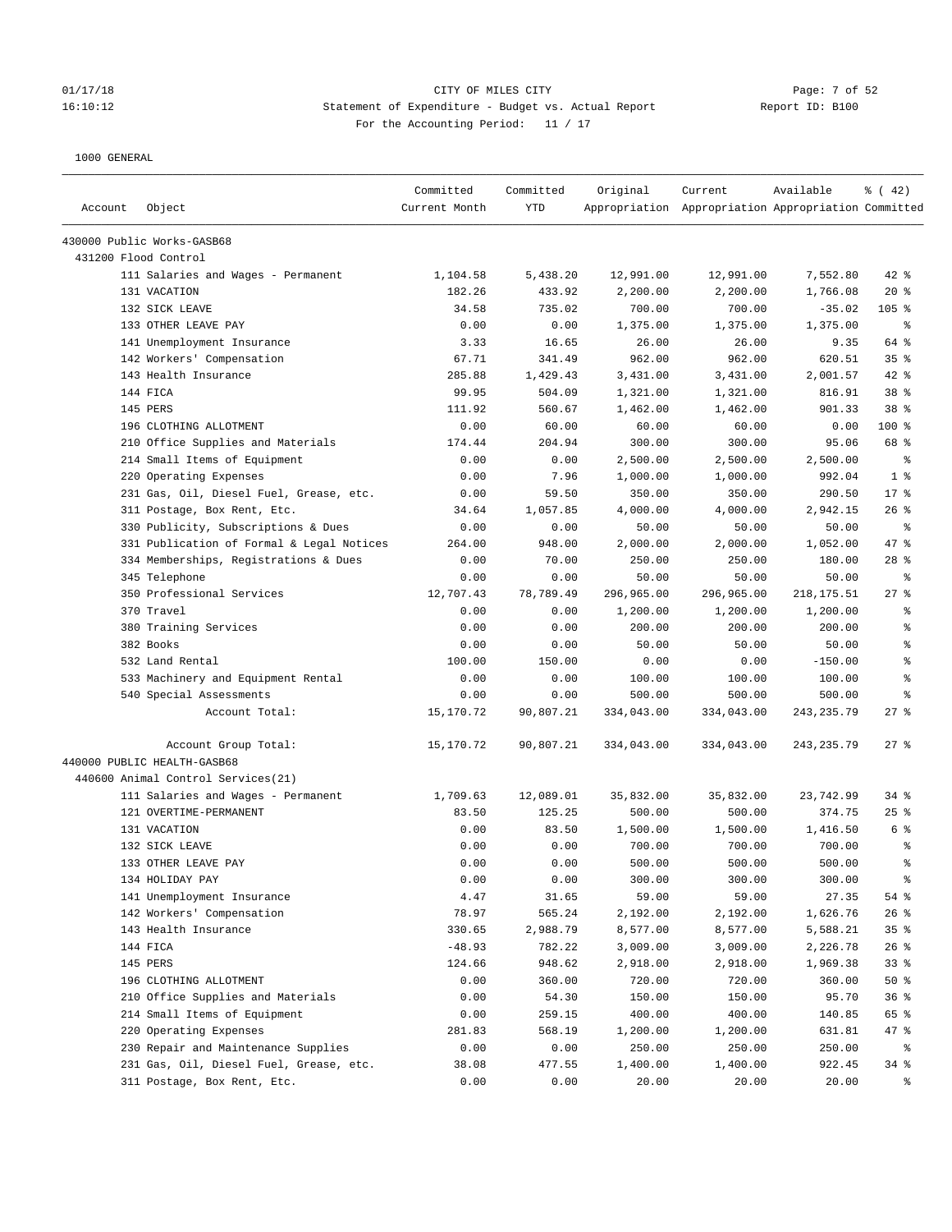CITY OF MILES CITY

Statement of Expenditure - Budget vs. Actual Report

Report ID: B100

For the Accounting Period: 11 / 17

01/17/18
16:10:12

1000 GENERAL

| Account | Object | Committed Current Month | Committed YTD | Original Appropriation | Current Appropriation | Available Appropriation | % ( 42) Committed |
|---|---|---|---|---|---|---|---|
| 430000 Public Works-GASB68 | | | | | | | |
| 431200 Flood Control | | | | | | | |
| | 111 Salaries and Wages - Permanent | 1,104.58 | 5,438.20 | 12,991.00 | 12,991.00 | 7,552.80 | 42 % |
| | 131 VACATION | 182.26 | 433.92 | 2,200.00 | 2,200.00 | 1,766.08 | 20 % |
| | 132 SICK LEAVE | 34.58 | 735.02 | 700.00 | 700.00 | -35.02 | 105 % |
| | 133 OTHER LEAVE PAY | 0.00 | 0.00 | 1,375.00 | 1,375.00 | 1,375.00 | % |
| | 141 Unemployment Insurance | 3.33 | 16.65 | 26.00 | 26.00 | 9.35 | 64 % |
| | 142 Workers' Compensation | 67.71 | 341.49 | 962.00 | 962.00 | 620.51 | 35 % |
| | 143 Health Insurance | 285.88 | 1,429.43 | 3,431.00 | 3,431.00 | 2,001.57 | 42 % |
| | 144 FICA | 99.95 | 504.09 | 1,321.00 | 1,321.00 | 816.91 | 38 % |
| | 145 PERS | 111.92 | 560.67 | 1,462.00 | 1,462.00 | 901.33 | 38 % |
| | 196 CLOTHING ALLOTMENT | 0.00 | 60.00 | 60.00 | 60.00 | 0.00 | 100 % |
| | 210 Office Supplies and Materials | 174.44 | 204.94 | 300.00 | 300.00 | 95.06 | 68 % |
| | 214 Small Items of Equipment | 0.00 | 0.00 | 2,500.00 | 2,500.00 | 2,500.00 | % |
| | 220 Operating Expenses | 0.00 | 7.96 | 1,000.00 | 1,000.00 | 992.04 | 1 % |
| | 231 Gas, Oil, Diesel Fuel, Grease, etc. | 0.00 | 59.50 | 350.00 | 350.00 | 290.50 | 17 % |
| | 311 Postage, Box Rent, Etc. | 34.64 | 1,057.85 | 4,000.00 | 4,000.00 | 2,942.15 | 26 % |
| | 330 Publicity, Subscriptions & Dues | 0.00 | 0.00 | 50.00 | 50.00 | 50.00 | % |
| | 331 Publication of Formal & Legal Notices | 264.00 | 948.00 | 2,000.00 | 2,000.00 | 1,052.00 | 47 % |
| | 334 Memberships, Registrations & Dues | 0.00 | 70.00 | 250.00 | 250.00 | 180.00 | 28 % |
| | 345 Telephone | 0.00 | 0.00 | 50.00 | 50.00 | 50.00 | % |
| | 350 Professional Services | 12,707.43 | 78,789.49 | 296,965.00 | 296,965.00 | 218,175.51 | 27 % |
| | 370 Travel | 0.00 | 0.00 | 1,200.00 | 1,200.00 | 1,200.00 | % |
| | 380 Training Services | 0.00 | 0.00 | 200.00 | 200.00 | 200.00 | % |
| | 382 Books | 0.00 | 0.00 | 50.00 | 50.00 | 50.00 | % |
| | 532 Land Rental | 100.00 | 150.00 | 0.00 | 0.00 | -150.00 | % |
| | 533 Machinery and Equipment Rental | 0.00 | 0.00 | 100.00 | 100.00 | 100.00 | % |
| | 540 Special Assessments | 0.00 | 0.00 | 500.00 | 500.00 | 500.00 | % |
| | Account Total: | 15,170.72 | 90,807.21 | 334,043.00 | 334,043.00 | 243,235.79 | 27 % |
| | Account Group Total: | 15,170.72 | 90,807.21 | 334,043.00 | 334,043.00 | 243,235.79 | 27 % |
| 440000 PUBLIC HEALTH-GASB68 | | | | | | | |
| 440600 Animal Control Services(21) | | | | | | | |
| | 111 Salaries and Wages - Permanent | 1,709.63 | 12,089.01 | 35,832.00 | 35,832.00 | 23,742.99 | 34 % |
| | 121 OVERTIME-PERMANENT | 83.50 | 125.25 | 500.00 | 500.00 | 374.75 | 25 % |
| | 131 VACATION | 0.00 | 83.50 | 1,500.00 | 1,500.00 | 1,416.50 | 6 % |
| | 132 SICK LEAVE | 0.00 | 0.00 | 700.00 | 700.00 | 700.00 | % |
| | 133 OTHER LEAVE PAY | 0.00 | 0.00 | 500.00 | 500.00 | 500.00 | % |
| | 134 HOLIDAY PAY | 0.00 | 0.00 | 300.00 | 300.00 | 300.00 | % |
| | 141 Unemployment Insurance | 4.47 | 31.65 | 59.00 | 59.00 | 27.35 | 54 % |
| | 142 Workers' Compensation | 78.97 | 565.24 | 2,192.00 | 2,192.00 | 1,626.76 | 26 % |
| | 143 Health Insurance | 330.65 | 2,988.79 | 8,577.00 | 8,577.00 | 5,588.21 | 35 % |
| | 144 FICA | -48.93 | 782.22 | 3,009.00 | 3,009.00 | 2,226.78 | 26 % |
| | 145 PERS | 124.66 | 948.62 | 2,918.00 | 2,918.00 | 1,969.38 | 33 % |
| | 196 CLOTHING ALLOTMENT | 0.00 | 360.00 | 720.00 | 720.00 | 360.00 | 50 % |
| | 210 Office Supplies and Materials | 0.00 | 54.30 | 150.00 | 150.00 | 95.70 | 36 % |
| | 214 Small Items of Equipment | 0.00 | 259.15 | 400.00 | 400.00 | 140.85 | 65 % |
| | 220 Operating Expenses | 281.83 | 568.19 | 1,200.00 | 1,200.00 | 631.81 | 47 % |
| | 230 Repair and Maintenance Supplies | 0.00 | 0.00 | 250.00 | 250.00 | 250.00 | % |
| | 231 Gas, Oil, Diesel Fuel, Grease, etc. | 38.08 | 477.55 | 1,400.00 | 1,400.00 | 922.45 | 34 % |
| | 311 Postage, Box Rent, Etc. | 0.00 | 0.00 | 20.00 | 20.00 | 20.00 | % |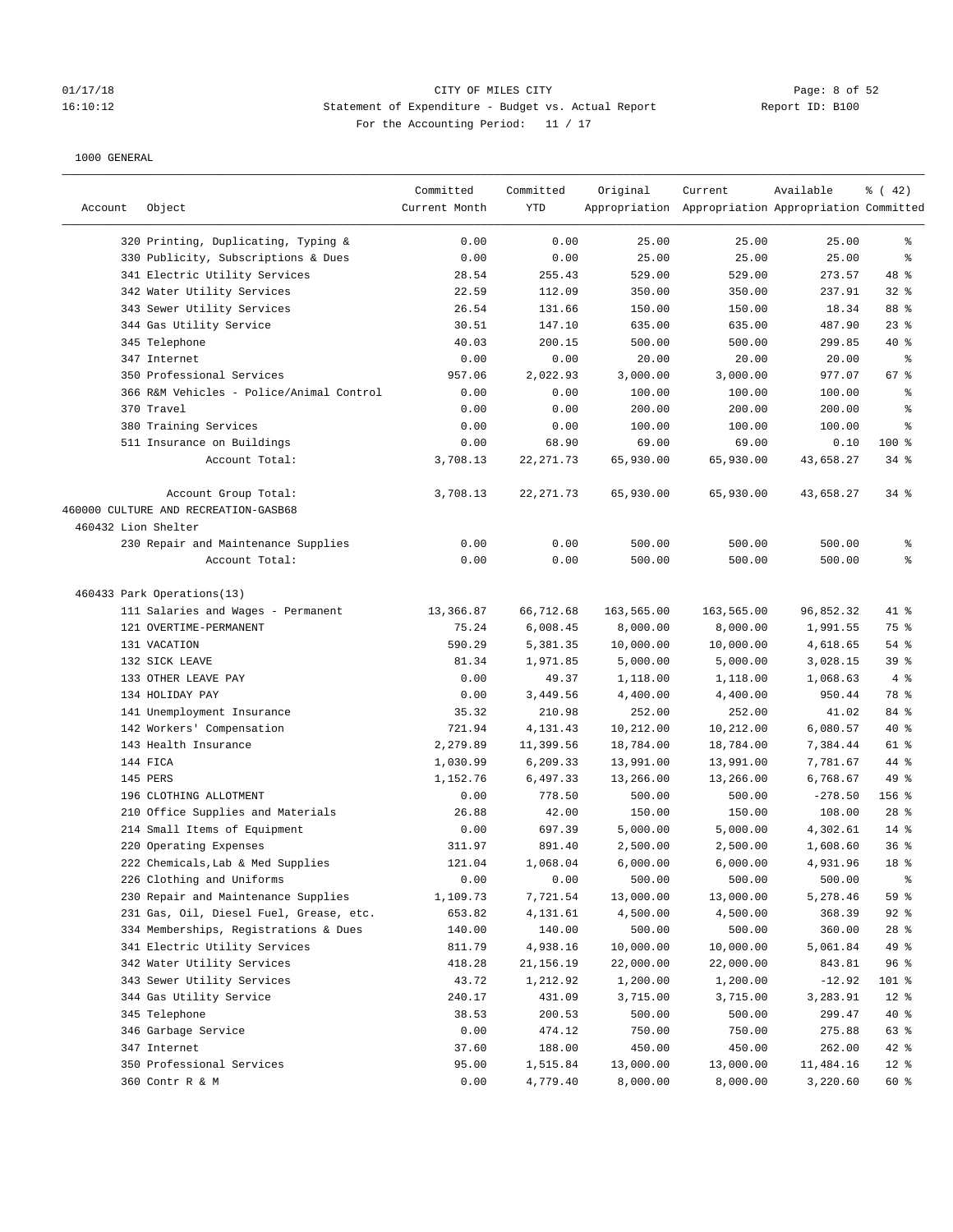01/17/18 CITY OF MILES CITY
16:10:12 Statement of Expenditure - Budget vs. Actual Report Report ID: B100
For the Accounting Period: 11 / 17

1000 GENERAL

| Account | Object | Committed Current Month | Committed YTD | Original Appropriation | Current Appropriation | Available Appropriation | % ( 42) Committed |
|---|---|---|---|---|---|---|---|
| | 320 Printing, Duplicating, Typing & | 0.00 | 0.00 | 25.00 | 25.00 | 25.00 | % |
| | 330 Publicity, Subscriptions & Dues | 0.00 | 0.00 | 25.00 | 25.00 | 25.00 | % |
| | 341 Electric Utility Services | 28.54 | 255.43 | 529.00 | 529.00 | 273.57 | 48 % |
| | 342 Water Utility Services | 22.59 | 112.09 | 350.00 | 350.00 | 237.91 | 32 % |
| | 343 Sewer Utility Services | 26.54 | 131.66 | 150.00 | 150.00 | 18.34 | 88 % |
| | 344 Gas Utility Service | 30.51 | 147.10 | 635.00 | 635.00 | 487.90 | 23 % |
| | 345 Telephone | 40.03 | 200.15 | 500.00 | 500.00 | 299.85 | 40 % |
| | 347 Internet | 0.00 | 0.00 | 20.00 | 20.00 | 20.00 | % |
| | 350 Professional Services | 957.06 | 2,022.93 | 3,000.00 | 3,000.00 | 977.07 | 67 % |
| | 366 R&M Vehicles - Police/Animal Control | 0.00 | 0.00 | 100.00 | 100.00 | 100.00 | % |
| | 370 Travel | 0.00 | 0.00 | 200.00 | 200.00 | 200.00 | % |
| | 380 Training Services | 0.00 | 0.00 | 100.00 | 100.00 | 100.00 | % |
| | 511 Insurance on Buildings | 0.00 | 68.90 | 69.00 | 69.00 | 0.10 | 100 % |
| | Account Total: | 3,708.13 | 22,271.73 | 65,930.00 | 65,930.00 | 43,658.27 | 34 % |
| | Account Group Total: | 3,708.13 | 22,271.73 | 65,930.00 | 65,930.00 | 43,658.27 | 34 % |
| 460000 CULTURE AND RECREATION-GASB68 | | | | | | | |
| 460432 Lion Shelter | | | | | | | |
| | 230 Repair and Maintenance Supplies | 0.00 | 0.00 | 500.00 | 500.00 | 500.00 | % |
| | Account Total: | 0.00 | 0.00 | 500.00 | 500.00 | 500.00 | % |
| 460433 Park Operations(13) | | | | | | | |
| | 111 Salaries and Wages - Permanent | 13,366.87 | 66,712.68 | 163,565.00 | 163,565.00 | 96,852.32 | 41 % |
| | 121 OVERTIME-PERMANENT | 75.24 | 6,008.45 | 8,000.00 | 8,000.00 | 1,991.55 | 75 % |
| | 131 VACATION | 590.29 | 5,381.35 | 10,000.00 | 10,000.00 | 4,618.65 | 54 % |
| | 132 SICK LEAVE | 81.34 | 1,971.85 | 5,000.00 | 5,000.00 | 3,028.15 | 39 % |
| | 133 OTHER LEAVE PAY | 0.00 | 49.37 | 1,118.00 | 1,118.00 | 1,068.63 | 4 % |
| | 134 HOLIDAY PAY | 0.00 | 3,449.56 | 4,400.00 | 4,400.00 | 950.44 | 78 % |
| | 141 Unemployment Insurance | 35.32 | 210.98 | 252.00 | 252.00 | 41.02 | 84 % |
| | 142 Workers' Compensation | 721.94 | 4,131.43 | 10,212.00 | 10,212.00 | 6,080.57 | 40 % |
| | 143 Health Insurance | 2,279.89 | 11,399.56 | 18,784.00 | 18,784.00 | 7,384.44 | 61 % |
| | 144 FICA | 1,030.99 | 6,209.33 | 13,991.00 | 13,991.00 | 7,781.67 | 44 % |
| | 145 PERS | 1,152.76 | 6,497.33 | 13,266.00 | 13,266.00 | 6,768.67 | 49 % |
| | 196 CLOTHING ALLOTMENT | 0.00 | 778.50 | 500.00 | 500.00 | -278.50 | 156 % |
| | 210 Office Supplies and Materials | 26.88 | 42.00 | 150.00 | 150.00 | 108.00 | 28 % |
| | 214 Small Items of Equipment | 0.00 | 697.39 | 5,000.00 | 5,000.00 | 4,302.61 | 14 % |
| | 220 Operating Expenses | 311.97 | 891.40 | 2,500.00 | 2,500.00 | 1,608.60 | 36 % |
| | 222 Chemicals,Lab & Med Supplies | 121.04 | 1,068.04 | 6,000.00 | 6,000.00 | 4,931.96 | 18 % |
| | 226 Clothing and Uniforms | 0.00 | 0.00 | 500.00 | 500.00 | 500.00 | % |
| | 230 Repair and Maintenance Supplies | 1,109.73 | 7,721.54 | 13,000.00 | 13,000.00 | 5,278.46 | 59 % |
| | 231 Gas, Oil, Diesel Fuel, Grease, etc. | 653.82 | 4,131.61 | 4,500.00 | 4,500.00 | 368.39 | 92 % |
| | 334 Memberships, Registrations & Dues | 140.00 | 140.00 | 500.00 | 500.00 | 360.00 | 28 % |
| | 341 Electric Utility Services | 811.79 | 4,938.16 | 10,000.00 | 10,000.00 | 5,061.84 | 49 % |
| | 342 Water Utility Services | 418.28 | 21,156.19 | 22,000.00 | 22,000.00 | 843.81 | 96 % |
| | 343 Sewer Utility Services | 43.72 | 1,212.92 | 1,200.00 | 1,200.00 | -12.92 | 101 % |
| | 344 Gas Utility Service | 240.17 | 431.09 | 3,715.00 | 3,715.00 | 3,283.91 | 12 % |
| | 345 Telephone | 38.53 | 200.53 | 500.00 | 500.00 | 299.47 | 40 % |
| | 346 Garbage Service | 0.00 | 474.12 | 750.00 | 750.00 | 275.88 | 63 % |
| | 347 Internet | 37.60 | 188.00 | 450.00 | 450.00 | 262.00 | 42 % |
| | 350 Professional Services | 95.00 | 1,515.84 | 13,000.00 | 13,000.00 | 11,484.16 | 12 % |
| | 360 Contr R & M | 0.00 | 4,779.40 | 8,000.00 | 8,000.00 | 3,220.60 | 60 % |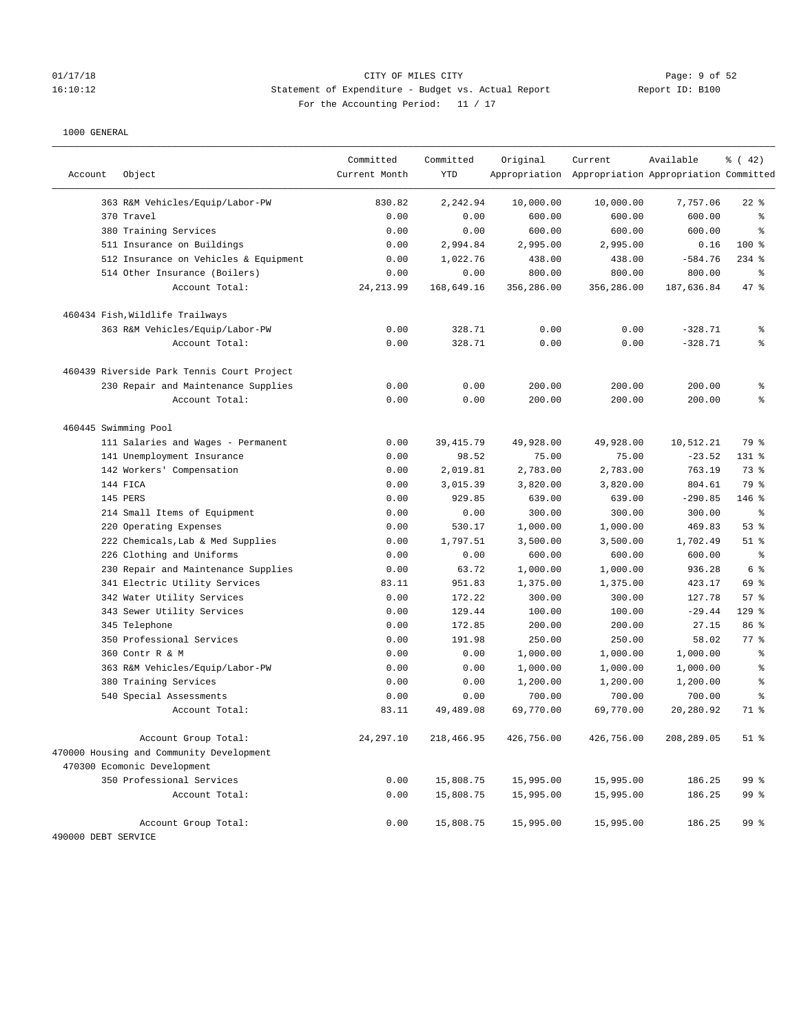CITY OF MILES CITY
Statement of Expenditure - Budget vs. Actual Report
For the Accounting Period: 11 / 17

01/17/18 16:10:12 — Report ID: B100

1000 GENERAL

| Account | Object | Committed Current Month | Committed YTD | Original Appropriation | Current Appropriation | Available Appropriation | % ( 42) Committed |
|---|---|---|---|---|---|---|---|
| | 363 R&M Vehicles/Equip/Labor-PW | 830.82 | 2,242.94 | 10,000.00 | 10,000.00 | 7,757.06 | 22 % |
| | 370 Travel | 0.00 | 0.00 | 600.00 | 600.00 | 600.00 | % |
| | 380 Training Services | 0.00 | 0.00 | 600.00 | 600.00 | 600.00 | % |
| | 511 Insurance on Buildings | 0.00 | 2,994.84 | 2,995.00 | 2,995.00 | 0.16 | 100 % |
| | 512 Insurance on Vehicles & Equipment | 0.00 | 1,022.76 | 438.00 | 438.00 | -584.76 | 234 % |
| | 514 Other Insurance (Boilers) | 0.00 | 0.00 | 800.00 | 800.00 | 800.00 | % |
| | Account Total: | 24,213.99 | 168,649.16 | 356,286.00 | 356,286.00 | 187,636.84 | 47 % |
| 460434 Fish,Wildlife Trailways | | | | | | | |
| | 363 R&M Vehicles/Equip/Labor-PW | 0.00 | 328.71 | 0.00 | 0.00 | -328.71 | % |
| | Account Total: | 0.00 | 328.71 | 0.00 | 0.00 | -328.71 | % |
| 460439 Riverside Park Tennis Court Project | | | | | | | |
| | 230 Repair and Maintenance Supplies | 0.00 | 0.00 | 200.00 | 200.00 | 200.00 | % |
| | Account Total: | 0.00 | 0.00 | 200.00 | 200.00 | 200.00 | % |
| 460445 Swimming Pool | | | | | | | |
| | 111 Salaries and Wages - Permanent | 0.00 | 39,415.79 | 49,928.00 | 49,928.00 | 10,512.21 | 79 % |
| | 141 Unemployment Insurance | 0.00 | 98.52 | 75.00 | 75.00 | -23.52 | 131 % |
| | 142 Workers' Compensation | 0.00 | 2,019.81 | 2,783.00 | 2,783.00 | 763.19 | 73 % |
| | 144 FICA | 0.00 | 3,015.39 | 3,820.00 | 3,820.00 | 804.61 | 79 % |
| | 145 PERS | 0.00 | 929.85 | 639.00 | 639.00 | -290.85 | 146 % |
| | 214 Small Items of Equipment | 0.00 | 0.00 | 300.00 | 300.00 | 300.00 | % |
| | 220 Operating Expenses | 0.00 | 530.17 | 1,000.00 | 1,000.00 | 469.83 | 53 % |
| | 222 Chemicals,Lab & Med Supplies | 0.00 | 1,797.51 | 3,500.00 | 3,500.00 | 1,702.49 | 51 % |
| | 226 Clothing and Uniforms | 0.00 | 0.00 | 600.00 | 600.00 | 600.00 | % |
| | 230 Repair and Maintenance Supplies | 0.00 | 63.72 | 1,000.00 | 1,000.00 | 936.28 | 6 % |
| | 341 Electric Utility Services | 83.11 | 951.83 | 1,375.00 | 1,375.00 | 423.17 | 69 % |
| | 342 Water Utility Services | 0.00 | 172.22 | 300.00 | 300.00 | 127.78 | 57 % |
| | 343 Sewer Utility Services | 0.00 | 129.44 | 100.00 | 100.00 | -29.44 | 129 % |
| | 345 Telephone | 0.00 | 172.85 | 200.00 | 200.00 | 27.15 | 86 % |
| | 350 Professional Services | 0.00 | 191.98 | 250.00 | 250.00 | 58.02 | 77 % |
| | 360 Contr R & M | 0.00 | 0.00 | 1,000.00 | 1,000.00 | 1,000.00 | % |
| | 363 R&M Vehicles/Equip/Labor-PW | 0.00 | 0.00 | 1,000.00 | 1,000.00 | 1,000.00 | % |
| | 380 Training Services | 0.00 | 0.00 | 1,200.00 | 1,200.00 | 1,200.00 | % |
| | 540 Special Assessments | 0.00 | 0.00 | 700.00 | 700.00 | 700.00 | % |
| | Account Total: | 83.11 | 49,489.08 | 69,770.00 | 69,770.00 | 20,280.92 | 71 % |
| | Account Group Total: | 24,297.10 | 218,466.95 | 426,756.00 | 426,756.00 | 208,289.05 | 51 % |
| 470000 Housing and Community Development | | | | | | | |
| 470300 Ecomonic Development | | | | | | | |
| | 350 Professional Services | 0.00 | 15,808.75 | 15,995.00 | 15,995.00 | 186.25 | 99 % |
| | Account Total: | 0.00 | 15,808.75 | 15,995.00 | 15,995.00 | 186.25 | 99 % |
| | Account Group Total: | 0.00 | 15,808.75 | 15,995.00 | 15,995.00 | 186.25 | 99 % |
| 490000 DEBT SERVICE | | | | | | | |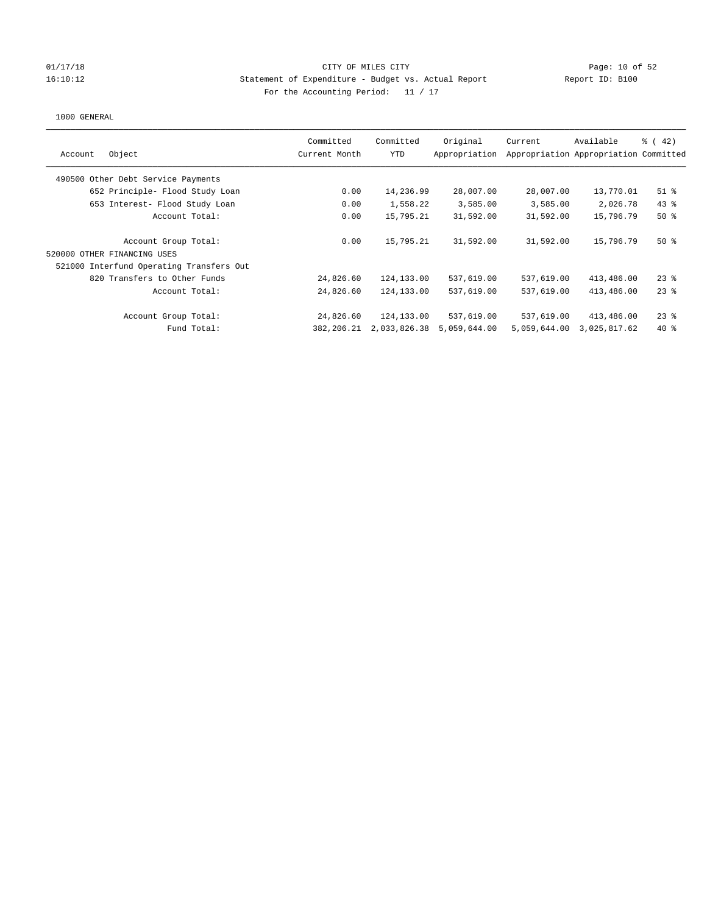CITY OF MILES CITY
Statement of Expenditure - Budget vs. Actual Report
For the Accounting Period: 11 / 17

1000 GENERAL

| Account Object | Committed Current Month | Committed YTD | Original Appropriation | Current Appropriation | Available Appropriation | % ( 42) Committed |
|---|---|---|---|---|---|---|
| 490500 Other Debt Service Payments | | | | | | |
| 652 Principle- Flood Study Loan | 0.00 | 14,236.99 | 28,007.00 | 28,007.00 | 13,770.01 | 51 % |
| 653 Interest- Flood Study Loan | 0.00 | 1,558.22 | 3,585.00 | 3,585.00 | 2,026.78 | 43 % |
| Account Total: | 0.00 | 15,795.21 | 31,592.00 | 31,592.00 | 15,796.79 | 50 % |
| Account Group Total: | 0.00 | 15,795.21 | 31,592.00 | 31,592.00 | 15,796.79 | 50 % |
| 520000 OTHER FINANCING USES | | | | | | |
| 521000 Interfund Operating Transfers Out | | | | | | |
| 820 Transfers to Other Funds | 24,826.60 | 124,133.00 | 537,619.00 | 537,619.00 | 413,486.00 | 23 % |
| Account Total: | 24,826.60 | 124,133.00 | 537,619.00 | 537,619.00 | 413,486.00 | 23 % |
| Account Group Total: | 24,826.60 | 124,133.00 | 537,619.00 | 537,619.00 | 413,486.00 | 23 % |
| Fund Total: | 382,206.21 | 2,033,826.38 | 5,059,644.00 | 5,059,644.00 | 3,025,817.62 | 40 % |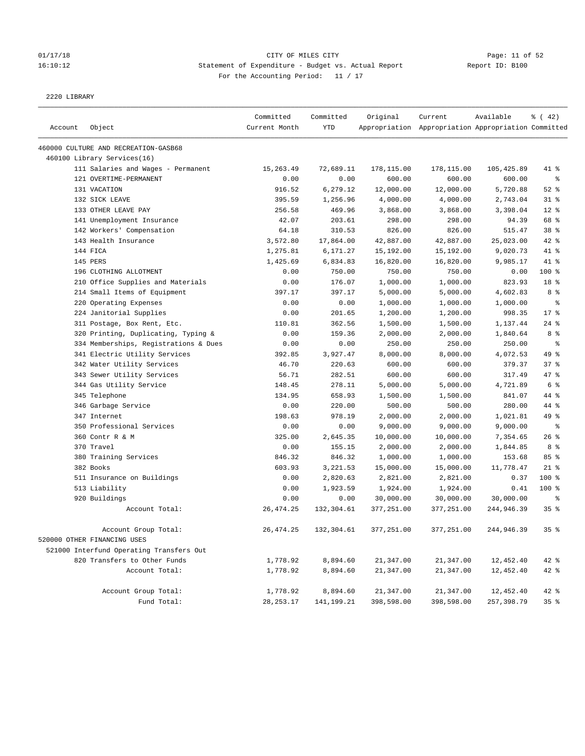CITY OF MILES CITY

Statement of Expenditure - Budget vs. Actual Report

For the Accounting Period: 11 / 17

2220 LIBRARY

| Account | Object | Committed Current Month | Committed YTD | Original Appropriation | Current Appropriation | Available Appropriation | % ( 42) Committed |
|---|---|---|---|---|---|---|---|
| 460000 CULTURE AND RECREATION-GASB68 | | | | | | | |
| 460100 Library Services(16) | | | | | | | |
| | 111 Salaries and Wages - Permanent | 15,263.49 | 72,689.11 | 178,115.00 | 178,115.00 | 105,425.89 | 41 % |
| | 121 OVERTIME-PERMANENT | 0.00 | 0.00 | 600.00 | 600.00 | 600.00 | % |
| | 131 VACATION | 916.52 | 6,279.12 | 12,000.00 | 12,000.00 | 5,720.88 | 52 % |
| | 132 SICK LEAVE | 395.59 | 1,256.96 | 4,000.00 | 4,000.00 | 2,743.04 | 31 % |
| | 133 OTHER LEAVE PAY | 256.58 | 469.96 | 3,868.00 | 3,868.00 | 3,398.04 | 12 % |
| | 141 Unemployment Insurance | 42.07 | 203.61 | 298.00 | 298.00 | 94.39 | 68 % |
| | 142 Workers' Compensation | 64.18 | 310.53 | 826.00 | 826.00 | 515.47 | 38 % |
| | 143 Health Insurance | 3,572.80 | 17,864.00 | 42,887.00 | 42,887.00 | 25,023.00 | 42 % |
| | 144 FICA | 1,275.81 | 6,171.27 | 15,192.00 | 15,192.00 | 9,020.73 | 41 % |
| | 145 PERS | 1,425.69 | 6,834.83 | 16,820.00 | 16,820.00 | 9,985.17 | 41 % |
| | 196 CLOTHING ALLOTMENT | 0.00 | 750.00 | 750.00 | 750.00 | 0.00 | 100 % |
| | 210 Office Supplies and Materials | 0.00 | 176.07 | 1,000.00 | 1,000.00 | 823.93 | 18 % |
| | 214 Small Items of Equipment | 397.17 | 397.17 | 5,000.00 | 5,000.00 | 4,602.83 | 8 % |
| | 220 Operating Expenses | 0.00 | 0.00 | 1,000.00 | 1,000.00 | 1,000.00 | % |
| | 224 Janitorial Supplies | 0.00 | 201.65 | 1,200.00 | 1,200.00 | 998.35 | 17 % |
| | 311 Postage, Box Rent, Etc. | 110.81 | 362.56 | 1,500.00 | 1,500.00 | 1,137.44 | 24 % |
| | 320 Printing, Duplicating, Typing & | 0.00 | 159.36 | 2,000.00 | 2,000.00 | 1,840.64 | 8 % |
| | 334 Memberships, Registrations & Dues | 0.00 | 0.00 | 250.00 | 250.00 | 250.00 | % |
| | 341 Electric Utility Services | 392.85 | 3,927.47 | 8,000.00 | 8,000.00 | 4,072.53 | 49 % |
| | 342 Water Utility Services | 46.70 | 220.63 | 600.00 | 600.00 | 379.37 | 37 % |
| | 343 Sewer Utility Services | 56.71 | 282.51 | 600.00 | 600.00 | 317.49 | 47 % |
| | 344 Gas Utility Service | 148.45 | 278.11 | 5,000.00 | 5,000.00 | 4,721.89 | 6 % |
| | 345 Telephone | 134.95 | 658.93 | 1,500.00 | 1,500.00 | 841.07 | 44 % |
| | 346 Garbage Service | 0.00 | 220.00 | 500.00 | 500.00 | 280.00 | 44 % |
| | 347 Internet | 198.63 | 978.19 | 2,000.00 | 2,000.00 | 1,021.81 | 49 % |
| | 350 Professional Services | 0.00 | 0.00 | 9,000.00 | 9,000.00 | 9,000.00 | % |
| | 360 Contr R & M | 325.00 | 2,645.35 | 10,000.00 | 10,000.00 | 7,354.65 | 26 % |
| | 370 Travel | 0.00 | 155.15 | 2,000.00 | 2,000.00 | 1,844.85 | 8 % |
| | 380 Training Services | 846.32 | 846.32 | 1,000.00 | 1,000.00 | 153.68 | 85 % |
| | 382 Books | 603.93 | 3,221.53 | 15,000.00 | 15,000.00 | 11,778.47 | 21 % |
| | 511 Insurance on Buildings | 0.00 | 2,820.63 | 2,821.00 | 2,821.00 | 0.37 | 100 % |
| | 513 Liability | 0.00 | 1,923.59 | 1,924.00 | 1,924.00 | 0.41 | 100 % |
| | 920 Buildings | 0.00 | 0.00 | 30,000.00 | 30,000.00 | 30,000.00 | % |
| | Account Total: | 26,474.25 | 132,304.61 | 377,251.00 | 377,251.00 | 244,946.39 | 35 % |
| | Account Group Total: | 26,474.25 | 132,304.61 | 377,251.00 | 377,251.00 | 244,946.39 | 35 % |
| 520000 OTHER FINANCING USES | | | | | | | |
| 521000 Interfund Operating Transfers Out | | | | | | | |
| | 820 Transfers to Other Funds | 1,778.92 | 8,894.60 | 21,347.00 | 21,347.00 | 12,452.40 | 42 % |
| | Account Total: | 1,778.92 | 8,894.60 | 21,347.00 | 21,347.00 | 12,452.40 | 42 % |
| | Account Group Total: | 1,778.92 | 8,894.60 | 21,347.00 | 21,347.00 | 12,452.40 | 42 % |
| | Fund Total: | 28,253.17 | 141,199.21 | 398,598.00 | 398,598.00 | 257,398.79 | 35 % |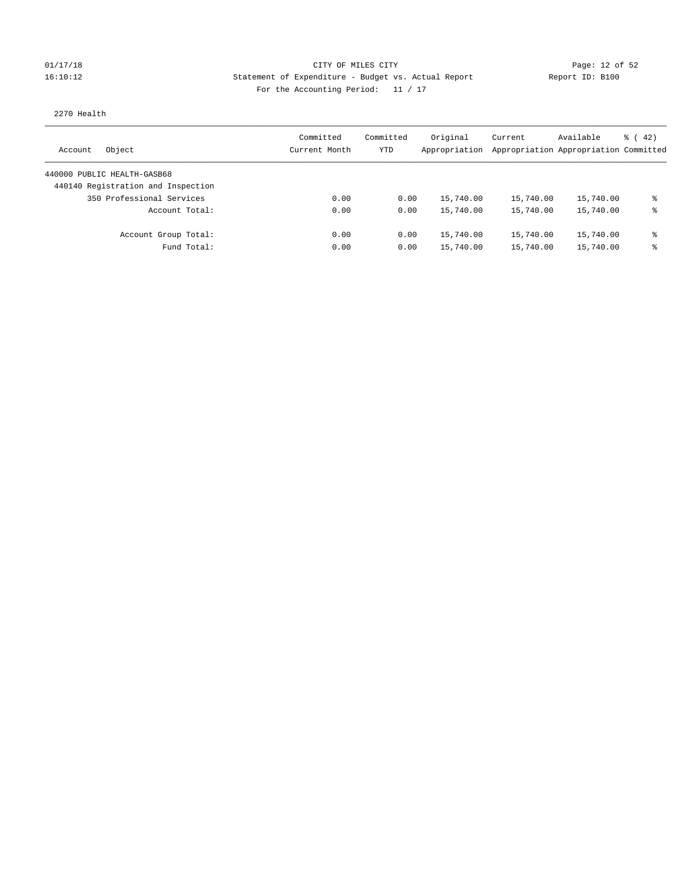CITY OF MILES CITY

Statement of Expenditure - Budget vs. Actual Report

Report ID: B100

For the Accounting Period: 11 / 17

01/17/18
16:10:12

2270 Health

| Account Object | Committed Current Month | Committed YTD | Original Appropriation | Current Appropriation | Available Appropriation | % ( 42) Committed |
|---|---|---|---|---|---|---|
| 440000 PUBLIC HEALTH-GASB68 | | | | | | |
| 440140 Registration and Inspection | | | | | | |
| 350 Professional Services | 0.00 | 0.00 | 15,740.00 | 15,740.00 | 15,740.00 | % |
| Account Total: | 0.00 | 0.00 | 15,740.00 | 15,740.00 | 15,740.00 | % |
| Account Group Total: | 0.00 | 0.00 | 15,740.00 | 15,740.00 | 15,740.00 | % |
| Fund Total: | 0.00 | 0.00 | 15,740.00 | 15,740.00 | 15,740.00 | % |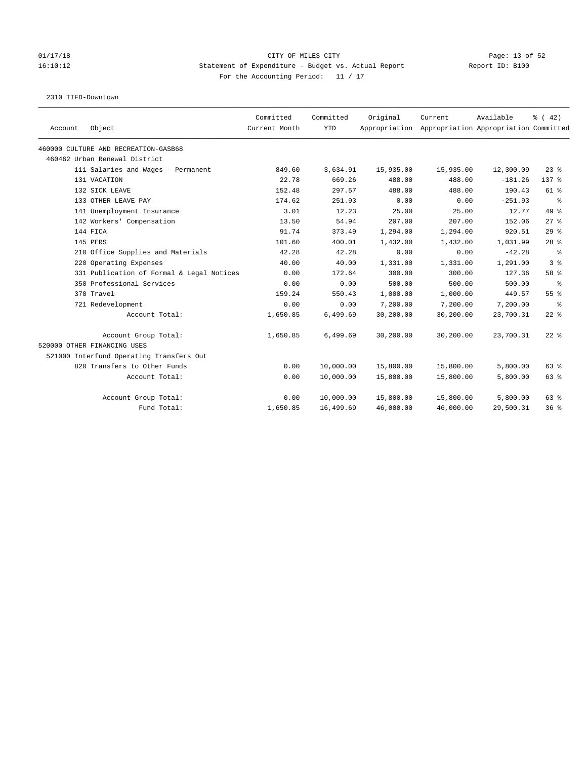01/17/18 CITY OF MILES CITY
16:10:12 Statement of Expenditure - Budget vs. Actual Report Report ID: B100
For the Accounting Period: 11 / 17

2310 TIFD-Downtown

| Account | Object | Committed Current Month | Committed YTD | Original Appropriation | Current Appropriation | Available Appropriation | % ( 42) Committed |
|---|---|---|---|---|---|---|---|
| 460000 CULTURE AND RECREATION-GASB68 | | | | | | | |
| 460462 Urban Renewal District | | | | | | | |
| | 111 Salaries and Wages - Permanent | 849.60 | 3,634.91 | 15,935.00 | 15,935.00 | 12,300.09 | 23 % |
| | 131 VACATION | 22.78 | 669.26 | 488.00 | 488.00 | -181.26 | 137 % |
| | 132 SICK LEAVE | 152.48 | 297.57 | 488.00 | 488.00 | 190.43 | 61 % |
| | 133 OTHER LEAVE PAY | 174.62 | 251.93 | 0.00 | 0.00 | -251.93 | % |
| | 141 Unemployment Insurance | 3.01 | 12.23 | 25.00 | 25.00 | 12.77 | 49 % |
| | 142 Workers' Compensation | 13.50 | 54.94 | 207.00 | 207.00 | 152.06 | 27 % |
| | 144 FICA | 91.74 | 373.49 | 1,294.00 | 1,294.00 | 920.51 | 29 % |
| | 145 PERS | 101.60 | 400.01 | 1,432.00 | 1,432.00 | 1,031.99 | 28 % |
| | 210 Office Supplies and Materials | 42.28 | 42.28 | 0.00 | 0.00 | -42.28 | % |
| | 220 Operating Expenses | 40.00 | 40.00 | 1,331.00 | 1,331.00 | 1,291.00 | 3 % |
| | 331 Publication of Formal & Legal Notices | 0.00 | 172.64 | 300.00 | 300.00 | 127.36 | 58 % |
| | 350 Professional Services | 0.00 | 0.00 | 500.00 | 500.00 | 500.00 | % |
| | 370 Travel | 159.24 | 550.43 | 1,000.00 | 1,000.00 | 449.57 | 55 % |
| | 721 Redevelopment | 0.00 | 0.00 | 7,200.00 | 7,200.00 | 7,200.00 | % |
| | Account Total: | 1,650.85 | 6,499.69 | 30,200.00 | 30,200.00 | 23,700.31 | 22 % |
| | Account Group Total: | 1,650.85 | 6,499.69 | 30,200.00 | 30,200.00 | 23,700.31 | 22 % |
| 520000 OTHER FINANCING USES | | | | | | | |
| 521000 Interfund Operating Transfers Out | | | | | | | |
| | 820 Transfers to Other Funds | 0.00 | 10,000.00 | 15,800.00 | 15,800.00 | 5,800.00 | 63 % |
| | Account Total: | 0.00 | 10,000.00 | 15,800.00 | 15,800.00 | 5,800.00 | 63 % |
| | Account Group Total: | 0.00 | 10,000.00 | 15,800.00 | 15,800.00 | 5,800.00 | 63 % |
| | Fund Total: | 1,650.85 | 16,499.69 | 46,000.00 | 46,000.00 | 29,500.31 | 36 % |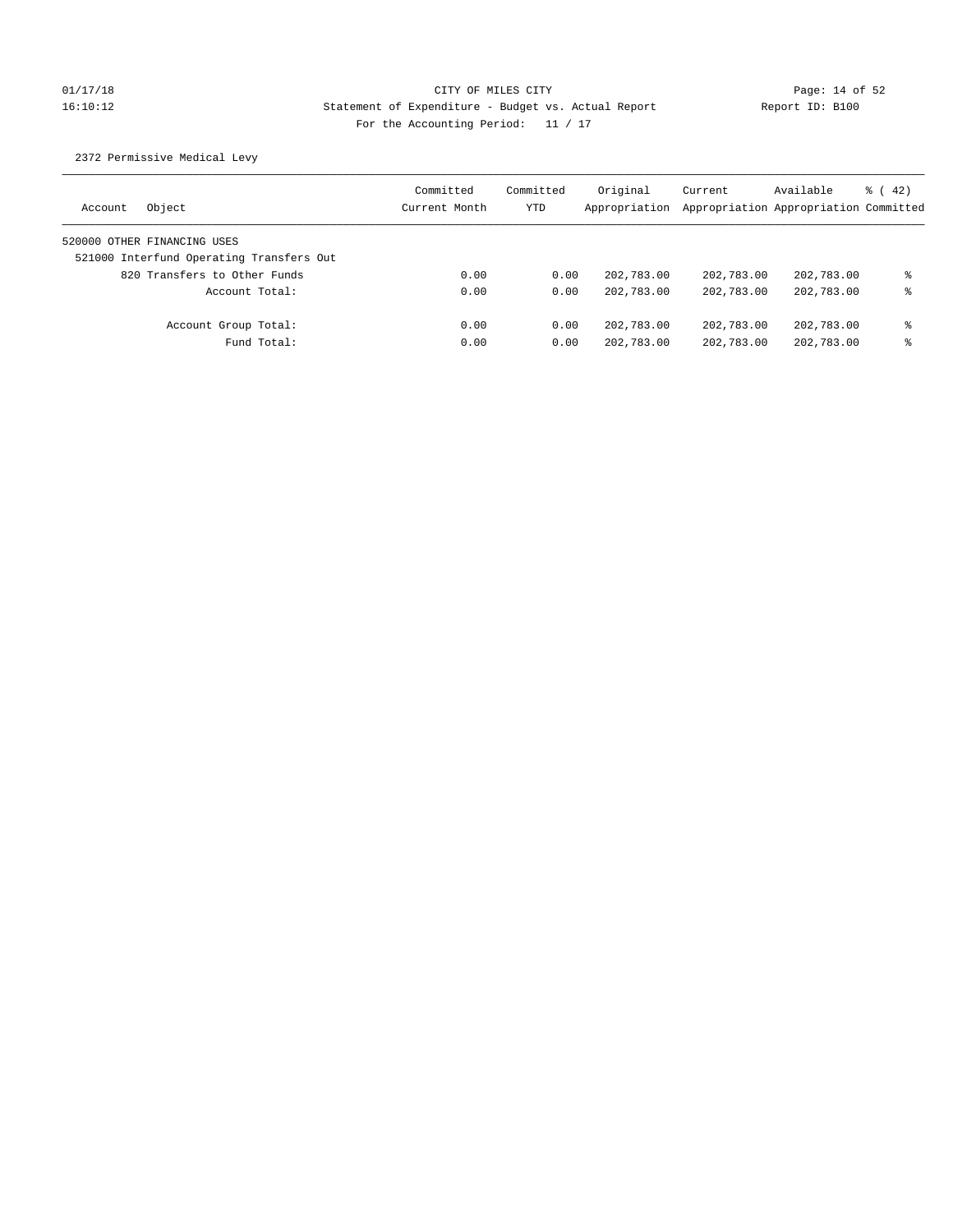CITY OF MILES CITY
Statement of Expenditure - Budget vs. Actual Report
For the Accounting Period: 11 / 17

01/17/18
16:10:12

Report ID: B100

2372 Permissive Medical Levy

| Account | Object | Committed Current Month | Committed YTD | Original Appropriation | Current Appropriation | Available Appropriation | % ( 42) Committed |
|---|---|---|---|---|---|---|---|
| 520000 OTHER FINANCING USES | | | | | | | |
| 521000 Interfund Operating Transfers Out | | | | | | | |
| | 820 Transfers to Other Funds | 0.00 | 0.00 | 202,783.00 | 202,783.00 | 202,783.00 | % |
| | Account Total: | 0.00 | 0.00 | 202,783.00 | 202,783.00 | 202,783.00 | % |
| | Account Group Total: | 0.00 | 0.00 | 202,783.00 | 202,783.00 | 202,783.00 | % |
| | Fund Total: | 0.00 | 0.00 | 202,783.00 | 202,783.00 | 202,783.00 | % |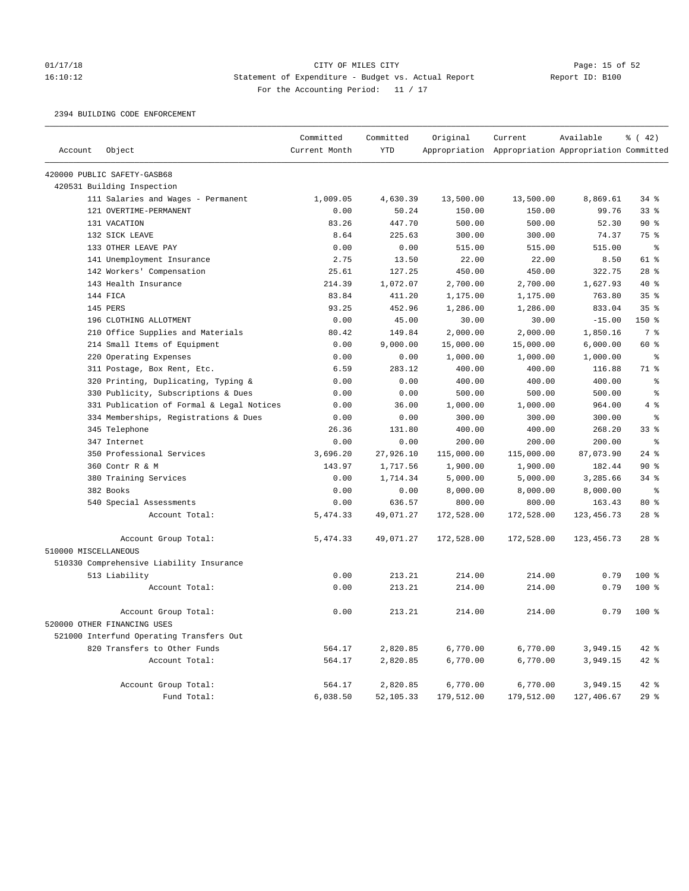CITY OF MILES CITY
Statement of Expenditure - Budget vs. Actual Report
For the Accounting Period: 11 / 17

2394 BUILDING CODE ENFORCEMENT

| Account | Object | Committed Current Month | Committed YTD | Original Appropriation | Current Appropriation | Available Appropriation | % ( 42) Committed |
|---|---|---|---|---|---|---|---|
| 420000 PUBLIC SAFETY-GASB68 | | | | | | | |
| 420531 Building Inspection | | | | | | | |
| | 111 Salaries and Wages - Permanent | 1,009.05 | 4,630.39 | 13,500.00 | 13,500.00 | 8,869.61 | 34 % |
| | 121 OVERTIME-PERMANENT | 0.00 | 50.24 | 150.00 | 150.00 | 99.76 | 33 % |
| | 131 VACATION | 83.26 | 447.70 | 500.00 | 500.00 | 52.30 | 90 % |
| | 132 SICK LEAVE | 8.64 | 225.63 | 300.00 | 300.00 | 74.37 | 75 % |
| | 133 OTHER LEAVE PAY | 0.00 | 0.00 | 515.00 | 515.00 | 515.00 | % |
| | 141 Unemployment Insurance | 2.75 | 13.50 | 22.00 | 22.00 | 8.50 | 61 % |
| | 142 Workers' Compensation | 25.61 | 127.25 | 450.00 | 450.00 | 322.75 | 28 % |
| | 143 Health Insurance | 214.39 | 1,072.07 | 2,700.00 | 2,700.00 | 1,627.93 | 40 % |
| | 144 FICA | 83.84 | 411.20 | 1,175.00 | 1,175.00 | 763.80 | 35 % |
| | 145 PERS | 93.25 | 452.96 | 1,286.00 | 1,286.00 | 833.04 | 35 % |
| | 196 CLOTHING ALLOTMENT | 0.00 | 45.00 | 30.00 | 30.00 | -15.00 | 150 % |
| | 210 Office Supplies and Materials | 80.42 | 149.84 | 2,000.00 | 2,000.00 | 1,850.16 | 7 % |
| | 214 Small Items of Equipment | 0.00 | 9,000.00 | 15,000.00 | 15,000.00 | 6,000.00 | 60 % |
| | 220 Operating Expenses | 0.00 | 0.00 | 1,000.00 | 1,000.00 | 1,000.00 | % |
| | 311 Postage, Box Rent, Etc. | 6.59 | 283.12 | 400.00 | 400.00 | 116.88 | 71 % |
| | 320 Printing, Duplicating, Typing & | 0.00 | 0.00 | 400.00 | 400.00 | 400.00 | % |
| | 330 Publicity, Subscriptions & Dues | 0.00 | 0.00 | 500.00 | 500.00 | 500.00 | % |
| | 331 Publication of Formal & Legal Notices | 0.00 | 36.00 | 1,000.00 | 1,000.00 | 964.00 | 4 % |
| | 334 Memberships, Registrations & Dues | 0.00 | 0.00 | 300.00 | 300.00 | 300.00 | % |
| | 345 Telephone | 26.36 | 131.80 | 400.00 | 400.00 | 268.20 | 33 % |
| | 347 Internet | 0.00 | 0.00 | 200.00 | 200.00 | 200.00 | % |
| | 350 Professional Services | 3,696.20 | 27,926.10 | 115,000.00 | 115,000.00 | 87,073.90 | 24 % |
| | 360 Contr R & M | 143.97 | 1,717.56 | 1,900.00 | 1,900.00 | 182.44 | 90 % |
| | 380 Training Services | 0.00 | 1,714.34 | 5,000.00 | 5,000.00 | 3,285.66 | 34 % |
| | 382 Books | 0.00 | 0.00 | 8,000.00 | 8,000.00 | 8,000.00 | % |
| | 540 Special Assessments | 0.00 | 636.57 | 800.00 | 800.00 | 163.43 | 80 % |
| | Account Total: | 5,474.33 | 49,071.27 | 172,528.00 | 172,528.00 | 123,456.73 | 28 % |
| | Account Group Total: | 5,474.33 | 49,071.27 | 172,528.00 | 172,528.00 | 123,456.73 | 28 % |
| 510000 MISCELLANEOUS | | | | | | | |
| 510330 Comprehensive Liability Insurance | | | | | | | |
| | 513 Liability | 0.00 | 213.21 | 214.00 | 214.00 | 0.79 | 100 % |
| | Account Total: | 0.00 | 213.21 | 214.00 | 214.00 | 0.79 | 100 % |
| | Account Group Total: | 0.00 | 213.21 | 214.00 | 214.00 | 0.79 | 100 % |
| 520000 OTHER FINANCING USES | | | | | | | |
| 521000 Interfund Operating Transfers Out | | | | | | | |
| | 820 Transfers to Other Funds | 564.17 | 2,820.85 | 6,770.00 | 6,770.00 | 3,949.15 | 42 % |
| | Account Total: | 564.17 | 2,820.85 | 6,770.00 | 6,770.00 | 3,949.15 | 42 % |
| | Account Group Total: | 564.17 | 2,820.85 | 6,770.00 | 6,770.00 | 3,949.15 | 42 % |
| | Fund Total: | 6,038.50 | 52,105.33 | 179,512.00 | 179,512.00 | 127,406.67 | 29 % |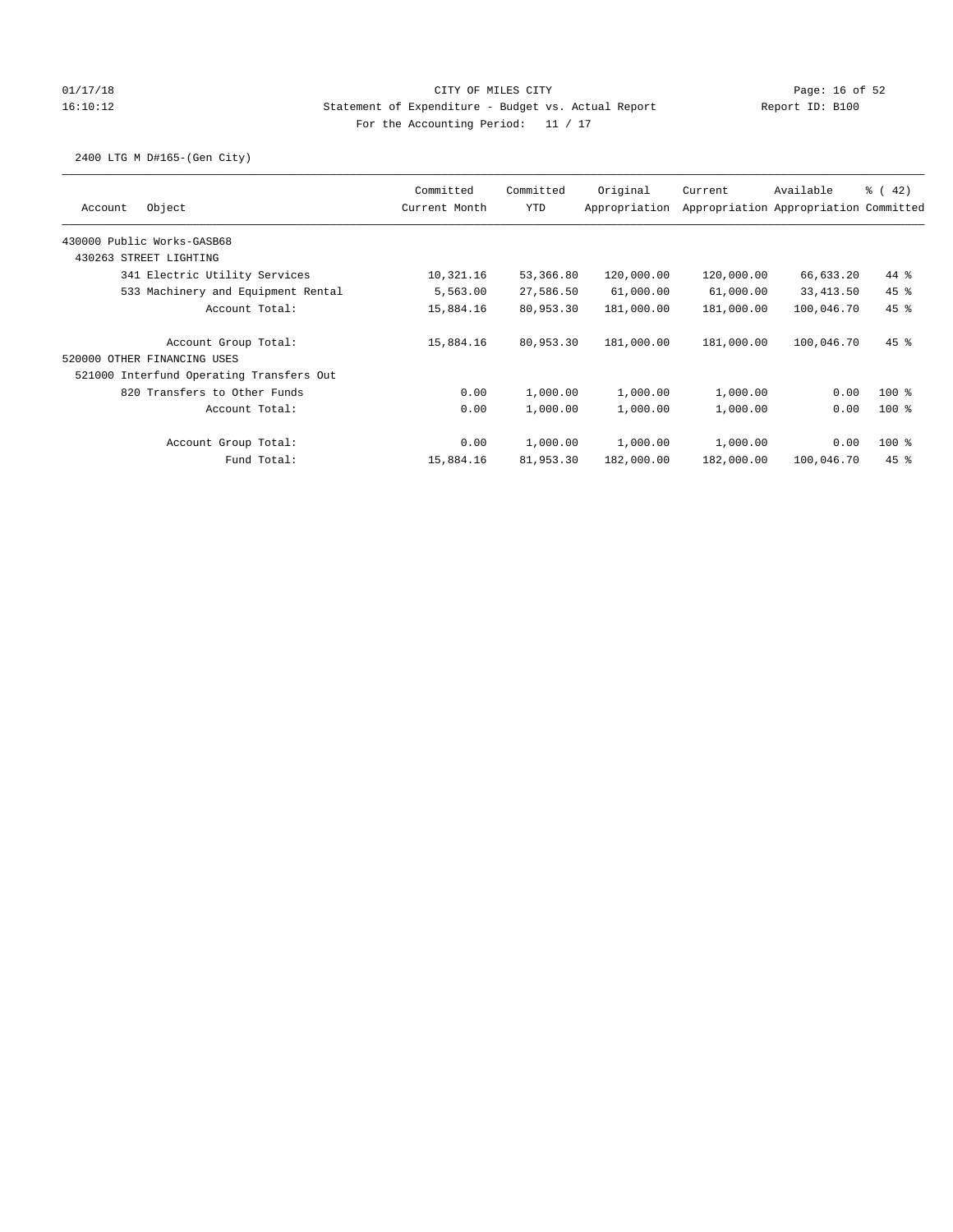CITY OF MILES CITY

Statement of Expenditure - Budget vs. Actual Report

Report ID: B100

For the Accounting Period: 11 / 17

2400 LTG M D#165-(Gen City)

| Account | Object | Committed Current Month | Committed YTD | Original Appropriation | Current Appropriation | Available Appropriation | % ( 42) Committed |
|---|---|---|---|---|---|---|---|
| 430000 Public Works-GASB68 | | | | | | | |
| 430263 STREET LIGHTING | | | | | | | |
| | 341 Electric Utility Services | 10,321.16 | 53,366.80 | 120,000.00 | 120,000.00 | 66,633.20 | 44 % |
| | 533 Machinery and Equipment Rental | 5,563.00 | 27,586.50 | 61,000.00 | 61,000.00 | 33,413.50 | 45 % |
| | Account Total: | 15,884.16 | 80,953.30 | 181,000.00 | 181,000.00 | 100,046.70 | 45 % |
| | Account Group Total: | 15,884.16 | 80,953.30 | 181,000.00 | 181,000.00 | 100,046.70 | 45 % |
| 520000 OTHER FINANCING USES | | | | | | | |
| 521000 Interfund Operating Transfers Out | | | | | | | |
| | 820 Transfers to Other Funds | 0.00 | 1,000.00 | 1,000.00 | 1,000.00 | 0.00 | 100 % |
| | Account Total: | 0.00 | 1,000.00 | 1,000.00 | 1,000.00 | 0.00 | 100 % |
| | Account Group Total: | 0.00 | 1,000.00 | 1,000.00 | 1,000.00 | 0.00 | 100 % |
| | Fund Total: | 15,884.16 | 81,953.30 | 182,000.00 | 182,000.00 | 100,046.70 | 45 % |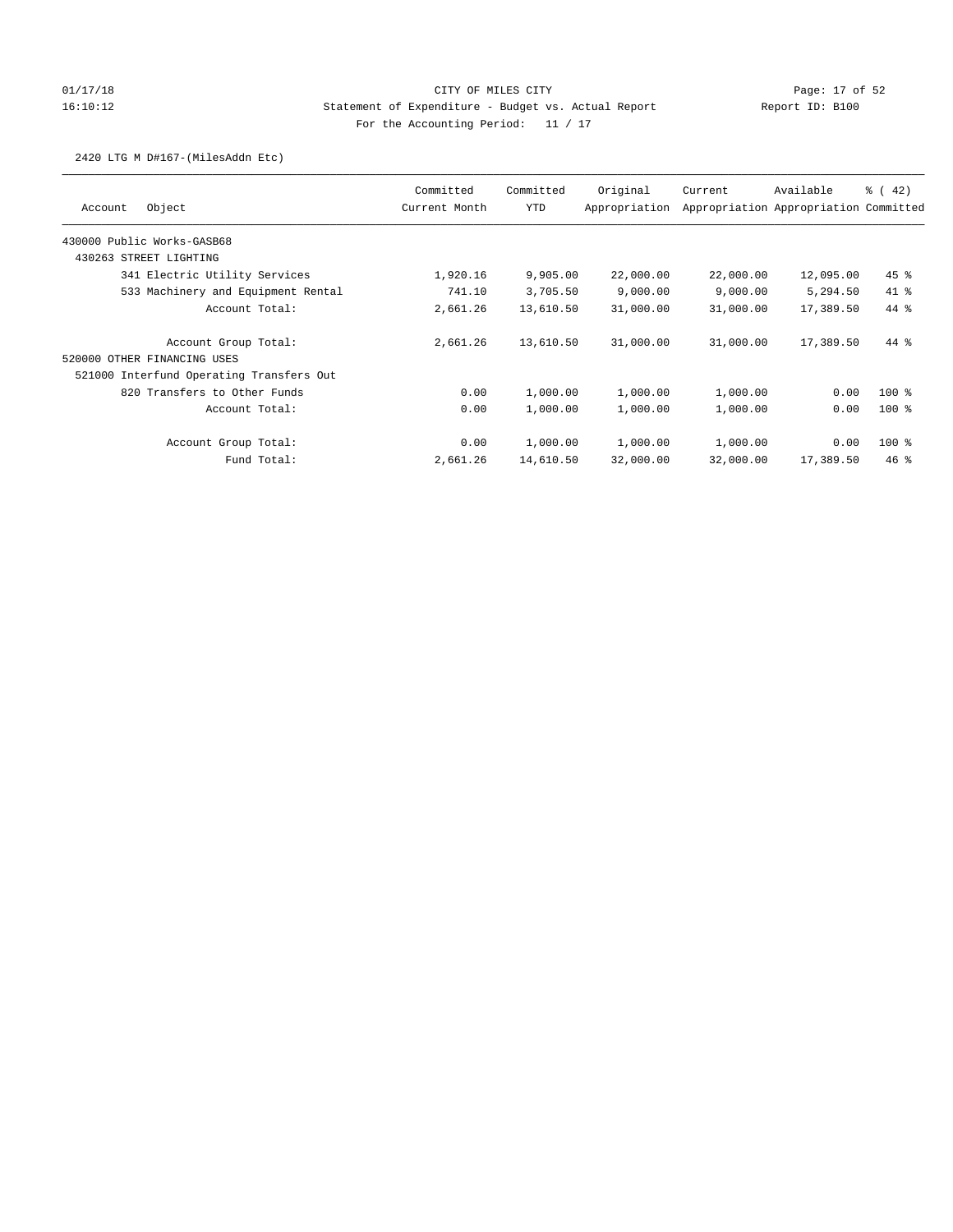CITY OF MILES CITY

Statement of Expenditure - Budget vs. Actual Report

Report ID: B100

For the Accounting Period: 11 / 17

01/17/18
16:10:12

2420 LTG M D#167-(MilesAddn Etc)

| Account Object | Committed Current Month | Committed YTD | Original Appropriation | Current Appropriation | Available Appropriation | % ( 42) Committed |
|---|---|---|---|---|---|---|
| 430000 Public Works-GASB68 | | | | | | |
| 430263 STREET LIGHTING | | | | | | |
| 341 Electric Utility Services | 1,920.16 | 9,905.00 | 22,000.00 | 22,000.00 | 12,095.00 | 45 % |
| 533 Machinery and Equipment Rental | 741.10 | 3,705.50 | 9,000.00 | 9,000.00 | 5,294.50 | 41 % |
| Account Total: | 2,661.26 | 13,610.50 | 31,000.00 | 31,000.00 | 17,389.50 | 44 % |
| Account Group Total: | 2,661.26 | 13,610.50 | 31,000.00 | 31,000.00 | 17,389.50 | 44 % |
| 520000 OTHER FINANCING USES | | | | | | |
| 521000 Interfund Operating Transfers Out | | | | | | |
| 820 Transfers to Other Funds | 0.00 | 1,000.00 | 1,000.00 | 1,000.00 | 0.00 | 100 % |
| Account Total: | 0.00 | 1,000.00 | 1,000.00 | 1,000.00 | 0.00 | 100 % |
| Account Group Total: | 0.00 | 1,000.00 | 1,000.00 | 1,000.00 | 0.00 | 100 % |
| Fund Total: | 2,661.26 | 14,610.50 | 32,000.00 | 32,000.00 | 17,389.50 | 46 % |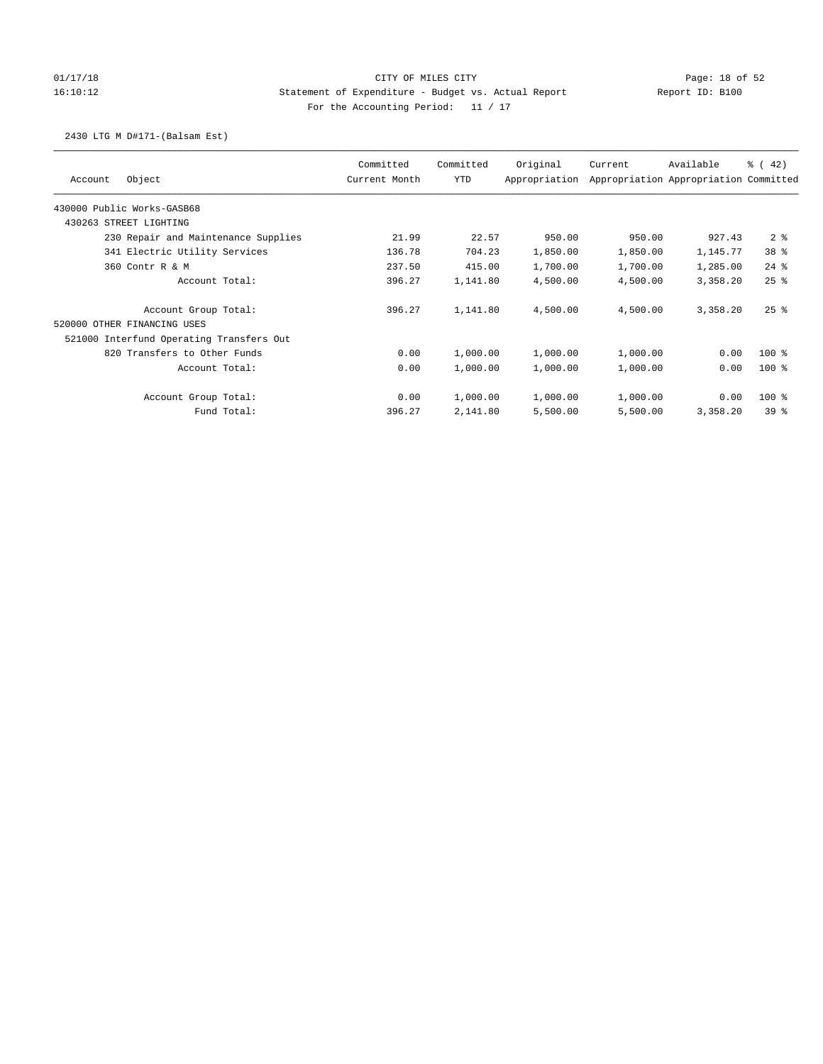CITY OF MILES CITY
Statement of Expenditure - Budget vs. Actual Report
For the Accounting Period: 11 / 17

2430 LTG M D#171-(Balsam Est)

| Account | Object | Committed Current Month | Committed YTD | Original Appropriation | Current Appropriation | Available Appropriation | % ( 42) Committed |
|---|---|---|---|---|---|---|---|
| 430000 Public Works-GASB68 | | | | | | | |
| 430263 STREET LIGHTING | | | | | | | |
| | 230 Repair and Maintenance Supplies | 21.99 | 22.57 | 950.00 | 950.00 | 927.43 | 2 % |
| | 341 Electric Utility Services | 136.78 | 704.23 | 1,850.00 | 1,850.00 | 1,145.77 | 38 % |
| | 360 Contr R & M | 237.50 | 415.00 | 1,700.00 | 1,700.00 | 1,285.00 | 24 % |
| | Account Total: | 396.27 | 1,141.80 | 4,500.00 | 4,500.00 | 3,358.20 | 25 % |
| | Account Group Total: | 396.27 | 1,141.80 | 4,500.00 | 4,500.00 | 3,358.20 | 25 % |
| 520000 OTHER FINANCING USES | | | | | | | |
| 521000 Interfund Operating Transfers Out | | | | | | | |
| | 820 Transfers to Other Funds | 0.00 | 1,000.00 | 1,000.00 | 1,000.00 | 0.00 | 100 % |
| | Account Total: | 0.00 | 1,000.00 | 1,000.00 | 1,000.00 | 0.00 | 100 % |
| | Account Group Total: | 0.00 | 1,000.00 | 1,000.00 | 1,000.00 | 0.00 | 100 % |
| | Fund Total: | 396.27 | 2,141.80 | 5,500.00 | 5,500.00 | 3,358.20 | 39 % |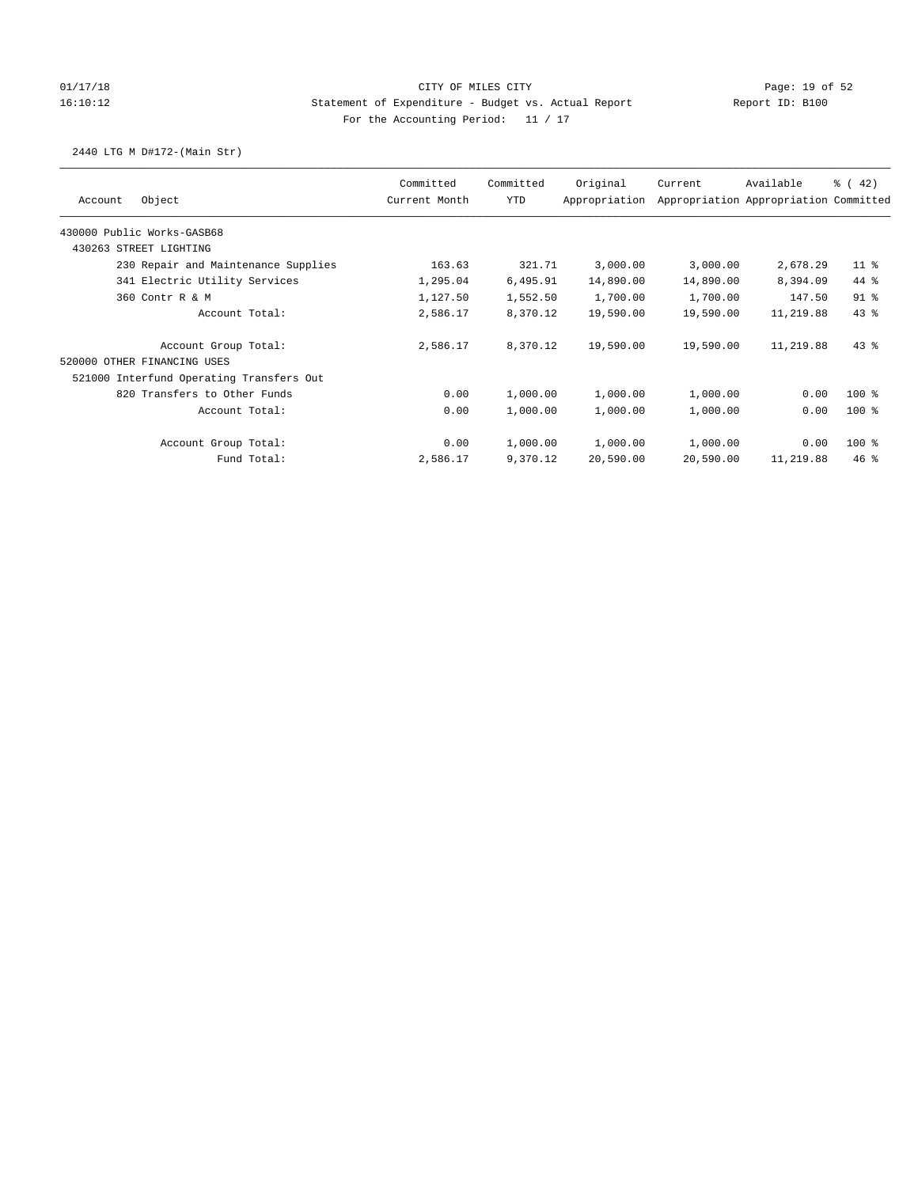CITY OF MILES CITY
Statement of Expenditure - Budget vs. Actual Report
For the Accounting Period: 11 / 17

01/17/18 16:10:12 | Report ID: B100

2440 LTG M D#172-(Main Str)

| Account | Object | Committed Current Month | Committed YTD | Original Appropriation | Current Appropriation | Available Appropriation | % ( 42) Committed |
|---|---|---|---|---|---|---|---|
| 430000 Public Works-GASB68 | | | | | | | |
| 430263 STREET LIGHTING | | | | | | | |
| | 230 Repair and Maintenance Supplies | 163.63 | 321.71 | 3,000.00 | 3,000.00 | 2,678.29 | 11 % |
| | 341 Electric Utility Services | 1,295.04 | 6,495.91 | 14,890.00 | 14,890.00 | 8,394.09 | 44 % |
| | 360 Contr R & M | 1,127.50 | 1,552.50 | 1,700.00 | 1,700.00 | 147.50 | 91 % |
| | Account Total: | 2,586.17 | 8,370.12 | 19,590.00 | 19,590.00 | 11,219.88 | 43 % |
| | Account Group Total: | 2,586.17 | 8,370.12 | 19,590.00 | 19,590.00 | 11,219.88 | 43 % |
| 520000 OTHER FINANCING USES | | | | | | | |
| 521000 Interfund Operating Transfers Out | | | | | | | |
| | 820 Transfers to Other Funds | 0.00 | 1,000.00 | 1,000.00 | 1,000.00 | 0.00 | 100 % |
| | Account Total: | 0.00 | 1,000.00 | 1,000.00 | 1,000.00 | 0.00 | 100 % |
| | Account Group Total: | 0.00 | 1,000.00 | 1,000.00 | 1,000.00 | 0.00 | 100 % |
| | Fund Total: | 2,586.17 | 9,370.12 | 20,590.00 | 20,590.00 | 11,219.88 | 46 % |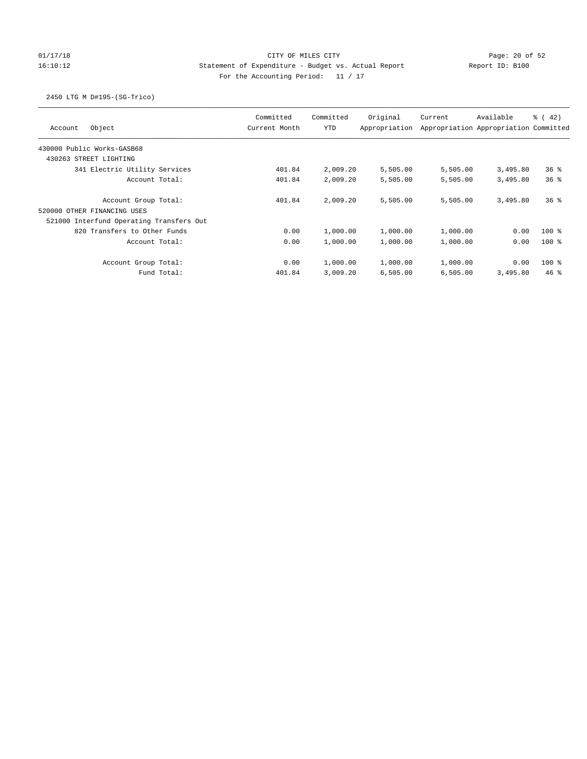CITY OF MILES CITY
Statement of Expenditure - Budget vs. Actual Report
For the Accounting Period: 11 / 17

01/17/18
16:10:12
Report ID: B100

2450 LTG M D#195-(SG-Trico)

| Account Object | Committed Current Month | Committed YTD | Original Appropriation | Current Appropriation | Available Appropriation | % ( 42) Committed |
|---|---|---|---|---|---|---|
| 430000 Public Works-GASB68 | | | | | | |
| 430263 STREET LIGHTING | | | | | | |
| 341 Electric Utility Services | 401.84 | 2,009.20 | 5,505.00 | 5,505.00 | 3,495.80 | 36 % |
| Account Total: | 401.84 | 2,009.20 | 5,505.00 | 5,505.00 | 3,495.80 | 36 % |
| Account Group Total: | 401.84 | 2,009.20 | 5,505.00 | 5,505.00 | 3,495.80 | 36 % |
| 520000 OTHER FINANCING USES | | | | | | |
| 521000 Interfund Operating Transfers Out | | | | | | |
| 820 Transfers to Other Funds | 0.00 | 1,000.00 | 1,000.00 | 1,000.00 | 0.00 | 100 % |
| Account Total: | 0.00 | 1,000.00 | 1,000.00 | 1,000.00 | 0.00 | 100 % |
| Account Group Total: | 0.00 | 1,000.00 | 1,000.00 | 1,000.00 | 0.00 | 100 % |
| Fund Total: | 401.84 | 3,009.20 | 6,505.00 | 6,505.00 | 3,495.80 | 46 % |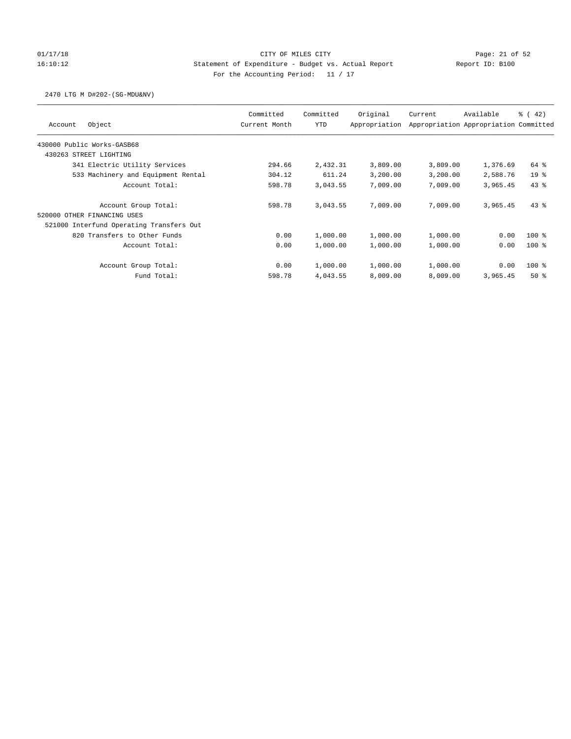CITY OF MILES CITY

Statement of Expenditure - Budget vs. Actual Report

Report ID: B100

For the Accounting Period: 11 / 17

01/17/18
16:10:12

2470 LTG M D#202-(SG-MDU&NV)

| Account | Object | Committed Current Month | Committed YTD | Original Appropriation | Current Appropriation | Available Appropriation | % ( 42) Committed |
|---|---|---|---|---|---|---|---|
| 430000 Public Works-GASB68 | | | | | | | |
| 430263 STREET LIGHTING | | | | | | | |
| | 341 Electric Utility Services | 294.66 | 2,432.31 | 3,809.00 | 3,809.00 | 1,376.69 | 64 % |
| | 533 Machinery and Equipment Rental | 304.12 | 611.24 | 3,200.00 | 3,200.00 | 2,588.76 | 19 % |
| | Account Total: | 598.78 | 3,043.55 | 7,009.00 | 7,009.00 | 3,965.45 | 43 % |
| | Account Group Total: | 598.78 | 3,043.55 | 7,009.00 | 7,009.00 | 3,965.45 | 43 % |
| 520000 OTHER FINANCING USES | | | | | | | |
| 521000 Interfund Operating Transfers Out | | | | | | | |
| | 820 Transfers to Other Funds | 0.00 | 1,000.00 | 1,000.00 | 1,000.00 | 0.00 | 100 % |
| | Account Total: | 0.00 | 1,000.00 | 1,000.00 | 1,000.00 | 0.00 | 100 % |
| | Account Group Total: | 0.00 | 1,000.00 | 1,000.00 | 1,000.00 | 0.00 | 100 % |
| | Fund Total: | 598.78 | 4,043.55 | 8,009.00 | 8,009.00 | 3,965.45 | 50 % |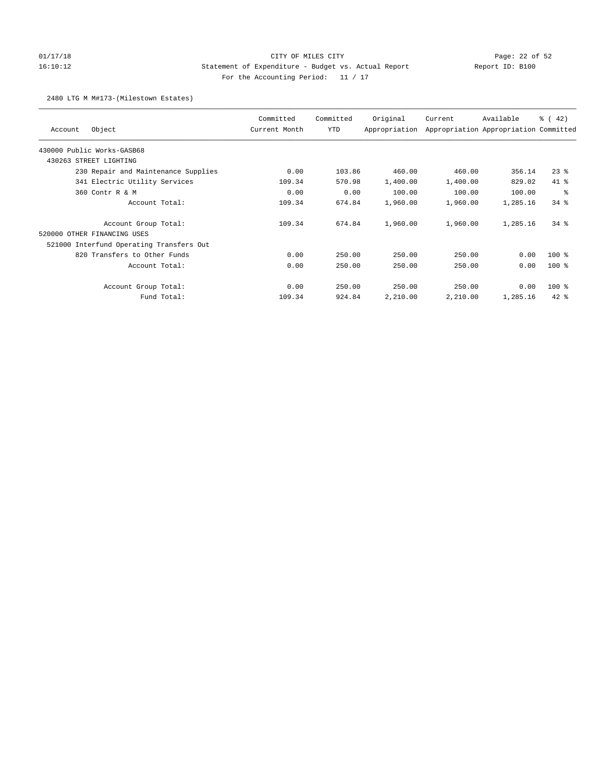CITY OF MILES CITY

Statement of Expenditure - Budget vs. Actual Report

Report ID: B100

For the Accounting Period: 11 / 17

01/17/18 16:10:12

2480 LTG M M#173-(Milestown Estates)

| Account | Object | Committed Current Month | Committed YTD | Original Appropriation | Current Appropriation | Available Appropriation | % ( 42) Committed |
|---|---|---|---|---|---|---|---|
| 430000 Public Works-GASB68 | | | | | | | |
| 430263 STREET LIGHTING | | | | | | | |
| | 230 Repair and Maintenance Supplies | 0.00 | 103.86 | 460.00 | 460.00 | 356.14 | 23 % |
| | 341 Electric Utility Services | 109.34 | 570.98 | 1,400.00 | 1,400.00 | 829.02 | 41 % |
| | 360 Contr R & M | 0.00 | 0.00 | 100.00 | 100.00 | 100.00 | % |
| | Account Total: | 109.34 | 674.84 | 1,960.00 | 1,960.00 | 1,285.16 | 34 % |
| | Account Group Total: | 109.34 | 674.84 | 1,960.00 | 1,960.00 | 1,285.16 | 34 % |
| 520000 OTHER FINANCING USES | | | | | | | |
| 521000 Interfund Operating Transfers Out | | | | | | | |
| | 820 Transfers to Other Funds | 0.00 | 250.00 | 250.00 | 250.00 | 0.00 | 100 % |
| | Account Total: | 0.00 | 250.00 | 250.00 | 250.00 | 0.00 | 100 % |
| | Account Group Total: | 0.00 | 250.00 | 250.00 | 250.00 | 0.00 | 100 % |
| | Fund Total: | 109.34 | 924.84 | 2,210.00 | 2,210.00 | 1,285.16 | 42 % |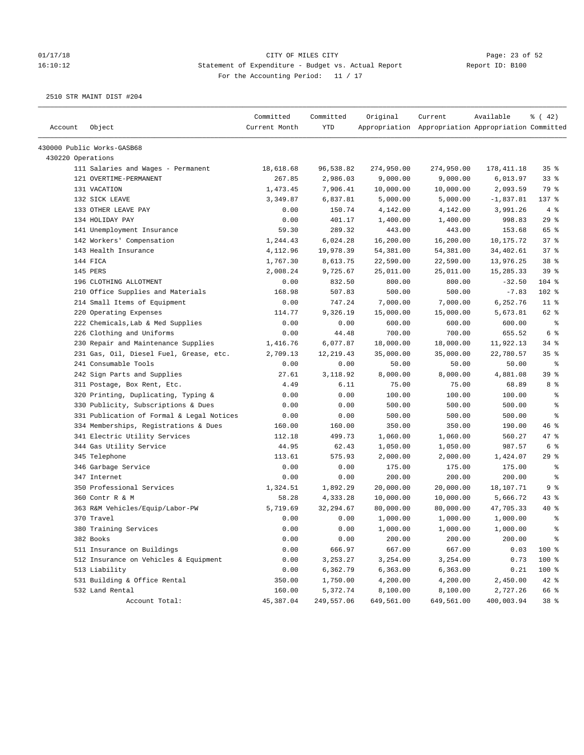CITY OF MILES CITY

Statement of Expenditure - Budget vs. Actual Report

For the Accounting Period: 11 / 17

2510 STR MAINT DIST #204

| Account | Object | Committed Current Month | Committed YTD | Original Appropriation | Current Appropriation | Available Appropriation | % ( 42) Committed |
|---|---|---|---|---|---|---|---|
| 430000 Public Works-GASB68 | | | | | | | |
| 430220 Operations | | | | | | | |
| | 111 Salaries and Wages - Permanent | 18,618.68 | 96,538.82 | 274,950.00 | 274,950.00 | 178,411.18 | 35 % |
| | 121 OVERTIME-PERMANENT | 267.85 | 2,986.03 | 9,000.00 | 9,000.00 | 6,013.97 | 33 % |
| | 131 VACATION | 1,473.45 | 7,906.41 | 10,000.00 | 10,000.00 | 2,093.59 | 79 % |
| | 132 SICK LEAVE | 3,349.87 | 6,837.81 | 5,000.00 | 5,000.00 | -1,837.81 | 137 % |
| | 133 OTHER LEAVE PAY | 0.00 | 150.74 | 4,142.00 | 4,142.00 | 3,991.26 | 4 % |
| | 134 HOLIDAY PAY | 0.00 | 401.17 | 1,400.00 | 1,400.00 | 998.83 | 29 % |
| | 141 Unemployment Insurance | 59.30 | 289.32 | 443.00 | 443.00 | 153.68 | 65 % |
| | 142 Workers' Compensation | 1,244.43 | 6,024.28 | 16,200.00 | 16,200.00 | 10,175.72 | 37 % |
| | 143 Health Insurance | 4,112.96 | 19,978.39 | 54,381.00 | 54,381.00 | 34,402.61 | 37 % |
| | 144 FICA | 1,767.30 | 8,613.75 | 22,590.00 | 22,590.00 | 13,976.25 | 38 % |
| | 145 PERS | 2,008.24 | 9,725.67 | 25,011.00 | 25,011.00 | 15,285.33 | 39 % |
| | 196 CLOTHING ALLOTMENT | 0.00 | 832.50 | 800.00 | 800.00 | -32.50 | 104 % |
| | 210 Office Supplies and Materials | 168.98 | 507.83 | 500.00 | 500.00 | -7.83 | 102 % |
| | 214 Small Items of Equipment | 0.00 | 747.24 | 7,000.00 | 7,000.00 | 6,252.76 | 11 % |
| | 220 Operating Expenses | 114.77 | 9,326.19 | 15,000.00 | 15,000.00 | 5,673.81 | 62 % |
| | 222 Chemicals,Lab & Med Supplies | 0.00 | 0.00 | 600.00 | 600.00 | 600.00 | % |
| | 226 Clothing and Uniforms | 0.00 | 44.48 | 700.00 | 700.00 | 655.52 | 6 % |
| | 230 Repair and Maintenance Supplies | 1,416.76 | 6,077.87 | 18,000.00 | 18,000.00 | 11,922.13 | 34 % |
| | 231 Gas, Oil, Diesel Fuel, Grease, etc. | 2,709.13 | 12,219.43 | 35,000.00 | 35,000.00 | 22,780.57 | 35 % |
| | 241 Consumable Tools | 0.00 | 0.00 | 50.00 | 50.00 | 50.00 | % |
| | 242 Sign Parts and Supplies | 27.61 | 3,118.92 | 8,000.00 | 8,000.00 | 4,881.08 | 39 % |
| | 311 Postage, Box Rent, Etc. | 4.49 | 6.11 | 75.00 | 75.00 | 68.89 | 8 % |
| | 320 Printing, Duplicating, Typing & | 0.00 | 0.00 | 100.00 | 100.00 | 100.00 | % |
| | 330 Publicity, Subscriptions & Dues | 0.00 | 0.00 | 500.00 | 500.00 | 500.00 | % |
| | 331 Publication of Formal & Legal Notices | 0.00 | 0.00 | 500.00 | 500.00 | 500.00 | % |
| | 334 Memberships, Registrations & Dues | 160.00 | 160.00 | 350.00 | 350.00 | 190.00 | 46 % |
| | 341 Electric Utility Services | 112.18 | 499.73 | 1,060.00 | 1,060.00 | 560.27 | 47 % |
| | 344 Gas Utility Service | 44.95 | 62.43 | 1,050.00 | 1,050.00 | 987.57 | 6 % |
| | 345 Telephone | 113.61 | 575.93 | 2,000.00 | 2,000.00 | 1,424.07 | 29 % |
| | 346 Garbage Service | 0.00 | 0.00 | 175.00 | 175.00 | 175.00 | % |
| | 347 Internet | 0.00 | 0.00 | 200.00 | 200.00 | 200.00 | % |
| | 350 Professional Services | 1,324.51 | 1,892.29 | 20,000.00 | 20,000.00 | 18,107.71 | 9 % |
| | 360 Contr R & M | 58.28 | 4,333.28 | 10,000.00 | 10,000.00 | 5,666.72 | 43 % |
| | 363 R&M Vehicles/Equip/Labor-PW | 5,719.69 | 32,294.67 | 80,000.00 | 80,000.00 | 47,705.33 | 40 % |
| | 370 Travel | 0.00 | 0.00 | 1,000.00 | 1,000.00 | 1,000.00 | % |
| | 380 Training Services | 0.00 | 0.00 | 1,000.00 | 1,000.00 | 1,000.00 | % |
| | 382 Books | 0.00 | 0.00 | 200.00 | 200.00 | 200.00 | % |
| | 511 Insurance on Buildings | 0.00 | 666.97 | 667.00 | 667.00 | 0.03 | 100 % |
| | 512 Insurance on Vehicles & Equipment | 0.00 | 3,253.27 | 3,254.00 | 3,254.00 | 0.73 | 100 % |
| | 513 Liability | 0.00 | 6,362.79 | 6,363.00 | 6,363.00 | 0.21 | 100 % |
| | 531 Building & Office Rental | 350.00 | 1,750.00 | 4,200.00 | 4,200.00 | 2,450.00 | 42 % |
| | 532 Land Rental | 160.00 | 5,372.74 | 8,100.00 | 8,100.00 | 2,727.26 | 66 % |
| | Account Total: | 45,387.04 | 249,557.06 | 649,561.00 | 649,561.00 | 400,003.94 | 38 % |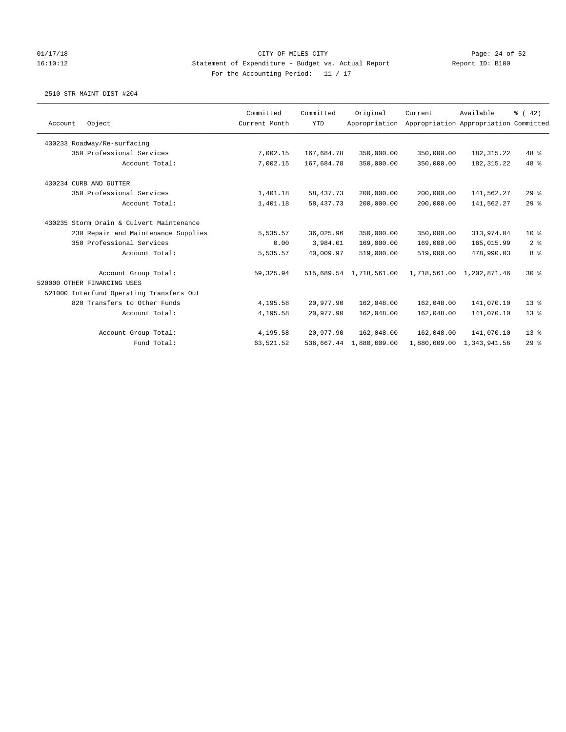CITY OF MILES CITY

Statement of Expenditure - Budget vs. Actual Report

Report ID: B100

For the Accounting Period: 11 / 17

01/17/18
16:10:12

2510 STR MAINT DIST #204

| Account | Object | Committed Current Month | Committed YTD | Original Appropriation | Current Appropriation | Available Appropriation | % ( 42) Committed |
|---|---|---|---|---|---|---|---|
| 430233 Roadway/Re-surfacing | | | | | | | |
| | 350 Professional Services | 7,002.15 | 167,684.78 | 350,000.00 | 350,000.00 | 182,315.22 | 48 % |
| | Account Total: | 7,002.15 | 167,684.78 | 350,000.00 | 350,000.00 | 182,315.22 | 48 % |
| 430234 CURB AND GUTTER | | | | | | | |
| | 350 Professional Services | 1,401.18 | 58,437.73 | 200,000.00 | 200,000.00 | 141,562.27 | 29 % |
| | Account Total: | 1,401.18 | 58,437.73 | 200,000.00 | 200,000.00 | 141,562.27 | 29 % |
| 430235 Storm Drain & Culvert Maintenance | | | | | | | |
| | 230 Repair and Maintenance Supplies | 5,535.57 | 36,025.96 | 350,000.00 | 350,000.00 | 313,974.04 | 10 % |
| | 350 Professional Services | 0.00 | 3,984.01 | 169,000.00 | 169,000.00 | 165,015.99 | 2 % |
| | Account Total: | 5,535.57 | 40,009.97 | 519,000.00 | 519,000.00 | 478,990.03 | 8 % |
| | Account Group Total: | 59,325.94 | 515,689.54 | 1,718,561.00 | 1,718,561.00 | 1,202,871.46 | 30 % |
| 520000 OTHER FINANCING USES | | | | | | | |
| 521000 Interfund Operating Transfers Out | | | | | | | |
| | 820 Transfers to Other Funds | 4,195.58 | 20,977.90 | 162,048.00 | 162,048.00 | 141,070.10 | 13 % |
| | Account Total: | 4,195.58 | 20,977.90 | 162,048.00 | 162,048.00 | 141,070.10 | 13 % |
| | Account Group Total: | 4,195.58 | 20,977.90 | 162,048.00 | 162,048.00 | 141,070.10 | 13 % |
| | Fund Total: | 63,521.52 | 536,667.44 | 1,880,609.00 | 1,880,609.00 | 1,343,941.56 | 29 % |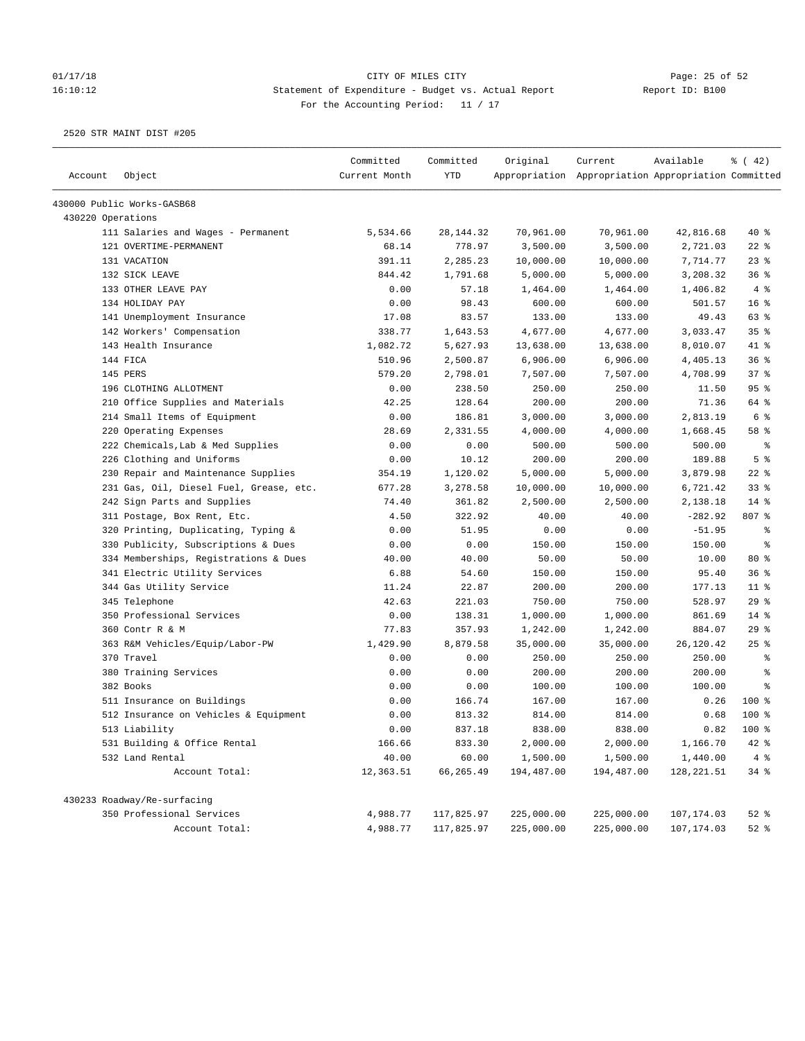CITY OF MILES CITY
Statement of Expenditure - Budget vs. Actual Report
For the Accounting Period: 11 / 17

Report ID: B100

2520 STR MAINT DIST #205

| Account | Object | Committed Current Month | Committed YTD | Original Appropriation | Current Appropriation | Available Appropriation | % ( 42) Committed |
|---|---|---|---|---|---|---|---|
| 430000 Public Works-GASB68 | | | | | | | |
| 430220 Operations | | | | | | | |
| | 111 Salaries and Wages - Permanent | 5,534.66 | 28,144.32 | 70,961.00 | 70,961.00 | 42,816.68 | 40 % |
| | 121 OVERTIME-PERMANENT | 68.14 | 778.97 | 3,500.00 | 3,500.00 | 2,721.03 | 22 % |
| | 131 VACATION | 391.11 | 2,285.23 | 10,000.00 | 10,000.00 | 7,714.77 | 23 % |
| | 132 SICK LEAVE | 844.42 | 1,791.68 | 5,000.00 | 5,000.00 | 3,208.32 | 36 % |
| | 133 OTHER LEAVE PAY | 0.00 | 57.18 | 1,464.00 | 1,464.00 | 1,406.82 | 4 % |
| | 134 HOLIDAY PAY | 0.00 | 98.43 | 600.00 | 600.00 | 501.57 | 16 % |
| | 141 Unemployment Insurance | 17.08 | 83.57 | 133.00 | 133.00 | 49.43 | 63 % |
| | 142 Workers' Compensation | 338.77 | 1,643.53 | 4,677.00 | 4,677.00 | 3,033.47 | 35 % |
| | 143 Health Insurance | 1,082.72 | 5,627.93 | 13,638.00 | 13,638.00 | 8,010.07 | 41 % |
| | 144 FICA | 510.96 | 2,500.87 | 6,906.00 | 6,906.00 | 4,405.13 | 36 % |
| | 145 PERS | 579.20 | 2,798.01 | 7,507.00 | 7,507.00 | 4,708.99 | 37 % |
| | 196 CLOTHING ALLOTMENT | 0.00 | 238.50 | 250.00 | 250.00 | 11.50 | 95 % |
| | 210 Office Supplies and Materials | 42.25 | 128.64 | 200.00 | 200.00 | 71.36 | 64 % |
| | 214 Small Items of Equipment | 0.00 | 186.81 | 3,000.00 | 3,000.00 | 2,813.19 | 6 % |
| | 220 Operating Expenses | 28.69 | 2,331.55 | 4,000.00 | 4,000.00 | 1,668.45 | 58 % |
| | 222 Chemicals,Lab & Med Supplies | 0.00 | 0.00 | 500.00 | 500.00 | 500.00 | % |
| | 226 Clothing and Uniforms | 0.00 | 10.12 | 200.00 | 200.00 | 189.88 | 5 % |
| | 230 Repair and Maintenance Supplies | 354.19 | 1,120.02 | 5,000.00 | 5,000.00 | 3,879.98 | 22 % |
| | 231 Gas, Oil, Diesel Fuel, Grease, etc. | 677.28 | 3,278.58 | 10,000.00 | 10,000.00 | 6,721.42 | 33 % |
| | 242 Sign Parts and Supplies | 74.40 | 361.82 | 2,500.00 | 2,500.00 | 2,138.18 | 14 % |
| | 311 Postage, Box Rent, Etc. | 4.50 | 322.92 | 40.00 | 40.00 | -282.92 | 807 % |
| | 320 Printing, Duplicating, Typing & | 0.00 | 51.95 | 0.00 | 0.00 | -51.95 | % |
| | 330 Publicity, Subscriptions & Dues | 0.00 | 0.00 | 150.00 | 150.00 | 150.00 | % |
| | 334 Memberships, Registrations & Dues | 40.00 | 40.00 | 50.00 | 50.00 | 10.00 | 80 % |
| | 341 Electric Utility Services | 6.88 | 54.60 | 150.00 | 150.00 | 95.40 | 36 % |
| | 344 Gas Utility Service | 11.24 | 22.87 | 200.00 | 200.00 | 177.13 | 11 % |
| | 345 Telephone | 42.63 | 221.03 | 750.00 | 750.00 | 528.97 | 29 % |
| | 350 Professional Services | 0.00 | 138.31 | 1,000.00 | 1,000.00 | 861.69 | 14 % |
| | 360 Contr R & M | 77.83 | 357.93 | 1,242.00 | 1,242.00 | 884.07 | 29 % |
| | 363 R&M Vehicles/Equip/Labor-PW | 1,429.90 | 8,879.58 | 35,000.00 | 35,000.00 | 26,120.42 | 25 % |
| | 370 Travel | 0.00 | 0.00 | 250.00 | 250.00 | 250.00 | % |
| | 380 Training Services | 0.00 | 0.00 | 200.00 | 200.00 | 200.00 | % |
| | 382 Books | 0.00 | 0.00 | 100.00 | 100.00 | 100.00 | % |
| | 511 Insurance on Buildings | 0.00 | 166.74 | 167.00 | 167.00 | 0.26 | 100 % |
| | 512 Insurance on Vehicles & Equipment | 0.00 | 813.32 | 814.00 | 814.00 | 0.68 | 100 % |
| | 513 Liability | 0.00 | 837.18 | 838.00 | 838.00 | 0.82 | 100 % |
| | 531 Building & Office Rental | 166.66 | 833.30 | 2,000.00 | 2,000.00 | 1,166.70 | 42 % |
| | 532 Land Rental | 40.00 | 60.00 | 1,500.00 | 1,500.00 | 1,440.00 | 4 % |
| | Account Total: | 12,363.51 | 66,265.49 | 194,487.00 | 194,487.00 | 128,221.51 | 34 % |
| 430233 Roadway/Re-surfacing | | | | | | | |
| | 350 Professional Services | 4,988.77 | 117,825.97 | 225,000.00 | 225,000.00 | 107,174.03 | 52 % |
| | Account Total: | 4,988.77 | 117,825.97 | 225,000.00 | 225,000.00 | 107,174.03 | 52 % |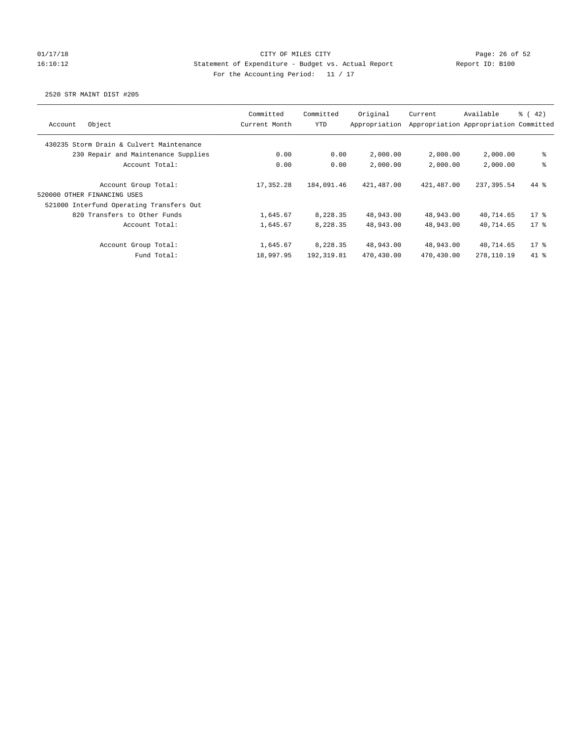CITY OF MILES CITY
Statement of Expenditure - Budget vs. Actual Report
For the Accounting Period: 11 / 17

2520 STR MAINT DIST #205

| Account Object | Committed Current Month | Committed YTD | Original Appropriation | Current Appropriation | Available Appropriation | % ( 42) Committed |
|---|---|---|---|---|---|---|
| 430235 Storm Drain & Culvert Maintenance | | | | | | |
| 230 Repair and Maintenance Supplies | 0.00 | 0.00 | 2,000.00 | 2,000.00 | 2,000.00 | % |
| Account Total: | 0.00 | 0.00 | 2,000.00 | 2,000.00 | 2,000.00 | % |
| Account Group Total: | 17,352.28 | 184,091.46 | 421,487.00 | 421,487.00 | 237,395.54 | 44 % |
| 520000 OTHER FINANCING USES | | | | | | |
| 521000 Interfund Operating Transfers Out | | | | | | |
| 820 Transfers to Other Funds | 1,645.67 | 8,228.35 | 48,943.00 | 48,943.00 | 40,714.65 | 17 % |
| Account Total: | 1,645.67 | 8,228.35 | 48,943.00 | 48,943.00 | 40,714.65 | 17 % |
| Account Group Total: | 1,645.67 | 8,228.35 | 48,943.00 | 48,943.00 | 40,714.65 | 17 % |
| Fund Total: | 18,997.95 | 192,319.81 | 470,430.00 | 470,430.00 | 278,110.19 | 41 % |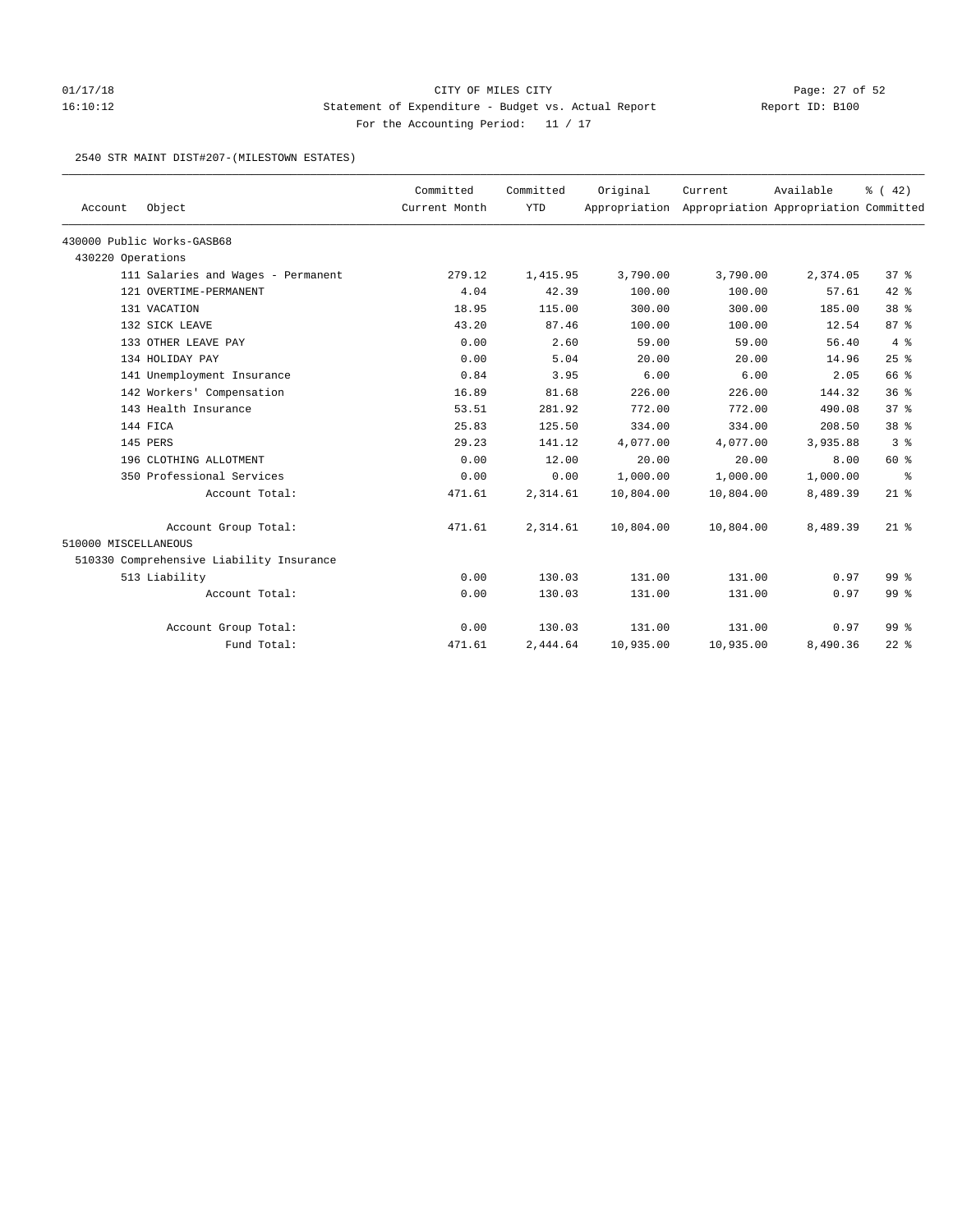CITY OF MILES CITY

Statement of Expenditure - Budget vs. Actual Report

For the Accounting Period: 11 / 17

2540 STR MAINT DIST#207-(MILESTOWN ESTATES)

| Account | Object | Committed Current Month | Committed YTD | Original Appropriation | Current Appropriation | Available Appropriation | % ( 42) Committed |
|---|---|---|---|---|---|---|---|
| 430000 Public Works-GASB68 | | | | | | | |
| 430220 Operations | | | | | | | |
| | 111 Salaries and Wages - Permanent | 279.12 | 1,415.95 | 3,790.00 | 3,790.00 | 2,374.05 | 37 % |
| | 121 OVERTIME-PERMANENT | 4.04 | 42.39 | 100.00 | 100.00 | 57.61 | 42 % |
| | 131 VACATION | 18.95 | 115.00 | 300.00 | 300.00 | 185.00 | 38 % |
| | 132 SICK LEAVE | 43.20 | 87.46 | 100.00 | 100.00 | 12.54 | 87 % |
| | 133 OTHER LEAVE PAY | 0.00 | 2.60 | 59.00 | 59.00 | 56.40 | 4 % |
| | 134 HOLIDAY PAY | 0.00 | 5.04 | 20.00 | 20.00 | 14.96 | 25 % |
| | 141 Unemployment Insurance | 0.84 | 3.95 | 6.00 | 6.00 | 2.05 | 66 % |
| | 142 Workers' Compensation | 16.89 | 81.68 | 226.00 | 226.00 | 144.32 | 36 % |
| | 143 Health Insurance | 53.51 | 281.92 | 772.00 | 772.00 | 490.08 | 37 % |
| | 144 FICA | 25.83 | 125.50 | 334.00 | 334.00 | 208.50 | 38 % |
| | 145 PERS | 29.23 | 141.12 | 4,077.00 | 4,077.00 | 3,935.88 | 3 % |
| | 196 CLOTHING ALLOTMENT | 0.00 | 12.00 | 20.00 | 20.00 | 8.00 | 60 % |
| | 350 Professional Services | 0.00 | 0.00 | 1,000.00 | 1,000.00 | 1,000.00 | % |
| | Account Total: | 471.61 | 2,314.61 | 10,804.00 | 10,804.00 | 8,489.39 | 21 % |
| | Account Group Total: | 471.61 | 2,314.61 | 10,804.00 | 10,804.00 | 8,489.39 | 21 % |
| 510000 MISCELLANEOUS | | | | | | | |
| 510330 Comprehensive Liability Insurance | | | | | | | |
| | 513 Liability | 0.00 | 130.03 | 131.00 | 131.00 | 0.97 | 99 % |
| | Account Total: | 0.00 | 130.03 | 131.00 | 131.00 | 0.97 | 99 % |
| | Account Group Total: | 0.00 | 130.03 | 131.00 | 131.00 | 0.97 | 99 % |
| | Fund Total: | 471.61 | 2,444.64 | 10,935.00 | 10,935.00 | 8,490.36 | 22 % |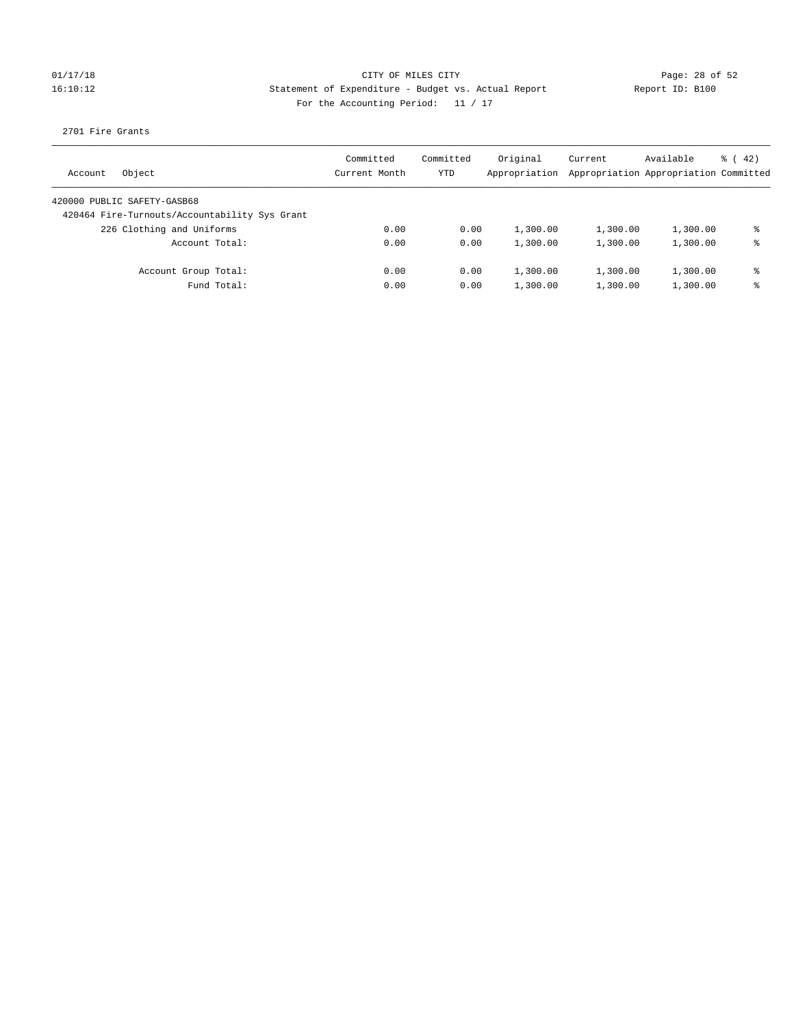CITY OF MILES CITY
Statement of Expenditure - Budget vs. Actual Report
For the Accounting Period: 11 / 17

01/17/18
16:10:12

Report ID: B100

2701 Fire Grants

| Account Object | Committed Current Month | Committed YTD | Original Appropriation | Current Appropriation | Available Appropriation | % ( 42) Committed |
|---|---|---|---|---|---|---|
| 420000 PUBLIC SAFETY-GASB68 | | | | | | |
| 420464 Fire-Turnouts/Accountability Sys Grant | | | | | | |
| 226 Clothing and Uniforms | 0.00 | 0.00 | 1,300.00 | 1,300.00 | 1,300.00 | % |
| Account Total: | 0.00 | 0.00 | 1,300.00 | 1,300.00 | 1,300.00 | % |
| Account Group Total: | 0.00 | 0.00 | 1,300.00 | 1,300.00 | 1,300.00 | % |
| Fund Total: | 0.00 | 0.00 | 1,300.00 | 1,300.00 | 1,300.00 | % |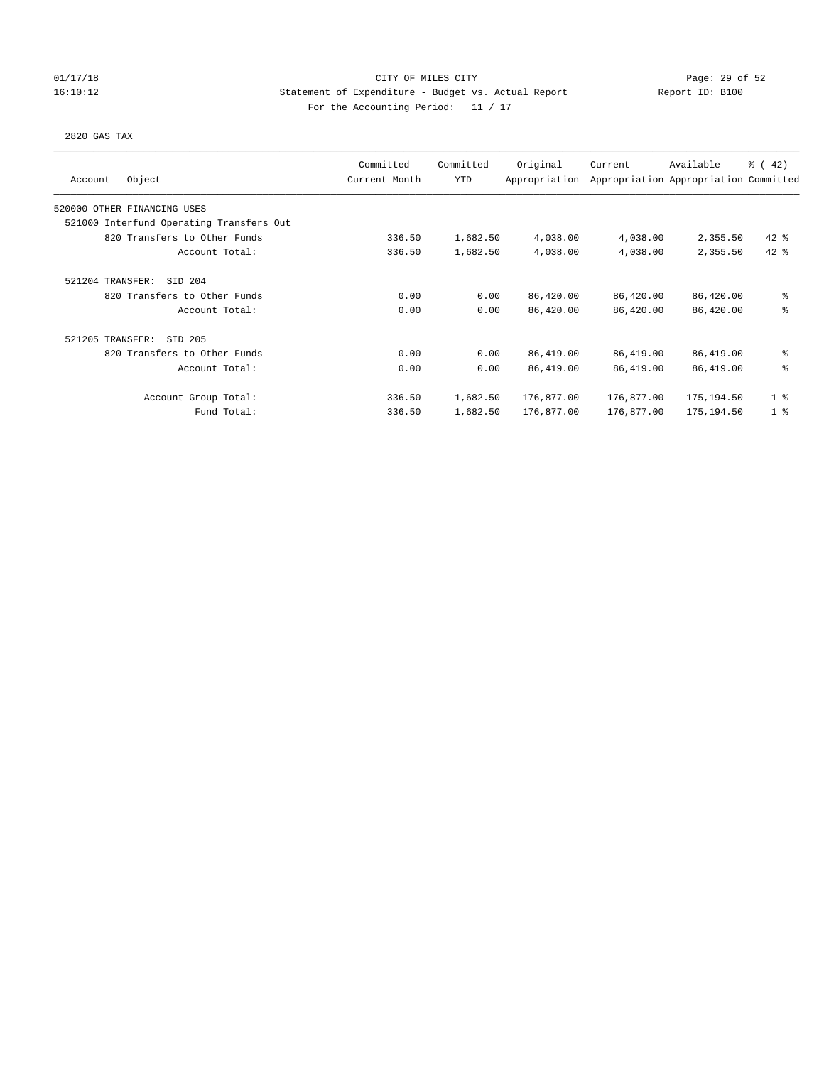CITY OF MILES CITY
Statement of Expenditure - Budget vs. Actual Report
For the Accounting Period: 11 / 17

01/17/18
16:10:12

Report ID: B100

2820 GAS TAX

| Account | Object | Committed Current Month | Committed YTD | Original Appropriation | Current Appropriation | Available Appropriation | % ( 42) Committed |
|---|---|---|---|---|---|---|---|
| 520000 OTHER FINANCING USES | | | | | | | |
| 521000 Interfund Operating Transfers Out | | | | | | | |
| | 820 Transfers to Other Funds | 336.50 | 1,682.50 | 4,038.00 | 4,038.00 | 2,355.50 | 42 % |
| | Account Total: | 336.50 | 1,682.50 | 4,038.00 | 4,038.00 | 2,355.50 | 42 % |
| 521204 TRANSFER: SID 204 | | | | | | | |
| | 820 Transfers to Other Funds | 0.00 | 0.00 | 86,420.00 | 86,420.00 | 86,420.00 | % |
| | Account Total: | 0.00 | 0.00 | 86,420.00 | 86,420.00 | 86,420.00 | % |
| 521205 TRANSFER: SID 205 | | | | | | | |
| | 820 Transfers to Other Funds | 0.00 | 0.00 | 86,419.00 | 86,419.00 | 86,419.00 | % |
| | Account Total: | 0.00 | 0.00 | 86,419.00 | 86,419.00 | 86,419.00 | % |
| | Account Group Total: | 336.50 | 1,682.50 | 176,877.00 | 176,877.00 | 175,194.50 | 1 % |
| | Fund Total: | 336.50 | 1,682.50 | 176,877.00 | 176,877.00 | 175,194.50 | 1 % |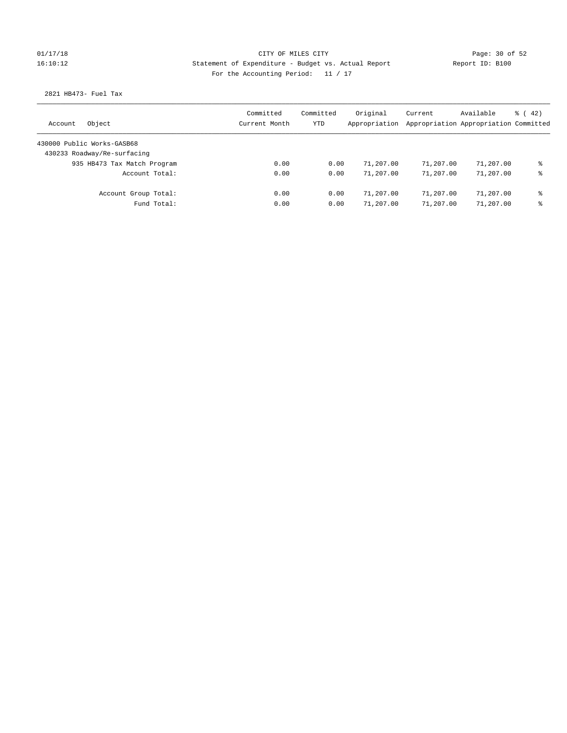CITY OF MILES CITY
Statement of Expenditure - Budget vs. Actual Report
For the Accounting Period: 11 / 17

2821 HB473- Fuel Tax

| Account | Object | Committed Current Month | Committed YTD | Original Appropriation | Current Appropriation | Available Appropriation | % ( 42) Committed |
|---|---|---|---|---|---|---|---|
| 430000 Public Works-GASB68 | | | | | | | |
| 430233 Roadway/Re-surfacing | | | | | | | |
| | 935 HB473 Tax Match Program | 0.00 | 0.00 | 71,207.00 | 71,207.00 | 71,207.00 | % |
| | Account Total: | 0.00 | 0.00 | 71,207.00 | 71,207.00 | 71,207.00 | % |
| | Account Group Total: | 0.00 | 0.00 | 71,207.00 | 71,207.00 | 71,207.00 | % |
| | Fund Total: | 0.00 | 0.00 | 71,207.00 | 71,207.00 | 71,207.00 | % |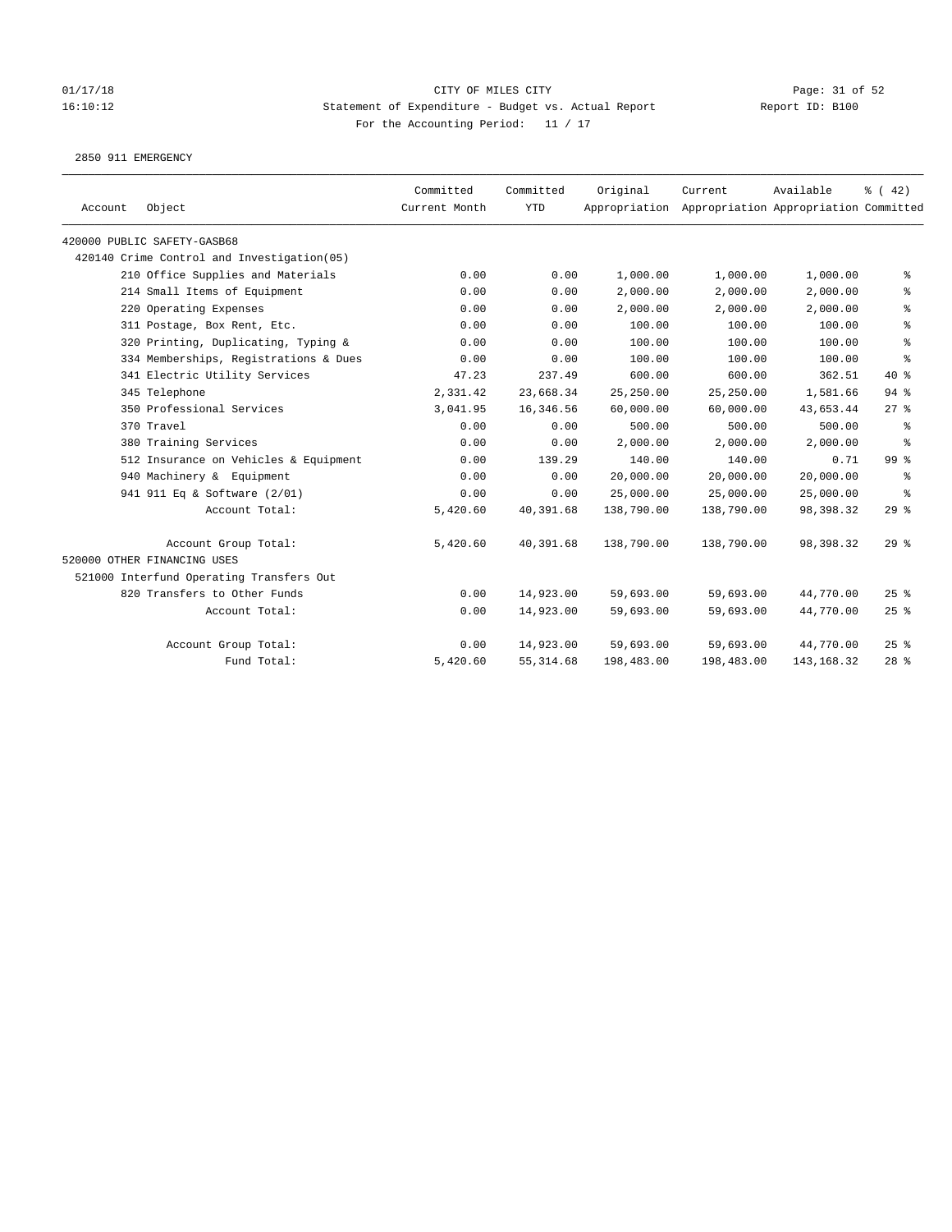01/17/18 CITY OF MILES CITY

16:10:12 Statement of Expenditure - Budget vs. Actual Report Report ID: B100

For the Accounting Period: 11 / 17

2850 911 EMERGENCY

| Account | Object | Committed Current Month | Committed YTD | Original Appropriation | Current Appropriation | Available Appropriation | % ( 42) Committed |
|---|---|---|---|---|---|---|---|
| 420000 PUBLIC SAFETY-GASB68 | | | | | | | |
| 420140 Crime Control and Investigation(05) | | | | | | | |
| | 210 Office Supplies and Materials | 0.00 | 0.00 | 1,000.00 | 1,000.00 | 1,000.00 | % |
| | 214 Small Items of Equipment | 0.00 | 0.00 | 2,000.00 | 2,000.00 | 2,000.00 | % |
| | 220 Operating Expenses | 0.00 | 0.00 | 2,000.00 | 2,000.00 | 2,000.00 | % |
| | 311 Postage, Box Rent, Etc. | 0.00 | 0.00 | 100.00 | 100.00 | 100.00 | % |
| | 320 Printing, Duplicating, Typing & | 0.00 | 0.00 | 100.00 | 100.00 | 100.00 | % |
| | 334 Memberships, Registrations & Dues | 0.00 | 0.00 | 100.00 | 100.00 | 100.00 | % |
| | 341 Electric Utility Services | 47.23 | 237.49 | 600.00 | 600.00 | 362.51 | 40 % |
| | 345 Telephone | 2,331.42 | 23,668.34 | 25,250.00 | 25,250.00 | 1,581.66 | 94 % |
| | 350 Professional Services | 3,041.95 | 16,346.56 | 60,000.00 | 60,000.00 | 43,653.44 | 27 % |
| | 370 Travel | 0.00 | 0.00 | 500.00 | 500.00 | 500.00 | % |
| | 380 Training Services | 0.00 | 0.00 | 2,000.00 | 2,000.00 | 2,000.00 | % |
| | 512 Insurance on Vehicles & Equipment | 0.00 | 139.29 | 140.00 | 140.00 | 0.71 | 99 % |
| | 940 Machinery & Equipment | 0.00 | 0.00 | 20,000.00 | 20,000.00 | 20,000.00 | % |
| | 941 911 Eq & Software (2/01) | 0.00 | 0.00 | 25,000.00 | 25,000.00 | 25,000.00 | % |
| | Account Total: | 5,420.60 | 40,391.68 | 138,790.00 | 138,790.00 | 98,398.32 | 29 % |
| | Account Group Total: | 5,420.60 | 40,391.68 | 138,790.00 | 138,790.00 | 98,398.32 | 29 % |
| 520000 OTHER FINANCING USES | | | | | | | |
| 521000 Interfund Operating Transfers Out | | | | | | | |
| | 820 Transfers to Other Funds | 0.00 | 14,923.00 | 59,693.00 | 59,693.00 | 44,770.00 | 25 % |
| | Account Total: | 0.00 | 14,923.00 | 59,693.00 | 59,693.00 | 44,770.00 | 25 % |
| | Account Group Total: | 0.00 | 14,923.00 | 59,693.00 | 59,693.00 | 44,770.00 | 25 % |
| | Fund Total: | 5,420.60 | 55,314.68 | 198,483.00 | 198,483.00 | 143,168.32 | 28 % |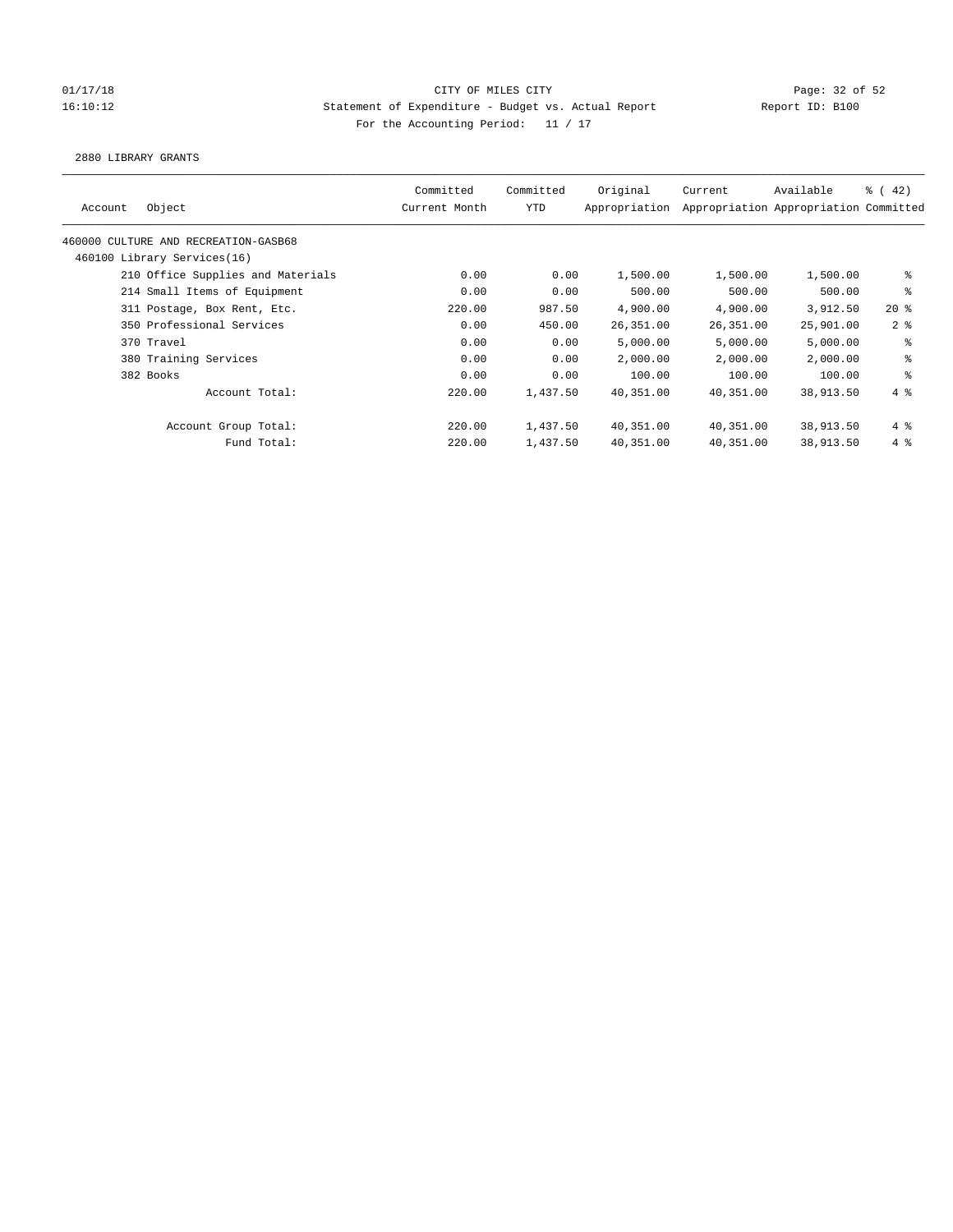01/17/18 CITY OF MILES CITY
16:10:12 Statement of Expenditure - Budget vs. Actual Report Report ID: B100
For the Accounting Period: 11 / 17

2880 LIBRARY GRANTS

| Account | Object | Committed Current Month | Committed YTD | Original Appropriation | Current Appropriation | Available Appropriation | % ( 42) Committed |
|---|---|---|---|---|---|---|---|
| 460000 CULTURE AND RECREATION-GASB68 | | | | | | | |
| 460100 Library Services(16) | | | | | | | |
| | 210 Office Supplies and Materials | 0.00 | 0.00 | 1,500.00 | 1,500.00 | 1,500.00 | % |
| | 214 Small Items of Equipment | 0.00 | 0.00 | 500.00 | 500.00 | 500.00 | % |
| | 311 Postage, Box Rent, Etc. | 220.00 | 987.50 | 4,900.00 | 4,900.00 | 3,912.50 | 20 % |
| | 350 Professional Services | 0.00 | 450.00 | 26,351.00 | 26,351.00 | 25,901.00 | 2 % |
| | 370 Travel | 0.00 | 0.00 | 5,000.00 | 5,000.00 | 5,000.00 | % |
| | 380 Training Services | 0.00 | 0.00 | 2,000.00 | 2,000.00 | 2,000.00 | % |
| | 382 Books | 0.00 | 0.00 | 100.00 | 100.00 | 100.00 | % |
| | Account Total: | 220.00 | 1,437.50 | 40,351.00 | 40,351.00 | 38,913.50 | 4 % |
| | Account Group Total: | 220.00 | 1,437.50 | 40,351.00 | 40,351.00 | 38,913.50 | 4 % |
| | Fund Total: | 220.00 | 1,437.50 | 40,351.00 | 40,351.00 | 38,913.50 | 4 % |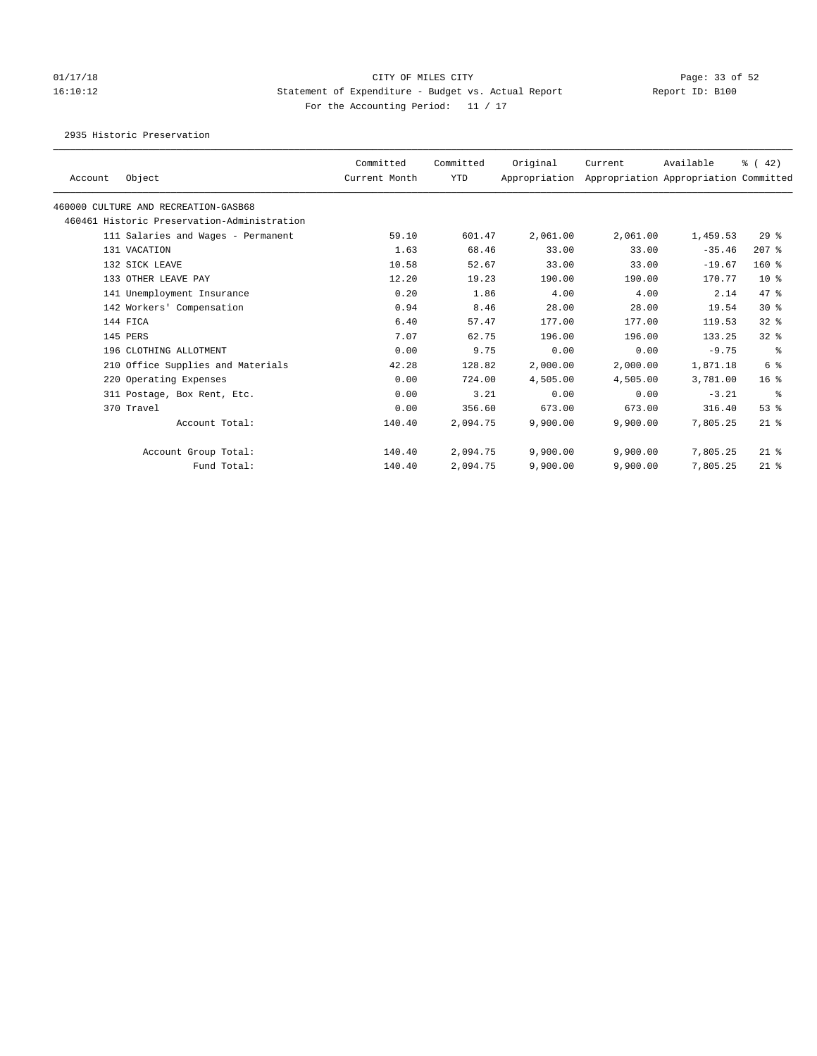CITY OF MILES CITY
Statement of Expenditure - Budget vs. Actual Report
For the Accounting Period: 11 / 17

01/17/18
16:10:12

Report ID: B100

2935 Historic Preservation

| Account | Object | Committed Current Month | Committed YTD | Original Appropriation | Current Appropriation | Available Appropriation | % ( 42) Committed |
|---|---|---|---|---|---|---|---|
| 460000 CULTURE AND RECREATION-GASB68 | | | | | | | |
| 460461 Historic Preservation-Administration | | | | | | | |
| 111 | Salaries and Wages - Permanent | 59.10 | 601.47 | 2,061.00 | 2,061.00 | 1,459.53 | 29 % |
| 131 | VACATION | 1.63 | 68.46 | 33.00 | 33.00 | -35.46 | 207 % |
| 132 | SICK LEAVE | 10.58 | 52.67 | 33.00 | 33.00 | -19.67 | 160 % |
| 133 | OTHER LEAVE PAY | 12.20 | 19.23 | 190.00 | 190.00 | 170.77 | 10 % |
| 141 | Unemployment Insurance | 0.20 | 1.86 | 4.00 | 4.00 | 2.14 | 47 % |
| 142 | Workers' Compensation | 0.94 | 8.46 | 28.00 | 28.00 | 19.54 | 30 % |
| 144 | FICA | 6.40 | 57.47 | 177.00 | 177.00 | 119.53 | 32 % |
| 145 | PERS | 7.07 | 62.75 | 196.00 | 196.00 | 133.25 | 32 % |
| 196 | CLOTHING ALLOTMENT | 0.00 | 9.75 | 0.00 | 0.00 | -9.75 | % |
| 210 | Office Supplies and Materials | 42.28 | 128.82 | 2,000.00 | 2,000.00 | 1,871.18 | 6 % |
| 220 | Operating Expenses | 0.00 | 724.00 | 4,505.00 | 4,505.00 | 3,781.00 | 16 % |
| 311 | Postage, Box Rent, Etc. | 0.00 | 3.21 | 0.00 | 0.00 | -3.21 | % |
| 370 | Travel | 0.00 | 356.60 | 673.00 | 673.00 | 316.40 | 53 % |
| | Account Total: | 140.40 | 2,094.75 | 9,900.00 | 9,900.00 | 7,805.25 | 21 % |
| | Account Group Total: | 140.40 | 2,094.75 | 9,900.00 | 9,900.00 | 7,805.25 | 21 % |
| | Fund Total: | 140.40 | 2,094.75 | 9,900.00 | 9,900.00 | 7,805.25 | 21 % |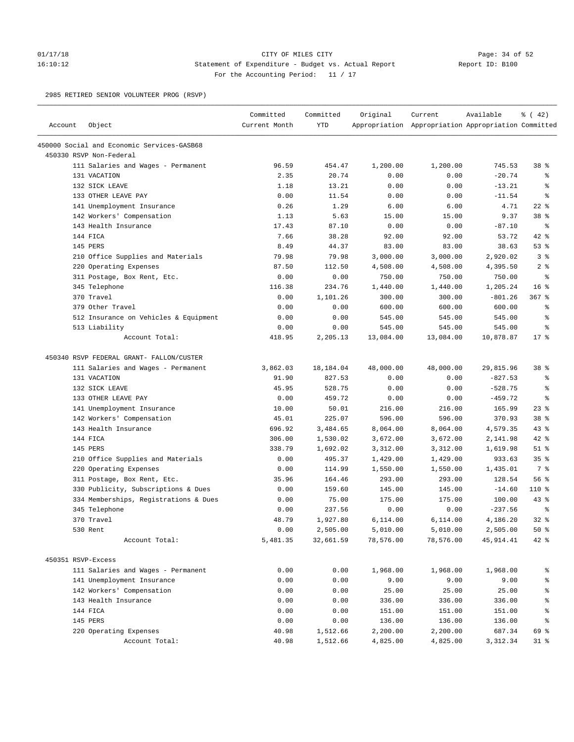CITY OF MILES CITY

Statement of Expenditure - Budget vs. Actual Report

For the Accounting Period: 11 / 17

2985 RETIRED SENIOR VOLUNTEER PROG (RSVP)

| Account | Object | Committed Current Month | Committed YTD | Original Appropriation | Current Appropriation | Available Appropriation | % ( 42) Committed |
|---|---|---|---|---|---|---|---|
| 450000 Social and Economic Services-GASB68 | | | | | | | |
| 450330 RSVP Non-Federal | | | | | | | |
| | 111 Salaries and Wages - Permanent | 96.59 | 454.47 | 1,200.00 | 1,200.00 | 745.53 | 38 % |
| | 131 VACATION | 2.35 | 20.74 | 0.00 | 0.00 | -20.74 | % |
| | 132 SICK LEAVE | 1.18 | 13.21 | 0.00 | 0.00 | -13.21 | % |
| | 133 OTHER LEAVE PAY | 0.00 | 11.54 | 0.00 | 0.00 | -11.54 | % |
| | 141 Unemployment Insurance | 0.26 | 1.29 | 6.00 | 6.00 | 4.71 | 22 % |
| | 142 Workers' Compensation | 1.13 | 5.63 | 15.00 | 15.00 | 9.37 | 38 % |
| | 143 Health Insurance | 17.43 | 87.10 | 0.00 | 0.00 | -87.10 | % |
| | 144 FICA | 7.66 | 38.28 | 92.00 | 92.00 | 53.72 | 42 % |
| | 145 PERS | 8.49 | 44.37 | 83.00 | 83.00 | 38.63 | 53 % |
| | 210 Office Supplies and Materials | 79.98 | 79.98 | 3,000.00 | 3,000.00 | 2,920.02 | 3 % |
| | 220 Operating Expenses | 87.50 | 112.50 | 4,508.00 | 4,508.00 | 4,395.50 | 2 % |
| | 311 Postage, Box Rent, Etc. | 0.00 | 0.00 | 750.00 | 750.00 | 750.00 | % |
| | 345 Telephone | 116.38 | 234.76 | 1,440.00 | 1,440.00 | 1,205.24 | 16 % |
| | 370 Travel | 0.00 | 1,101.26 | 300.00 | 300.00 | -801.26 | 367 % |
| | 379 Other Travel | 0.00 | 0.00 | 600.00 | 600.00 | 600.00 | % |
| | 512 Insurance on Vehicles & Equipment | 0.00 | 0.00 | 545.00 | 545.00 | 545.00 | % |
| | 513 Liability | 0.00 | 0.00 | 545.00 | 545.00 | 545.00 | % |
| | Account Total: | 418.95 | 2,205.13 | 13,084.00 | 13,084.00 | 10,878.87 | 17 % |
| 450340 RSVP FEDERAL GRANT- FALLON/CUSTER | | | | | | | |
| | 111 Salaries and Wages - Permanent | 3,862.03 | 18,184.04 | 48,000.00 | 48,000.00 | 29,815.96 | 38 % |
| | 131 VACATION | 91.90 | 827.53 | 0.00 | 0.00 | -827.53 | % |
| | 132 SICK LEAVE | 45.95 | 528.75 | 0.00 | 0.00 | -528.75 | % |
| | 133 OTHER LEAVE PAY | 0.00 | 459.72 | 0.00 | 0.00 | -459.72 | % |
| | 141 Unemployment Insurance | 10.00 | 50.01 | 216.00 | 216.00 | 165.99 | 23 % |
| | 142 Workers' Compensation | 45.01 | 225.07 | 596.00 | 596.00 | 370.93 | 38 % |
| | 143 Health Insurance | 696.92 | 3,484.65 | 8,064.00 | 8,064.00 | 4,579.35 | 43 % |
| | 144 FICA | 306.00 | 1,530.02 | 3,672.00 | 3,672.00 | 2,141.98 | 42 % |
| | 145 PERS | 338.79 | 1,692.02 | 3,312.00 | 3,312.00 | 1,619.98 | 51 % |
| | 210 Office Supplies and Materials | 0.00 | 495.37 | 1,429.00 | 1,429.00 | 933.63 | 35 % |
| | 220 Operating Expenses | 0.00 | 114.99 | 1,550.00 | 1,550.00 | 1,435.01 | 7 % |
| | 311 Postage, Box Rent, Etc. | 35.96 | 164.46 | 293.00 | 293.00 | 128.54 | 56 % |
| | 330 Publicity, Subscriptions & Dues | 0.00 | 159.60 | 145.00 | 145.00 | -14.60 | 110 % |
| | 334 Memberships, Registrations & Dues | 0.00 | 75.00 | 175.00 | 175.00 | 100.00 | 43 % |
| | 345 Telephone | 0.00 | 237.56 | 0.00 | 0.00 | -237.56 | % |
| | 370 Travel | 48.79 | 1,927.80 | 6,114.00 | 6,114.00 | 4,186.20 | 32 % |
| | 530 Rent | 0.00 | 2,505.00 | 5,010.00 | 5,010.00 | 2,505.00 | 50 % |
| | Account Total: | 5,481.35 | 32,661.59 | 78,576.00 | 78,576.00 | 45,914.41 | 42 % |
| 450351 RSVP-Excess | | | | | | | |
| | 111 Salaries and Wages - Permanent | 0.00 | 0.00 | 1,968.00 | 1,968.00 | 1,968.00 | % |
| | 141 Unemployment Insurance | 0.00 | 0.00 | 9.00 | 9.00 | 9.00 | % |
| | 142 Workers' Compensation | 0.00 | 0.00 | 25.00 | 25.00 | 25.00 | % |
| | 143 Health Insurance | 0.00 | 0.00 | 336.00 | 336.00 | 336.00 | % |
| | 144 FICA | 0.00 | 0.00 | 151.00 | 151.00 | 151.00 | % |
| | 145 PERS | 0.00 | 0.00 | 136.00 | 136.00 | 136.00 | % |
| | 220 Operating Expenses | 40.98 | 1,512.66 | 2,200.00 | 2,200.00 | 687.34 | 69 % |
| | Account Total: | 40.98 | 1,512.66 | 4,825.00 | 4,825.00 | 3,312.34 | 31 % |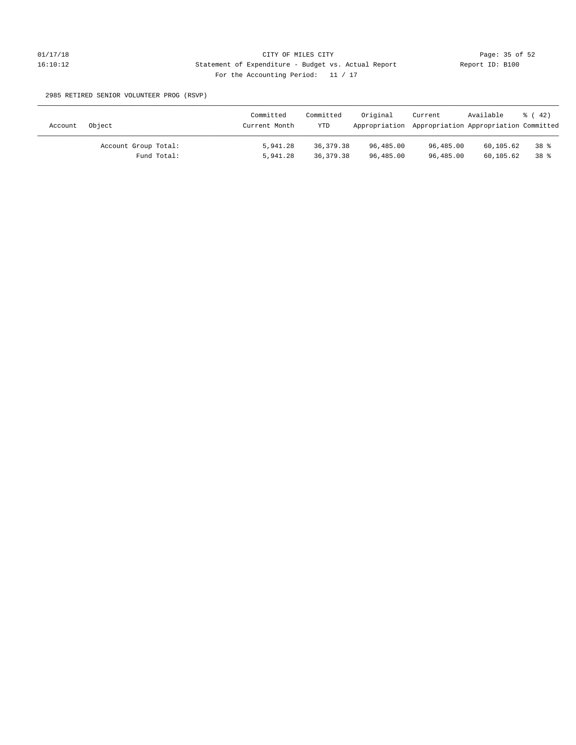2985 RETIRED SENIOR VOLUNTEER PROG (RSVP)

| Account | Object | Committed Current Month | Committed YTD | Original Appropriation | Current Appropriation | Available Appropriation | % ( 42) Committed |
|---|---|---|---|---|---|---|---|
| | Account Group Total: | 5,941.28 | 36,379.38 | 96,485.00 | 96,485.00 | 60,105.62 | 38 % |
| | Fund Total: | 5,941.28 | 36,379.38 | 96,485.00 | 96,485.00 | 60,105.62 | 38 % |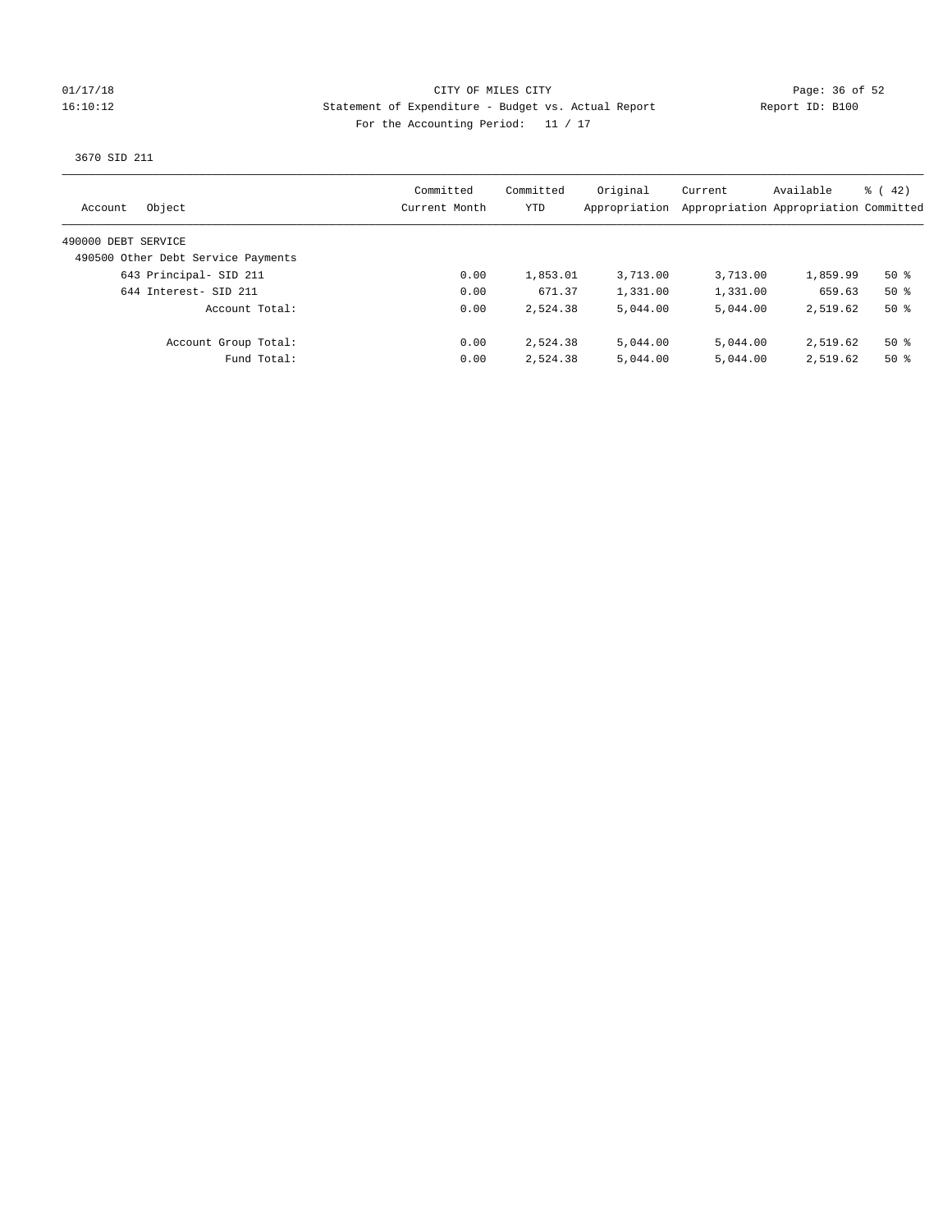CITY OF MILES CITY

Statement of Expenditure - Budget vs. Actual Report

Report ID: B100

01/17/18 16:10:12

For the Accounting Period: 11 / 17

3670 SID 211

| Account | Object | Committed Current Month | Committed YTD | Original Appropriation | Current Appropriation | Available Appropriation | % ( 42) Committed |
|---|---|---|---|---|---|---|---|
| 490000 DEBT SERVICE | | | | | | | |
| 490500 Other Debt Service Payments | | | | | | | |
| | 643 Principal- SID 211 | 0.00 | 1,853.01 | 3,713.00 | 3,713.00 | 1,859.99 | 50 % |
| | 644 Interest- SID 211 | 0.00 | 671.37 | 1,331.00 | 1,331.00 | 659.63 | 50 % |
| | Account Total: | 0.00 | 2,524.38 | 5,044.00 | 5,044.00 | 2,519.62 | 50 % |
| | Account Group Total: | 0.00 | 2,524.38 | 5,044.00 | 5,044.00 | 2,519.62 | 50 % |
| | Fund Total: | 0.00 | 2,524.38 | 5,044.00 | 5,044.00 | 2,519.62 | 50 % |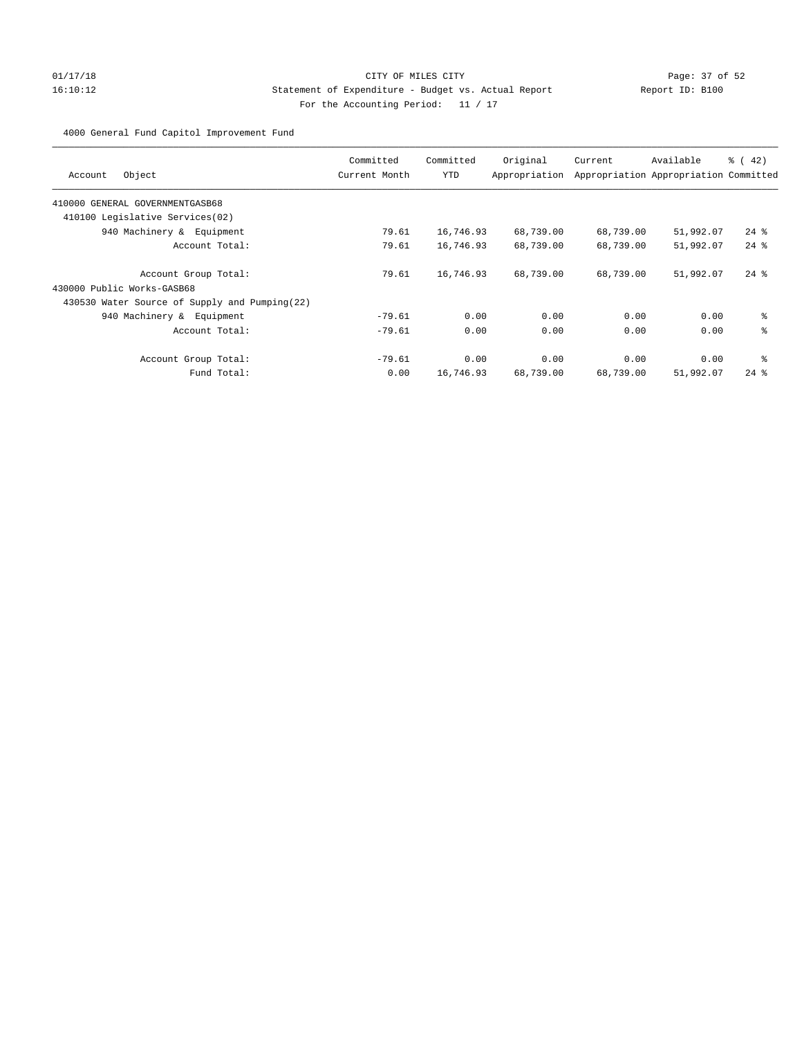CITY OF MILES CITY
Statement of Expenditure - Budget vs. Actual Report
Report ID: B100
For the Accounting Period: 11 / 17

01/17/18
16:10:12

4000 General Fund Capitol Improvement Fund

| Account Object | Committed Current Month | Committed YTD | Original Appropriation | Current Appropriation | Available Appropriation | % ( 42) Committed |
|---|---|---|---|---|---|---|
| 410000 GENERAL GOVERNMENTGASB68 | | | | | | |
| 410100 Legislative Services(02) | | | | | | |
| 940 Machinery & Equipment | 79.61 | 16,746.93 | 68,739.00 | 68,739.00 | 51,992.07 | 24 % |
| Account Total: | 79.61 | 16,746.93 | 68,739.00 | 68,739.00 | 51,992.07 | 24 % |
| Account Group Total: | 79.61 | 16,746.93 | 68,739.00 | 68,739.00 | 51,992.07 | 24 % |
| 430000 Public Works-GASB68 | | | | | | |
| 430530 Water Source of Supply and Pumping(22) | | | | | | |
| 940 Machinery & Equipment | -79.61 | 0.00 | 0.00 | 0.00 | 0.00 | % |
| Account Total: | -79.61 | 0.00 | 0.00 | 0.00 | 0.00 | % |
| Account Group Total: | -79.61 | 0.00 | 0.00 | 0.00 | 0.00 | % |
| Fund Total: | 0.00 | 16,746.93 | 68,739.00 | 68,739.00 | 51,992.07 | 24 % |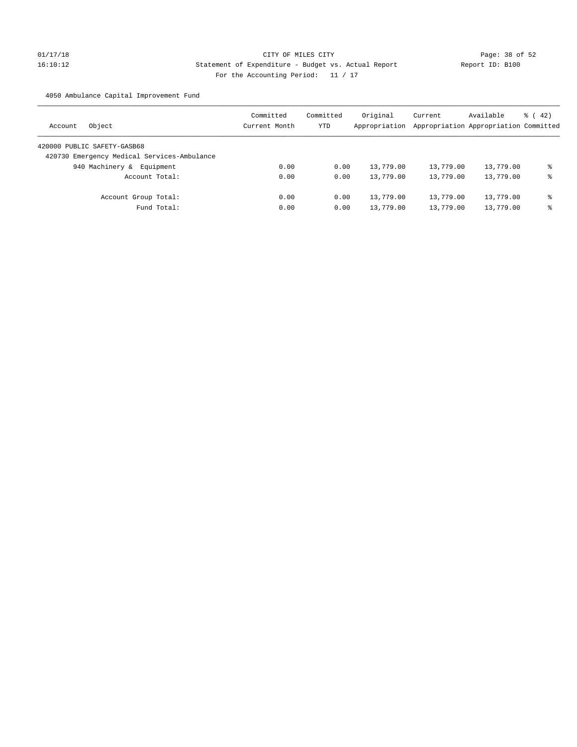CITY OF MILES CITY

Statement of Expenditure - Budget vs. Actual Report

Report ID: B100

For the Accounting Period: 11 / 17

4050 Ambulance Capital Improvement Fund

| Account Object | Committed Current Month | Committed YTD | Original Appropriation | Current Appropriation | Available Appropriation | % ( 42) Committed |
|---|---|---|---|---|---|---|
| 420000 PUBLIC SAFETY-GASB68 | | | | | | |
| 420730 Emergency Medical Services-Ambulance | | | | | | |
| 940 Machinery & Equipment | 0.00 | 0.00 | 13,779.00 | 13,779.00 | 13,779.00 | % |
| Account Total: | 0.00 | 0.00 | 13,779.00 | 13,779.00 | 13,779.00 | % |
| Account Group Total: | 0.00 | 0.00 | 13,779.00 | 13,779.00 | 13,779.00 | % |
| Fund Total: | 0.00 | 0.00 | 13,779.00 | 13,779.00 | 13,779.00 | % |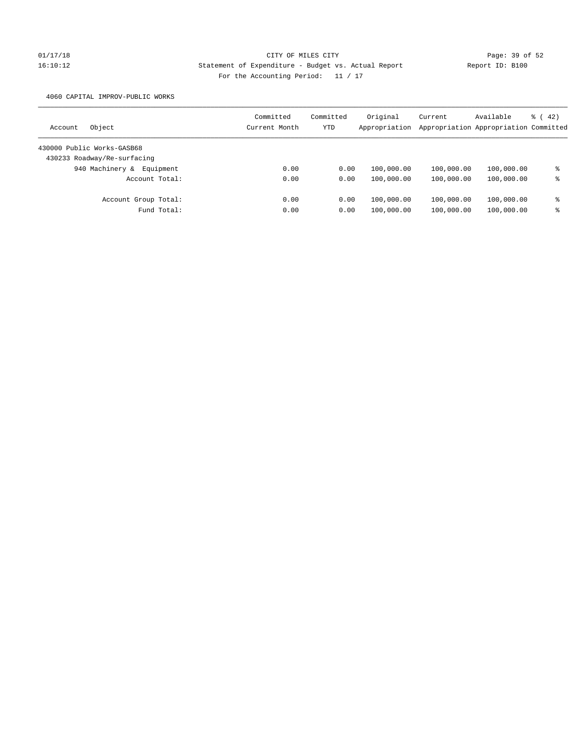CITY OF MILES CITY
Statement of Expenditure - Budget vs. Actual Report
Report ID: B100
For the Accounting Period: 11 / 17

01/17/18
16:10:12

4060 CAPITAL IMPROV-PUBLIC WORKS

| Account Object | Committed Current Month | Committed YTD | Original Appropriation | Current Appropriation | Available Appropriation | % ( 42) Committed |
|---|---|---|---|---|---|---|
| 430000 Public Works-GASB68 | | | | | | |
| 430233 Roadway/Re-surfacing | | | | | | |
| 940 Machinery & Equipment | 0.00 | 0.00 | 100,000.00 | 100,000.00 | 100,000.00 | % |
| Account Total: | 0.00 | 0.00 | 100,000.00 | 100,000.00 | 100,000.00 | % |
| Account Group Total: | 0.00 | 0.00 | 100,000.00 | 100,000.00 | 100,000.00 | % |
| Fund Total: | 0.00 | 0.00 | 100,000.00 | 100,000.00 | 100,000.00 | % |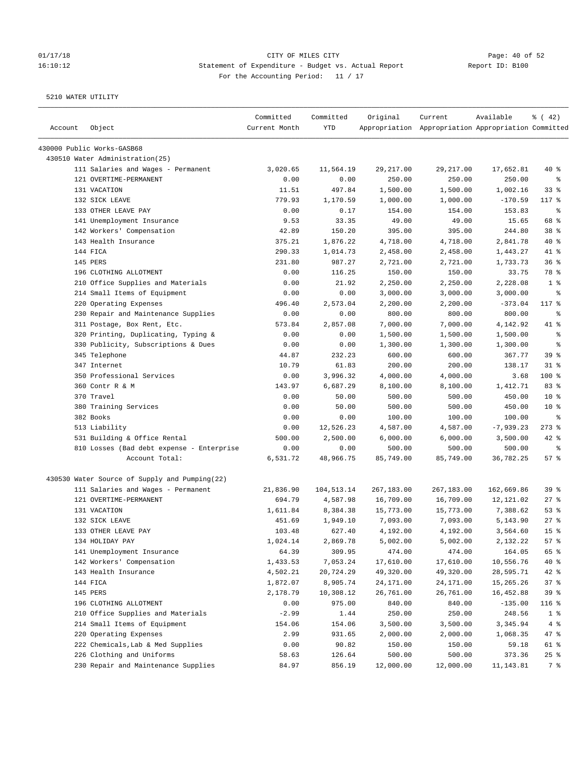CITY OF MILES CITY
Statement of Expenditure - Budget vs. Actual Report
For the Accounting Period: 11 / 17

5210 WATER UTILITY

| Account | Object | Committed Current Month | Committed YTD | Original Appropriation | Current Appropriation | Available Appropriation | % ( 42) Committed |
|---|---|---|---|---|---|---|---|
| 430000 Public Works-GASB68 | | | | | | | |
| 430510 Water Administration(25) | | | | | | | |
| | 111 Salaries and Wages - Permanent | 3,020.65 | 11,564.19 | 29,217.00 | 29,217.00 | 17,652.81 | 40 % |
| | 121 OVERTIME-PERMANENT | 0.00 | 0.00 | 250.00 | 250.00 | 250.00 | % |
| | 131 VACATION | 11.51 | 497.84 | 1,500.00 | 1,500.00 | 1,002.16 | 33 % |
| | 132 SICK LEAVE | 779.93 | 1,170.59 | 1,000.00 | 1,000.00 | -170.59 | 117 % |
| | 133 OTHER LEAVE PAY | 0.00 | 0.17 | 154.00 | 154.00 | 153.83 | % |
| | 141 Unemployment Insurance | 9.53 | 33.35 | 49.00 | 49.00 | 15.65 | 68 % |
| | 142 Workers' Compensation | 42.89 | 150.20 | 395.00 | 395.00 | 244.80 | 38 % |
| | 143 Health Insurance | 375.21 | 1,876.22 | 4,718.00 | 4,718.00 | 2,841.78 | 40 % |
| | 144 FICA | 290.33 | 1,014.73 | 2,458.00 | 2,458.00 | 1,443.27 | 41 % |
| | 145 PERS | 231.80 | 987.27 | 2,721.00 | 2,721.00 | 1,733.73 | 36 % |
| | 196 CLOTHING ALLOTMENT | 0.00 | 116.25 | 150.00 | 150.00 | 33.75 | 78 % |
| | 210 Office Supplies and Materials | 0.00 | 21.92 | 2,250.00 | 2,250.00 | 2,228.08 | 1 % |
| | 214 Small Items of Equipment | 0.00 | 0.00 | 3,000.00 | 3,000.00 | 3,000.00 | % |
| | 220 Operating Expenses | 496.40 | 2,573.04 | 2,200.00 | 2,200.00 | -373.04 | 117 % |
| | 230 Repair and Maintenance Supplies | 0.00 | 0.00 | 800.00 | 800.00 | 800.00 | % |
| | 311 Postage, Box Rent, Etc. | 573.84 | 2,857.08 | 7,000.00 | 7,000.00 | 4,142.92 | 41 % |
| | 320 Printing, Duplicating, Typing & | 0.00 | 0.00 | 1,500.00 | 1,500.00 | 1,500.00 | % |
| | 330 Publicity, Subscriptions & Dues | 0.00 | 0.00 | 1,300.00 | 1,300.00 | 1,300.00 | % |
| | 345 Telephone | 44.87 | 232.23 | 600.00 | 600.00 | 367.77 | 39 % |
| | 347 Internet | 10.79 | 61.83 | 200.00 | 200.00 | 138.17 | 31 % |
| | 350 Professional Services | 0.00 | 3,996.32 | 4,000.00 | 4,000.00 | 3.68 | 100 % |
| | 360 Contr R & M | 143.97 | 6,687.29 | 8,100.00 | 8,100.00 | 1,412.71 | 83 % |
| | 370 Travel | 0.00 | 50.00 | 500.00 | 500.00 | 450.00 | 10 % |
| | 380 Training Services | 0.00 | 50.00 | 500.00 | 500.00 | 450.00 | 10 % |
| | 382 Books | 0.00 | 0.00 | 100.00 | 100.00 | 100.00 | % |
| | 513 Liability | 0.00 | 12,526.23 | 4,587.00 | 4,587.00 | -7,939.23 | 273 % |
| | 531 Building & Office Rental | 500.00 | 2,500.00 | 6,000.00 | 6,000.00 | 3,500.00 | 42 % |
| | 810 Losses (Bad debt expense - Enterprise | 0.00 | 0.00 | 500.00 | 500.00 | 500.00 | % |
| | Account Total: | 6,531.72 | 48,966.75 | 85,749.00 | 85,749.00 | 36,782.25 | 57 % |
| 430530 Water Source of Supply and Pumping(22) | | | | | | | |
| | 111 Salaries and Wages - Permanent | 21,836.90 | 104,513.14 | 267,183.00 | 267,183.00 | 162,669.86 | 39 % |
| | 121 OVERTIME-PERMANENT | 694.79 | 4,587.98 | 16,709.00 | 16,709.00 | 12,121.02 | 27 % |
| | 131 VACATION | 1,611.84 | 8,384.38 | 15,773.00 | 15,773.00 | 7,388.62 | 53 % |
| | 132 SICK LEAVE | 451.69 | 1,949.10 | 7,093.00 | 7,093.00 | 5,143.90 | 27 % |
| | 133 OTHER LEAVE PAY | 103.48 | 627.40 | 4,192.00 | 4,192.00 | 3,564.60 | 15 % |
| | 134 HOLIDAY PAY | 1,024.14 | 2,869.78 | 5,002.00 | 5,002.00 | 2,132.22 | 57 % |
| | 141 Unemployment Insurance | 64.39 | 309.95 | 474.00 | 474.00 | 164.05 | 65 % |
| | 142 Workers' Compensation | 1,433.53 | 7,053.24 | 17,610.00 | 17,610.00 | 10,556.76 | 40 % |
| | 143 Health Insurance | 4,502.21 | 20,724.29 | 49,320.00 | 49,320.00 | 28,595.71 | 42 % |
| | 144 FICA | 1,872.07 | 8,905.74 | 24,171.00 | 24,171.00 | 15,265.26 | 37 % |
| | 145 PERS | 2,178.79 | 10,308.12 | 26,761.00 | 26,761.00 | 16,452.88 | 39 % |
| | 196 CLOTHING ALLOTMENT | 0.00 | 975.00 | 840.00 | 840.00 | -135.00 | 116 % |
| | 210 Office Supplies and Materials | -2.99 | 1.44 | 250.00 | 250.00 | 248.56 | 1 % |
| | 214 Small Items of Equipment | 154.06 | 154.06 | 3,500.00 | 3,500.00 | 3,345.94 | 4 % |
| | 220 Operating Expenses | 2.99 | 931.65 | 2,000.00 | 2,000.00 | 1,068.35 | 47 % |
| | 222 Chemicals,Lab & Med Supplies | 0.00 | 90.82 | 150.00 | 150.00 | 59.18 | 61 % |
| | 226 Clothing and Uniforms | 58.63 | 126.64 | 500.00 | 500.00 | 373.36 | 25 % |
| | 230 Repair and Maintenance Supplies | 84.97 | 856.19 | 12,000.00 | 12,000.00 | 11,143.81 | 7 % |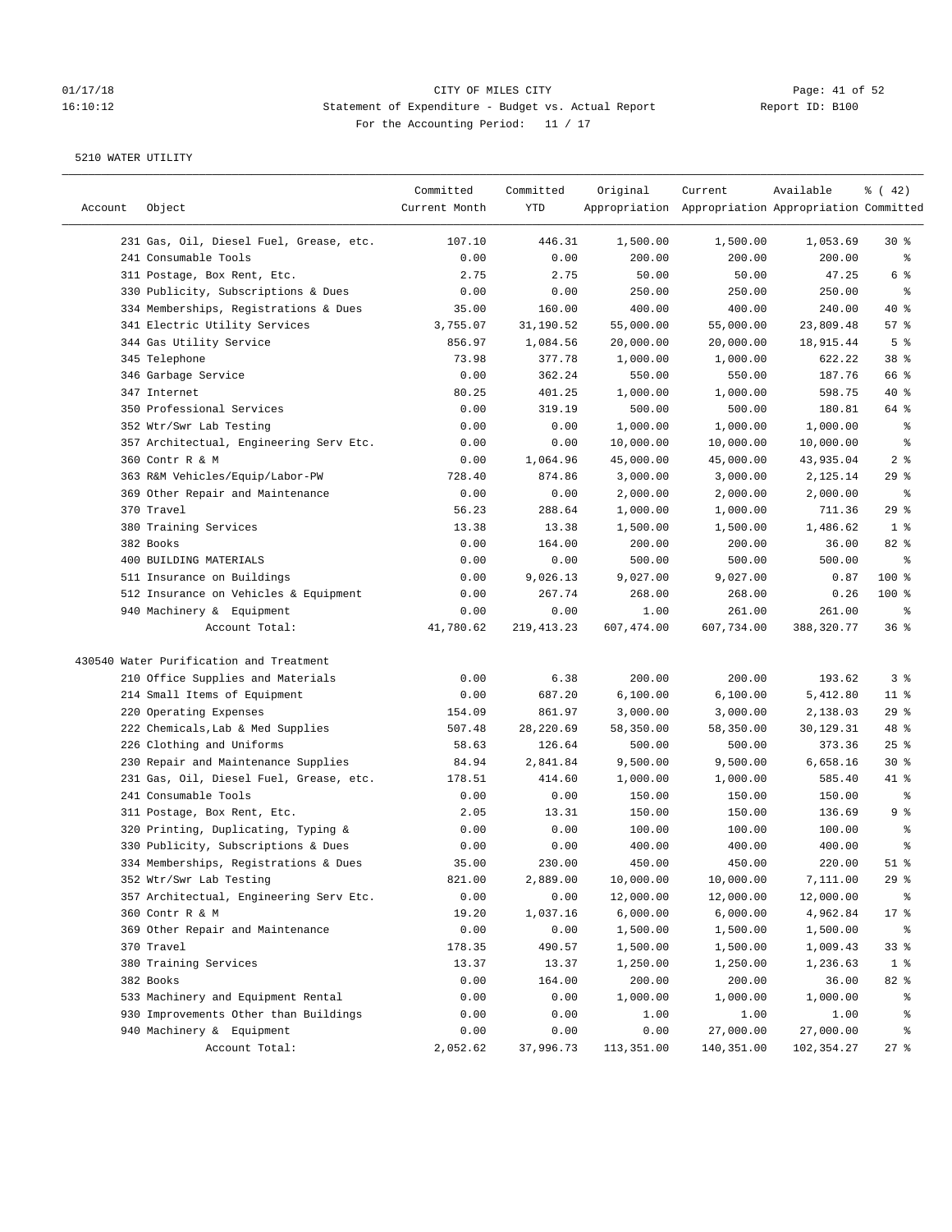CITY OF MILES CITY

Statement of Expenditure - Budget vs. Actual Report

For the Accounting Period: 11 / 17

5210 WATER UTILITY

| Account | Object | Committed Current Month | Committed YTD | Original Appropriation | Current Appropriation | Available Appropriation | % ( 42) Committed |
|---|---|---|---|---|---|---|---|
| | 231 Gas, Oil, Diesel Fuel, Grease, etc. | 107.10 | 446.31 | 1,500.00 | 1,500.00 | 1,053.69 | 30 % |
| | 241 Consumable Tools | 0.00 | 0.00 | 200.00 | 200.00 | 200.00 | % |
| | 311 Postage, Box Rent, Etc. | 2.75 | 2.75 | 50.00 | 50.00 | 47.25 | 6 % |
| | 330 Publicity, Subscriptions & Dues | 0.00 | 0.00 | 250.00 | 250.00 | 250.00 | % |
| | 334 Memberships, Registrations & Dues | 35.00 | 160.00 | 400.00 | 400.00 | 240.00 | 40 % |
| | 341 Electric Utility Services | 3,755.07 | 31,190.52 | 55,000.00 | 55,000.00 | 23,809.48 | 57 % |
| | 344 Gas Utility Service | 856.97 | 1,084.56 | 20,000.00 | 20,000.00 | 18,915.44 | 5 % |
| | 345 Telephone | 73.98 | 377.78 | 1,000.00 | 1,000.00 | 622.22 | 38 % |
| | 346 Garbage Service | 0.00 | 362.24 | 550.00 | 550.00 | 187.76 | 66 % |
| | 347 Internet | 80.25 | 401.25 | 1,000.00 | 1,000.00 | 598.75 | 40 % |
| | 350 Professional Services | 0.00 | 319.19 | 500.00 | 500.00 | 180.81 | 64 % |
| | 352 Wtr/Swr Lab Testing | 0.00 | 0.00 | 1,000.00 | 1,000.00 | 1,000.00 | % |
| | 357 Architectual, Engineering Serv Etc. | 0.00 | 0.00 | 10,000.00 | 10,000.00 | 10,000.00 | % |
| | 360 Contr R & M | 0.00 | 1,064.96 | 45,000.00 | 45,000.00 | 43,935.04 | 2 % |
| | 363 R&M Vehicles/Equip/Labor-PW | 728.40 | 874.86 | 3,000.00 | 3,000.00 | 2,125.14 | 29 % |
| | 369 Other Repair and Maintenance | 0.00 | 0.00 | 2,000.00 | 2,000.00 | 2,000.00 | % |
| | 370 Travel | 56.23 | 288.64 | 1,000.00 | 1,000.00 | 711.36 | 29 % |
| | 380 Training Services | 13.38 | 13.38 | 1,500.00 | 1,500.00 | 1,486.62 | 1 % |
| | 382 Books | 0.00 | 164.00 | 200.00 | 200.00 | 36.00 | 82 % |
| | 400 BUILDING MATERIALS | 0.00 | 0.00 | 500.00 | 500.00 | 500.00 | % |
| | 511 Insurance on Buildings | 0.00 | 9,026.13 | 9,027.00 | 9,027.00 | 0.87 | 100 % |
| | 512 Insurance on Vehicles & Equipment | 0.00 | 267.74 | 268.00 | 268.00 | 0.26 | 100 % |
| | 940 Machinery & Equipment | 0.00 | 0.00 | 1.00 | 261.00 | 261.00 | % |
| | Account Total: | 41,780.62 | 219,413.23 | 607,474.00 | 607,734.00 | 388,320.77 | 36 % |
| 430540 Water Purification and Treatment | | | | | | | |
| | 210 Office Supplies and Materials | 0.00 | 6.38 | 200.00 | 200.00 | 193.62 | 3 % |
| | 214 Small Items of Equipment | 0.00 | 687.20 | 6,100.00 | 6,100.00 | 5,412.80 | 11 % |
| | 220 Operating Expenses | 154.09 | 861.97 | 3,000.00 | 3,000.00 | 2,138.03 | 29 % |
| | 222 Chemicals,Lab & Med Supplies | 507.48 | 28,220.69 | 58,350.00 | 58,350.00 | 30,129.31 | 48 % |
| | 226 Clothing and Uniforms | 58.63 | 126.64 | 500.00 | 500.00 | 373.36 | 25 % |
| | 230 Repair and Maintenance Supplies | 84.94 | 2,841.84 | 9,500.00 | 9,500.00 | 6,658.16 | 30 % |
| | 231 Gas, Oil, Diesel Fuel, Grease, etc. | 178.51 | 414.60 | 1,000.00 | 1,000.00 | 585.40 | 41 % |
| | 241 Consumable Tools | 0.00 | 0.00 | 150.00 | 150.00 | 150.00 | % |
| | 311 Postage, Box Rent, Etc. | 2.05 | 13.31 | 150.00 | 150.00 | 136.69 | 9 % |
| | 320 Printing, Duplicating, Typing & | 0.00 | 0.00 | 100.00 | 100.00 | 100.00 | % |
| | 330 Publicity, Subscriptions & Dues | 0.00 | 0.00 | 400.00 | 400.00 | 400.00 | % |
| | 334 Memberships, Registrations & Dues | 35.00 | 230.00 | 450.00 | 450.00 | 220.00 | 51 % |
| | 352 Wtr/Swr Lab Testing | 821.00 | 2,889.00 | 10,000.00 | 10,000.00 | 7,111.00 | 29 % |
| | 357 Architectual, Engineering Serv Etc. | 0.00 | 0.00 | 12,000.00 | 12,000.00 | 12,000.00 | % |
| | 360 Contr R & M | 19.20 | 1,037.16 | 6,000.00 | 6,000.00 | 4,962.84 | 17 % |
| | 369 Other Repair and Maintenance | 0.00 | 0.00 | 1,500.00 | 1,500.00 | 1,500.00 | % |
| | 370 Travel | 178.35 | 490.57 | 1,500.00 | 1,500.00 | 1,009.43 | 33 % |
| | 380 Training Services | 13.37 | 13.37 | 1,250.00 | 1,250.00 | 1,236.63 | 1 % |
| | 382 Books | 0.00 | 164.00 | 200.00 | 200.00 | 36.00 | 82 % |
| | 533 Machinery and Equipment Rental | 0.00 | 0.00 | 1,000.00 | 1,000.00 | 1,000.00 | % |
| | 930 Improvements Other than Buildings | 0.00 | 0.00 | 1.00 | 1.00 | 1.00 | % |
| | 940 Machinery & Equipment | 0.00 | 0.00 | 0.00 | 27,000.00 | 27,000.00 | % |
| | Account Total: | 2,052.62 | 37,996.73 | 113,351.00 | 140,351.00 | 102,354.27 | 27 % |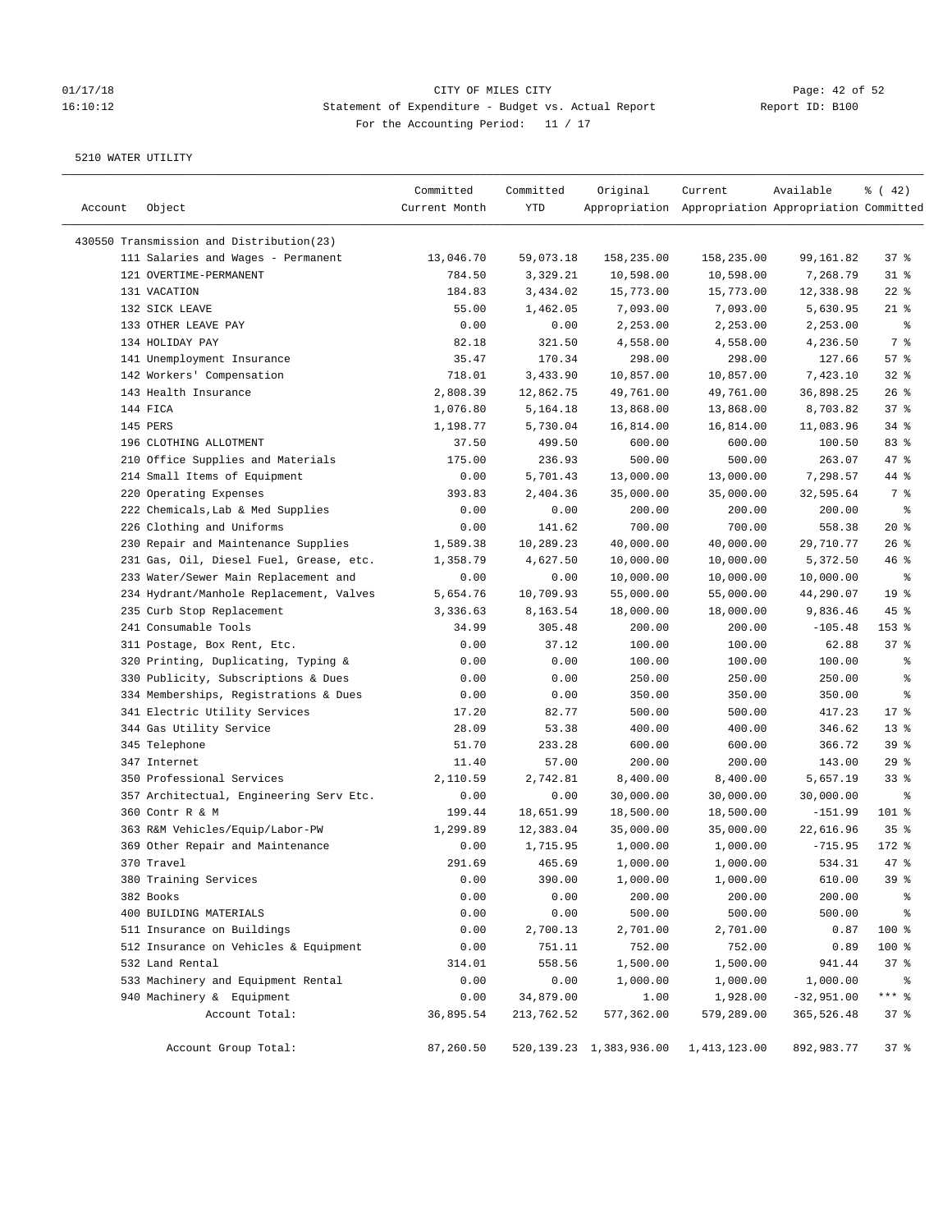CITY OF MILES CITY
Statement of Expenditure - Budget vs. Actual Report
For the Accounting Period: 11 / 17

5210 WATER UTILITY

| Account | Object | Committed Current Month | Committed YTD | Original Appropriation | Current Appropriation | Available Appropriation | % ( 42) Committed |
|---|---|---|---|---|---|---|---|
| 430550 Transmission and Distribution(23) | | | | | | | |
| | 111 Salaries and Wages - Permanent | 13,046.70 | 59,073.18 | 158,235.00 | 158,235.00 | 99,161.82 | 37 % |
| | 121 OVERTIME-PERMANENT | 784.50 | 3,329.21 | 10,598.00 | 10,598.00 | 7,268.79 | 31 % |
| | 131 VACATION | 184.83 | 3,434.02 | 15,773.00 | 15,773.00 | 12,338.98 | 22 % |
| | 132 SICK LEAVE | 55.00 | 1,462.05 | 7,093.00 | 7,093.00 | 5,630.95 | 21 % |
| | 133 OTHER LEAVE PAY | 0.00 | 0.00 | 2,253.00 | 2,253.00 | 2,253.00 | % |
| | 134 HOLIDAY PAY | 82.18 | 321.50 | 4,558.00 | 4,558.00 | 4,236.50 | 7 % |
| | 141 Unemployment Insurance | 35.47 | 170.34 | 298.00 | 298.00 | 127.66 | 57 % |
| | 142 Workers' Compensation | 718.01 | 3,433.90 | 10,857.00 | 10,857.00 | 7,423.10 | 32 % |
| | 143 Health Insurance | 2,808.39 | 12,862.75 | 49,761.00 | 49,761.00 | 36,898.25 | 26 % |
| | 144 FICA | 1,076.80 | 5,164.18 | 13,868.00 | 13,868.00 | 8,703.82 | 37 % |
| | 145 PERS | 1,198.77 | 5,730.04 | 16,814.00 | 16,814.00 | 11,083.96 | 34 % |
| | 196 CLOTHING ALLOTMENT | 37.50 | 499.50 | 600.00 | 600.00 | 100.50 | 83 % |
| | 210 Office Supplies and Materials | 175.00 | 236.93 | 500.00 | 500.00 | 263.07 | 47 % |
| | 214 Small Items of Equipment | 0.00 | 5,701.43 | 13,000.00 | 13,000.00 | 7,298.57 | 44 % |
| | 220 Operating Expenses | 393.83 | 2,404.36 | 35,000.00 | 35,000.00 | 32,595.64 | 7 % |
| | 222 Chemicals,Lab & Med Supplies | 0.00 | 0.00 | 200.00 | 200.00 | 200.00 | % |
| | 226 Clothing and Uniforms | 0.00 | 141.62 | 700.00 | 700.00 | 558.38 | 20 % |
| | 230 Repair and Maintenance Supplies | 1,589.38 | 10,289.23 | 40,000.00 | 40,000.00 | 29,710.77 | 26 % |
| | 231 Gas, Oil, Diesel Fuel, Grease, etc. | 1,358.79 | 4,627.50 | 10,000.00 | 10,000.00 | 5,372.50 | 46 % |
| | 233 Water/Sewer Main Replacement and | 0.00 | 0.00 | 10,000.00 | 10,000.00 | 10,000.00 | % |
| | 234 Hydrant/Manhole Replacement, Valves | 5,654.76 | 10,709.93 | 55,000.00 | 55,000.00 | 44,290.07 | 19 % |
| | 235 Curb Stop Replacement | 3,336.63 | 8,163.54 | 18,000.00 | 18,000.00 | 9,836.46 | 45 % |
| | 241 Consumable Tools | 34.99 | 305.48 | 200.00 | 200.00 | -105.48 | 153 % |
| | 311 Postage, Box Rent, Etc. | 0.00 | 37.12 | 100.00 | 100.00 | 62.88 | 37 % |
| | 320 Printing, Duplicating, Typing & | 0.00 | 0.00 | 100.00 | 100.00 | 100.00 | % |
| | 330 Publicity, Subscriptions & Dues | 0.00 | 0.00 | 250.00 | 250.00 | 250.00 | % |
| | 334 Memberships, Registrations & Dues | 0.00 | 0.00 | 350.00 | 350.00 | 350.00 | % |
| | 341 Electric Utility Services | 17.20 | 82.77 | 500.00 | 500.00 | 417.23 | 17 % |
| | 344 Gas Utility Service | 28.09 | 53.38 | 400.00 | 400.00 | 346.62 | 13 % |
| | 345 Telephone | 51.70 | 233.28 | 600.00 | 600.00 | 366.72 | 39 % |
| | 347 Internet | 11.40 | 57.00 | 200.00 | 200.00 | 143.00 | 29 % |
| | 350 Professional Services | 2,110.59 | 2,742.81 | 8,400.00 | 8,400.00 | 5,657.19 | 33 % |
| | 357 Architectual, Engineering Serv Etc. | 0.00 | 0.00 | 30,000.00 | 30,000.00 | 30,000.00 | % |
| | 360 Contr R & M | 199.44 | 18,651.99 | 18,500.00 | 18,500.00 | -151.99 | 101 % |
| | 363 R&M Vehicles/Equip/Labor-PW | 1,299.89 | 12,383.04 | 35,000.00 | 35,000.00 | 22,616.96 | 35 % |
| | 369 Other Repair and Maintenance | 0.00 | 1,715.95 | 1,000.00 | 1,000.00 | -715.95 | 172 % |
| | 370 Travel | 291.69 | 465.69 | 1,000.00 | 1,000.00 | 534.31 | 47 % |
| | 380 Training Services | 0.00 | 390.00 | 1,000.00 | 1,000.00 | 610.00 | 39 % |
| | 382 Books | 0.00 | 0.00 | 200.00 | 200.00 | 200.00 | % |
| | 400 BUILDING MATERIALS | 0.00 | 0.00 | 500.00 | 500.00 | 500.00 | % |
| | 511 Insurance on Buildings | 0.00 | 2,700.13 | 2,701.00 | 2,701.00 | 0.87 | 100 % |
| | 512 Insurance on Vehicles & Equipment | 0.00 | 751.11 | 752.00 | 752.00 | 0.89 | 100 % |
| | 532 Land Rental | 314.01 | 558.56 | 1,500.00 | 1,500.00 | 941.44 | 37 % |
| | 533 Machinery and Equipment Rental | 0.00 | 0.00 | 1,000.00 | 1,000.00 | 1,000.00 | % |
| | 940 Machinery & Equipment | 0.00 | 34,879.00 | 1.00 | 1,928.00 | -32,951.00 | *** % |
| | Account Total: | 36,895.54 | 213,762.52 | 577,362.00 | 579,289.00 | 365,526.48 | 37 % |
| | Account Group Total: | 87,260.50 | 520,139.23 | 1,383,936.00 | 1,413,123.00 | 892,983.77 | 37 % |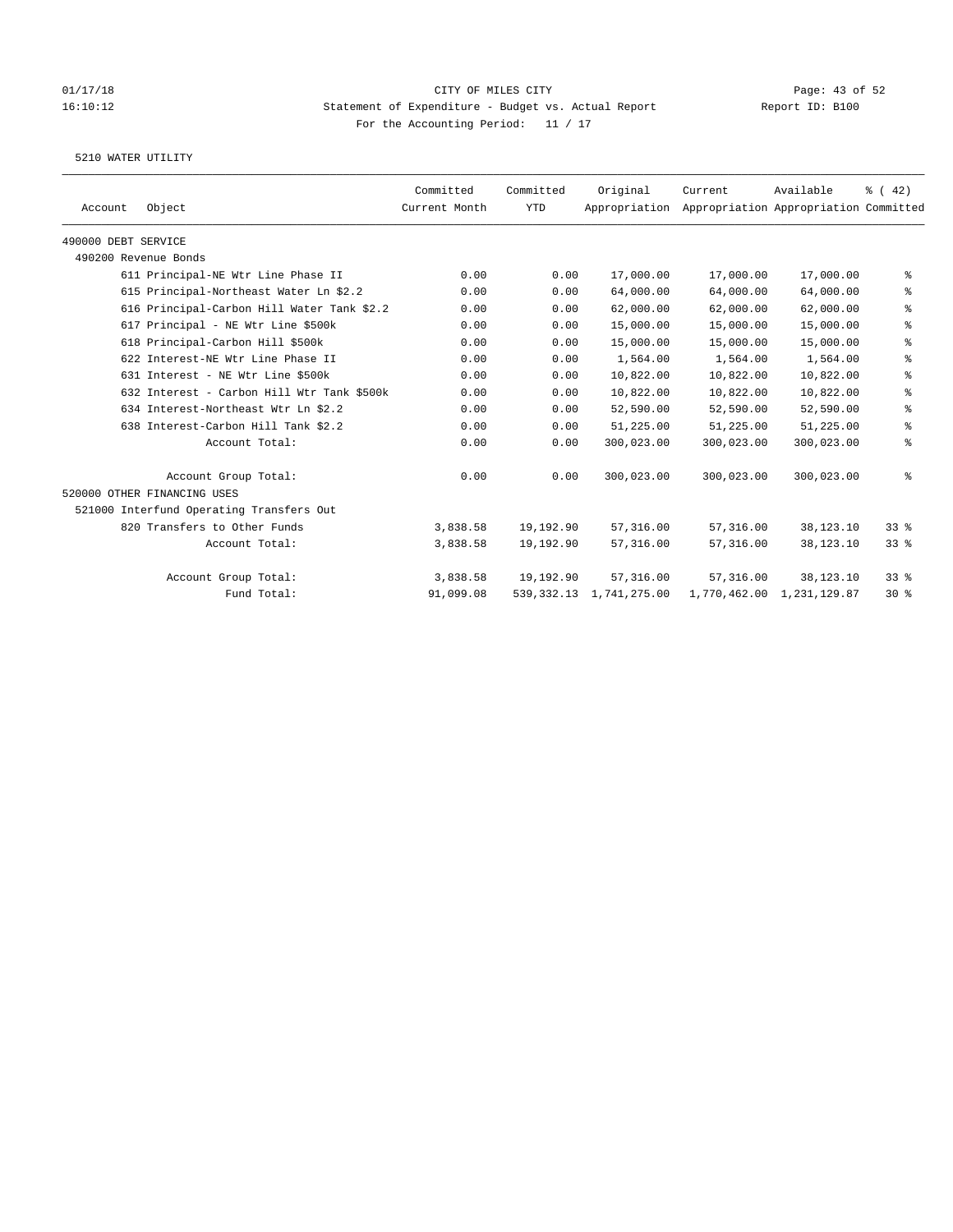CITY OF MILES CITY

Statement of Expenditure - Budget vs. Actual Report

Report ID: B100

For the Accounting Period: 11 / 17

01/17/18 16:10:12

5210 WATER UTILITY

| Account | Object | Committed Current Month | Committed YTD | Original Appropriation | Current Appropriation | Available Appropriation | % ( 42) Committed |
|---|---|---|---|---|---|---|---|
| 490000 DEBT SERVICE | | | | | | | |
| 490200 Revenue Bonds | | | | | | | |
| | 611 Principal-NE Wtr Line Phase II | 0.00 | 0.00 | 17,000.00 | 17,000.00 | 17,000.00 | % |
| | 615 Principal-Northeast Water Ln $2.2 | 0.00 | 0.00 | 64,000.00 | 64,000.00 | 64,000.00 | % |
| | 616 Principal-Carbon Hill Water Tank $2.2 | 0.00 | 0.00 | 62,000.00 | 62,000.00 | 62,000.00 | % |
| | 617 Principal - NE Wtr Line $500k | 0.00 | 0.00 | 15,000.00 | 15,000.00 | 15,000.00 | % |
| | 618 Principal-Carbon Hill $500k | 0.00 | 0.00 | 15,000.00 | 15,000.00 | 15,000.00 | % |
| | 622 Interest-NE Wtr Line Phase II | 0.00 | 0.00 | 1,564.00 | 1,564.00 | 1,564.00 | % |
| | 631 Interest - NE Wtr Line $500k | 0.00 | 0.00 | 10,822.00 | 10,822.00 | 10,822.00 | % |
| | 632 Interest - Carbon Hill Wtr Tank $500k | 0.00 | 0.00 | 10,822.00 | 10,822.00 | 10,822.00 | % |
| | 634 Interest-Northeast Wtr Ln $2.2 | 0.00 | 0.00 | 52,590.00 | 52,590.00 | 52,590.00 | % |
| | 638 Interest-Carbon Hill Tank $2.2 | 0.00 | 0.00 | 51,225.00 | 51,225.00 | 51,225.00 | % |
| | Account Total: | 0.00 | 0.00 | 300,023.00 | 300,023.00 | 300,023.00 | % |
| | Account Group Total: | 0.00 | 0.00 | 300,023.00 | 300,023.00 | 300,023.00 | % |
| 520000 OTHER FINANCING USES | | | | | | | |
| 521000 Interfund Operating Transfers Out | | | | | | | |
| | 820 Transfers to Other Funds | 3,838.58 | 19,192.90 | 57,316.00 | 57,316.00 | 38,123.10 | 33 % |
| | Account Total: | 3,838.58 | 19,192.90 | 57,316.00 | 57,316.00 | 38,123.10 | 33 % |
| | Account Group Total: | 3,838.58 | 19,192.90 | 57,316.00 | 57,316.00 | 38,123.10 | 33 % |
| | Fund Total: | 91,099.08 | 539,332.13 | 1,741,275.00 | 1,770,462.00 | 1,231,129.87 | 30 % |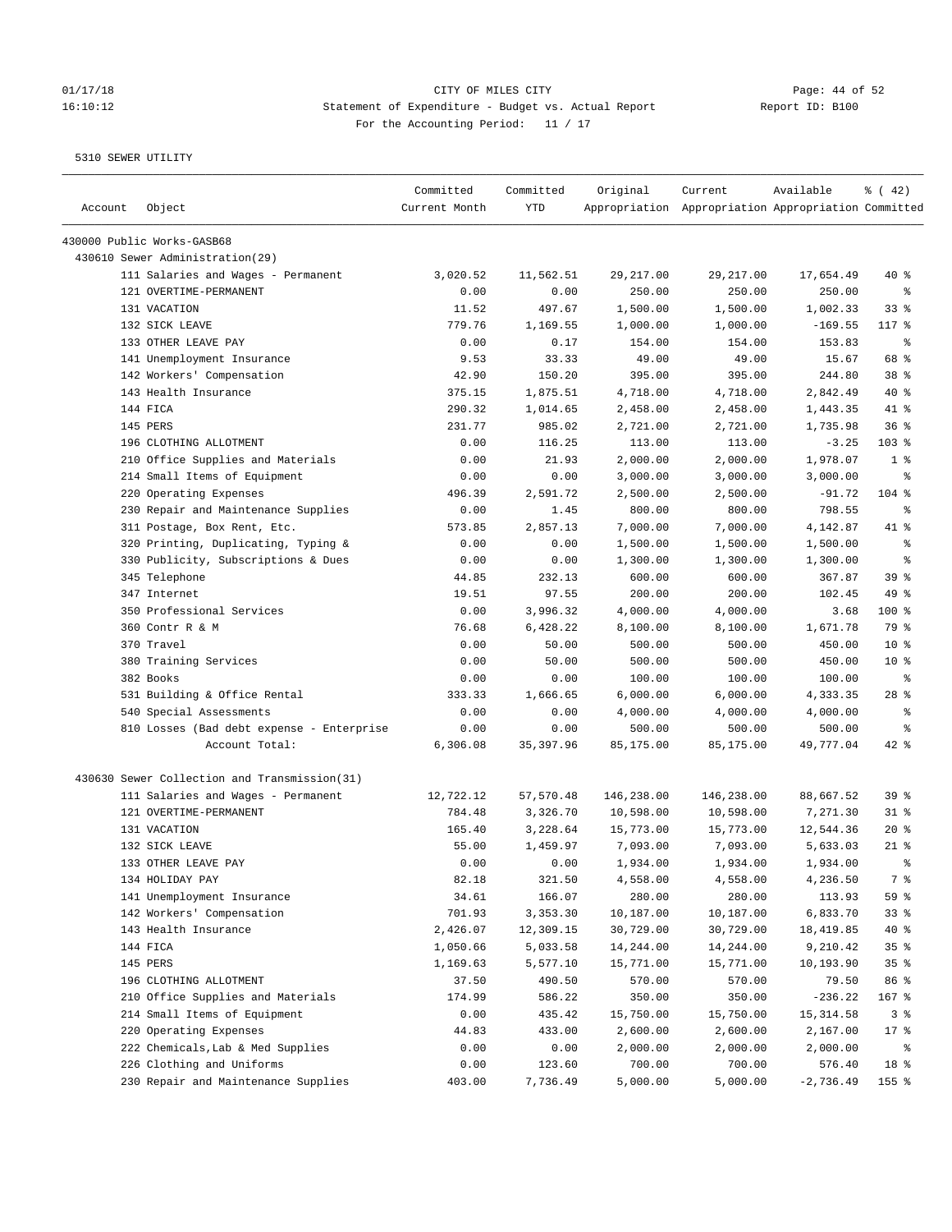CITY OF MILES CITY
Statement of Expenditure - Budget vs. Actual Report
For the Accounting Period: 11 / 17

01/17/18 16:10:12 — Report ID: B100

5310 SEWER UTILITY

| Account | Object | Committed Current Month | Committed YTD | Original Appropriation | Current Appropriation | Available Appropriation | % ( 42) Committed |
|---|---|---|---|---|---|---|---|
| 430000 Public Works-GASB68 | | | | | | | |
| 430610 Sewer Administration(29) | | | | | | | |
| | 111 Salaries and Wages - Permanent | 3,020.52 | 11,562.51 | 29,217.00 | 29,217.00 | 17,654.49 | 40 % |
| | 121 OVERTIME-PERMANENT | 0.00 | 0.00 | 250.00 | 250.00 | 250.00 | % |
| | 131 VACATION | 11.52 | 497.67 | 1,500.00 | 1,500.00 | 1,002.33 | 33 % |
| | 132 SICK LEAVE | 779.76 | 1,169.55 | 1,000.00 | 1,000.00 | -169.55 | 117 % |
| | 133 OTHER LEAVE PAY | 0.00 | 0.17 | 154.00 | 154.00 | 153.83 | % |
| | 141 Unemployment Insurance | 9.53 | 33.33 | 49.00 | 49.00 | 15.67 | 68 % |
| | 142 Workers' Compensation | 42.90 | 150.20 | 395.00 | 395.00 | 244.80 | 38 % |
| | 143 Health Insurance | 375.15 | 1,875.51 | 4,718.00 | 4,718.00 | 2,842.49 | 40 % |
| | 144 FICA | 290.32 | 1,014.65 | 2,458.00 | 2,458.00 | 1,443.35 | 41 % |
| | 145 PERS | 231.77 | 985.02 | 2,721.00 | 2,721.00 | 1,735.98 | 36 % |
| | 196 CLOTHING ALLOTMENT | 0.00 | 116.25 | 113.00 | 113.00 | -3.25 | 103 % |
| | 210 Office Supplies and Materials | 0.00 | 21.93 | 2,000.00 | 2,000.00 | 1,978.07 | 1 % |
| | 214 Small Items of Equipment | 0.00 | 0.00 | 3,000.00 | 3,000.00 | 3,000.00 | % |
| | 220 Operating Expenses | 496.39 | 2,591.72 | 2,500.00 | 2,500.00 | -91.72 | 104 % |
| | 230 Repair and Maintenance Supplies | 0.00 | 1.45 | 800.00 | 800.00 | 798.55 | % |
| | 311 Postage, Box Rent, Etc. | 573.85 | 2,857.13 | 7,000.00 | 7,000.00 | 4,142.87 | 41 % |
| | 320 Printing, Duplicating, Typing & | 0.00 | 0.00 | 1,500.00 | 1,500.00 | 1,500.00 | % |
| | 330 Publicity, Subscriptions & Dues | 0.00 | 0.00 | 1,300.00 | 1,300.00 | 1,300.00 | % |
| | 345 Telephone | 44.85 | 232.13 | 600.00 | 600.00 | 367.87 | 39 % |
| | 347 Internet | 19.51 | 97.55 | 200.00 | 200.00 | 102.45 | 49 % |
| | 350 Professional Services | 0.00 | 3,996.32 | 4,000.00 | 4,000.00 | 3.68 | 100 % |
| | 360 Contr R & M | 76.68 | 6,428.22 | 8,100.00 | 8,100.00 | 1,671.78 | 79 % |
| | 370 Travel | 0.00 | 50.00 | 500.00 | 500.00 | 450.00 | 10 % |
| | 380 Training Services | 0.00 | 50.00 | 500.00 | 500.00 | 450.00 | 10 % |
| | 382 Books | 0.00 | 0.00 | 100.00 | 100.00 | 100.00 | % |
| | 531 Building & Office Rental | 333.33 | 1,666.65 | 6,000.00 | 6,000.00 | 4,333.35 | 28 % |
| | 540 Special Assessments | 0.00 | 0.00 | 4,000.00 | 4,000.00 | 4,000.00 | % |
| | 810 Losses (Bad debt expense - Enterprise | 0.00 | 0.00 | 500.00 | 500.00 | 500.00 | % |
| | Account Total: | 6,306.08 | 35,397.96 | 85,175.00 | 85,175.00 | 49,777.04 | 42 % |
| 430630 Sewer Collection and Transmission(31) | | | | | | | |
| | 111 Salaries and Wages - Permanent | 12,722.12 | 57,570.48 | 146,238.00 | 146,238.00 | 88,667.52 | 39 % |
| | 121 OVERTIME-PERMANENT | 784.48 | 3,326.70 | 10,598.00 | 10,598.00 | 7,271.30 | 31 % |
| | 131 VACATION | 165.40 | 3,228.64 | 15,773.00 | 15,773.00 | 12,544.36 | 20 % |
| | 132 SICK LEAVE | 55.00 | 1,459.97 | 7,093.00 | 7,093.00 | 5,633.03 | 21 % |
| | 133 OTHER LEAVE PAY | 0.00 | 0.00 | 1,934.00 | 1,934.00 | 1,934.00 | % |
| | 134 HOLIDAY PAY | 82.18 | 321.50 | 4,558.00 | 4,558.00 | 4,236.50 | 7 % |
| | 141 Unemployment Insurance | 34.61 | 166.07 | 280.00 | 280.00 | 113.93 | 59 % |
| | 142 Workers' Compensation | 701.93 | 3,353.30 | 10,187.00 | 10,187.00 | 6,833.70 | 33 % |
| | 143 Health Insurance | 2,426.07 | 12,309.15 | 30,729.00 | 30,729.00 | 18,419.85 | 40 % |
| | 144 FICA | 1,050.66 | 5,033.58 | 14,244.00 | 14,244.00 | 9,210.42 | 35 % |
| | 145 PERS | 1,169.63 | 5,577.10 | 15,771.00 | 15,771.00 | 10,193.90 | 35 % |
| | 196 CLOTHING ALLOTMENT | 37.50 | 490.50 | 570.00 | 570.00 | 79.50 | 86 % |
| | 210 Office Supplies and Materials | 174.99 | 586.22 | 350.00 | 350.00 | -236.22 | 167 % |
| | 214 Small Items of Equipment | 0.00 | 435.42 | 15,750.00 | 15,750.00 | 15,314.58 | 3 % |
| | 220 Operating Expenses | 44.83 | 433.00 | 2,600.00 | 2,600.00 | 2,167.00 | 17 % |
| | 222 Chemicals,Lab & Med Supplies | 0.00 | 0.00 | 2,000.00 | 2,000.00 | 2,000.00 | % |
| | 226 Clothing and Uniforms | 0.00 | 123.60 | 700.00 | 700.00 | 576.40 | 18 % |
| | 230 Repair and Maintenance Supplies | 403.00 | 7,736.49 | 5,000.00 | 5,000.00 | -2,736.49 | 155 % |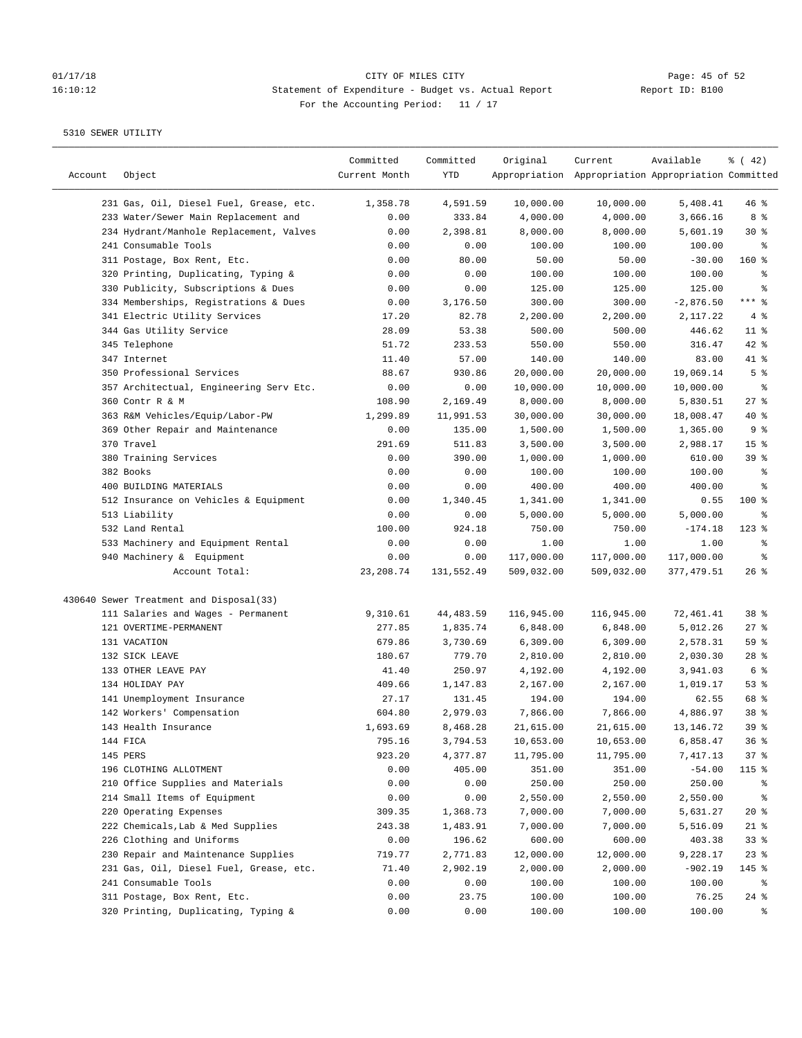CITY OF MILES CITY
Statement of Expenditure - Budget vs. Actual Report
For the Accounting Period: 11 / 17

5310 SEWER UTILITY

| Account | Object | Committed Current Month | Committed YTD | Original Appropriation | Current Appropriation | Available Appropriation | % ( 42) Committed |
|---|---|---|---|---|---|---|---|
| | 231 Gas, Oil, Diesel Fuel, Grease, etc. | 1,358.78 | 4,591.59 | 10,000.00 | 10,000.00 | 5,408.41 | 46 % |
| | 233 Water/Sewer Main Replacement and | 0.00 | 333.84 | 4,000.00 | 4,000.00 | 3,666.16 | 8 % |
| | 234 Hydrant/Manhole Replacement, Valves | 0.00 | 2,398.81 | 8,000.00 | 8,000.00 | 5,601.19 | 30 % |
| | 241 Consumable Tools | 0.00 | 0.00 | 100.00 | 100.00 | 100.00 | % |
| | 311 Postage, Box Rent, Etc. | 0.00 | 80.00 | 50.00 | 50.00 | -30.00 | 160 % |
| | 320 Printing, Duplicating, Typing & | 0.00 | 0.00 | 100.00 | 100.00 | 100.00 | % |
| | 330 Publicity, Subscriptions & Dues | 0.00 | 0.00 | 125.00 | 125.00 | 125.00 | % |
| | 334 Memberships, Registrations & Dues | 0.00 | 3,176.50 | 300.00 | 300.00 | -2,876.50 | *** % |
| | 341 Electric Utility Services | 17.20 | 82.78 | 2,200.00 | 2,200.00 | 2,117.22 | 4 % |
| | 344 Gas Utility Service | 28.09 | 53.38 | 500.00 | 500.00 | 446.62 | 11 % |
| | 345 Telephone | 51.72 | 233.53 | 550.00 | 550.00 | 316.47 | 42 % |
| | 347 Internet | 11.40 | 57.00 | 140.00 | 140.00 | 83.00 | 41 % |
| | 350 Professional Services | 88.67 | 930.86 | 20,000.00 | 20,000.00 | 19,069.14 | 5 % |
| | 357 Architectual, Engineering Serv Etc. | 0.00 | 0.00 | 10,000.00 | 10,000.00 | 10,000.00 | % |
| | 360 Contr R & M | 108.90 | 2,169.49 | 8,000.00 | 8,000.00 | 5,830.51 | 27 % |
| | 363 R&M Vehicles/Equip/Labor-PW | 1,299.89 | 11,991.53 | 30,000.00 | 30,000.00 | 18,008.47 | 40 % |
| | 369 Other Repair and Maintenance | 0.00 | 135.00 | 1,500.00 | 1,500.00 | 1,365.00 | 9 % |
| | 370 Travel | 291.69 | 511.83 | 3,500.00 | 3,500.00 | 2,988.17 | 15 % |
| | 380 Training Services | 0.00 | 390.00 | 1,000.00 | 1,000.00 | 610.00 | 39 % |
| | 382 Books | 0.00 | 0.00 | 100.00 | 100.00 | 100.00 | % |
| | 400 BUILDING MATERIALS | 0.00 | 0.00 | 400.00 | 400.00 | 400.00 | % |
| | 512 Insurance on Vehicles & Equipment | 0.00 | 1,340.45 | 1,341.00 | 1,341.00 | 0.55 | 100 % |
| | 513 Liability | 0.00 | 0.00 | 5,000.00 | 5,000.00 | 5,000.00 | % |
| | 532 Land Rental | 100.00 | 924.18 | 750.00 | 750.00 | -174.18 | 123 % |
| | 533 Machinery and Equipment Rental | 0.00 | 0.00 | 1.00 | 1.00 | 1.00 | % |
| | 940 Machinery & Equipment | 0.00 | 0.00 | 117,000.00 | 117,000.00 | 117,000.00 | % |
| | Account Total: | 23,208.74 | 131,552.49 | 509,032.00 | 509,032.00 | 377,479.51 | 26 % |
| 430640 | Sewer Treatment and Disposal(33) | | | | | | |
| | 111 Salaries and Wages - Permanent | 9,310.61 | 44,483.59 | 116,945.00 | 116,945.00 | 72,461.41 | 38 % |
| | 121 OVERTIME-PERMANENT | 277.85 | 1,835.74 | 6,848.00 | 6,848.00 | 5,012.26 | 27 % |
| | 131 VACATION | 679.86 | 3,730.69 | 6,309.00 | 6,309.00 | 2,578.31 | 59 % |
| | 132 SICK LEAVE | 180.67 | 779.70 | 2,810.00 | 2,810.00 | 2,030.30 | 28 % |
| | 133 OTHER LEAVE PAY | 41.40 | 250.97 | 4,192.00 | 4,192.00 | 3,941.03 | 6 % |
| | 134 HOLIDAY PAY | 409.66 | 1,147.83 | 2,167.00 | 2,167.00 | 1,019.17 | 53 % |
| | 141 Unemployment Insurance | 27.17 | 131.45 | 194.00 | 194.00 | 62.55 | 68 % |
| | 142 Workers' Compensation | 604.80 | 2,979.03 | 7,866.00 | 7,866.00 | 4,886.97 | 38 % |
| | 143 Health Insurance | 1,693.69 | 8,468.28 | 21,615.00 | 21,615.00 | 13,146.72 | 39 % |
| | 144 FICA | 795.16 | 3,794.53 | 10,653.00 | 10,653.00 | 6,858.47 | 36 % |
| | 145 PERS | 923.20 | 4,377.87 | 11,795.00 | 11,795.00 | 7,417.13 | 37 % |
| | 196 CLOTHING ALLOTMENT | 0.00 | 405.00 | 351.00 | 351.00 | -54.00 | 115 % |
| | 210 Office Supplies and Materials | 0.00 | 0.00 | 250.00 | 250.00 | 250.00 | % |
| | 214 Small Items of Equipment | 0.00 | 0.00 | 2,550.00 | 2,550.00 | 2,550.00 | % |
| | 220 Operating Expenses | 309.35 | 1,368.73 | 7,000.00 | 7,000.00 | 5,631.27 | 20 % |
| | 222 Chemicals,Lab & Med Supplies | 243.38 | 1,483.91 | 7,000.00 | 7,000.00 | 5,516.09 | 21 % |
| | 226 Clothing and Uniforms | 0.00 | 196.62 | 600.00 | 600.00 | 403.38 | 33 % |
| | 230 Repair and Maintenance Supplies | 719.77 | 2,771.83 | 12,000.00 | 12,000.00 | 9,228.17 | 23 % |
| | 231 Gas, Oil, Diesel Fuel, Grease, etc. | 71.40 | 2,902.19 | 2,000.00 | 2,000.00 | -902.19 | 145 % |
| | 241 Consumable Tools | 0.00 | 0.00 | 100.00 | 100.00 | 100.00 | % |
| | 311 Postage, Box Rent, Etc. | 0.00 | 23.75 | 100.00 | 100.00 | 76.25 | 24 % |
| | 320 Printing, Duplicating, Typing & | 0.00 | 0.00 | 100.00 | 100.00 | 100.00 | % |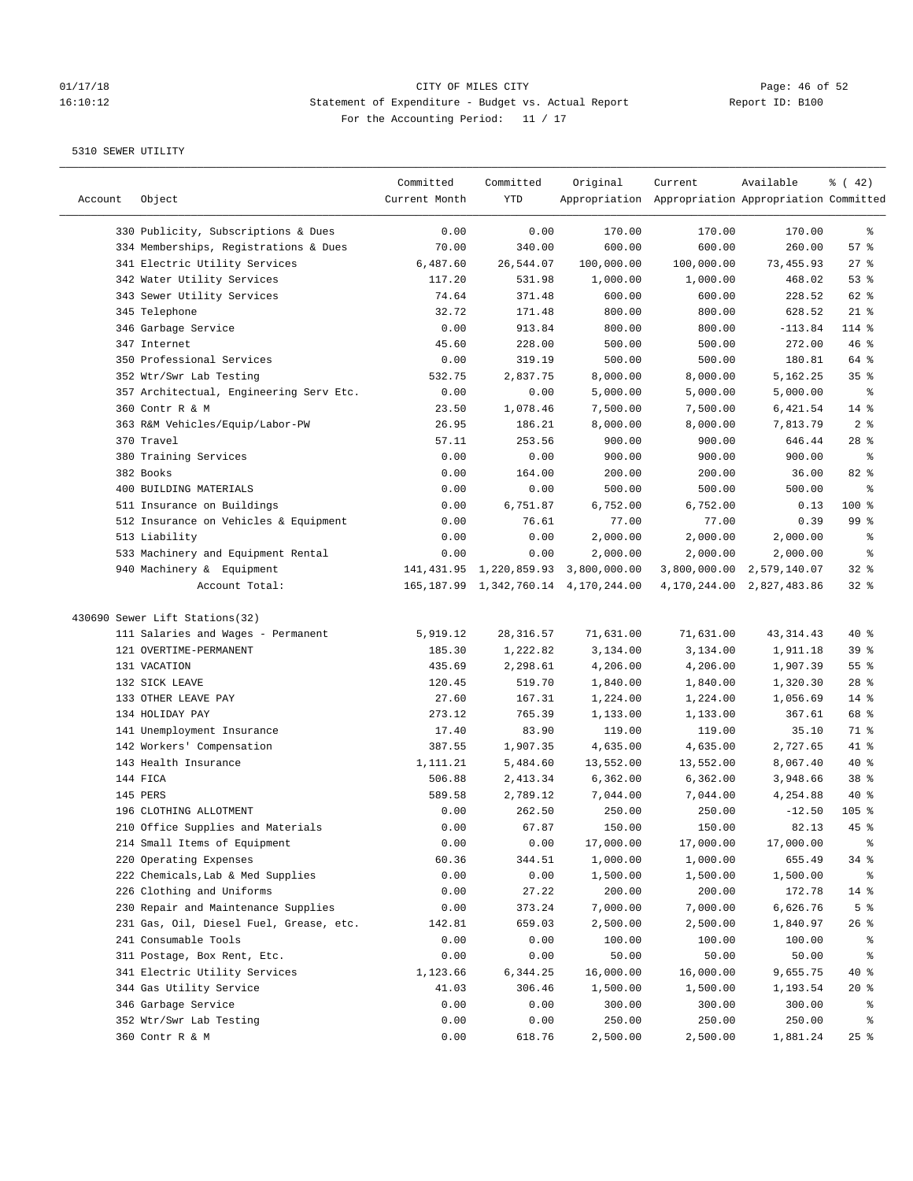# CITY OF MILES CITY

Statement of Expenditure - Budget vs. Actual Report

For the Accounting Period: 11 / 17

5310 SEWER UTILITY

| Account | Object | Committed Current Month | Committed YTD | Original Appropriation | Current Appropriation | Available Appropriation | % ( 42) Committed |
|---|---|---|---|---|---|---|---|
| | 330 Publicity, Subscriptions & Dues | 0.00 | 0.00 | 170.00 | 170.00 | 170.00 | % |
| | 334 Memberships, Registrations & Dues | 70.00 | 340.00 | 600.00 | 600.00 | 260.00 | 57 % |
| | 341 Electric Utility Services | 6,487.60 | 26,544.07 | 100,000.00 | 100,000.00 | 73,455.93 | 27 % |
| | 342 Water Utility Services | 117.20 | 531.98 | 1,000.00 | 1,000.00 | 468.02 | 53 % |
| | 343 Sewer Utility Services | 74.64 | 371.48 | 600.00 | 600.00 | 228.52 | 62 % |
| | 345 Telephone | 32.72 | 171.48 | 800.00 | 800.00 | 628.52 | 21 % |
| | 346 Garbage Service | 0.00 | 913.84 | 800.00 | 800.00 | -113.84 | 114 % |
| | 347 Internet | 45.60 | 228.00 | 500.00 | 500.00 | 272.00 | 46 % |
| | 350 Professional Services | 0.00 | 319.19 | 500.00 | 500.00 | 180.81 | 64 % |
| | 352 Wtr/Swr Lab Testing | 532.75 | 2,837.75 | 8,000.00 | 8,000.00 | 5,162.25 | 35 % |
| | 357 Architectual, Engineering Serv Etc. | 0.00 | 0.00 | 5,000.00 | 5,000.00 | 5,000.00 | % |
| | 360 Contr R & M | 23.50 | 1,078.46 | 7,500.00 | 7,500.00 | 6,421.54 | 14 % |
| | 363 R&M Vehicles/Equip/Labor-PW | 26.95 | 186.21 | 8,000.00 | 8,000.00 | 7,813.79 | 2 % |
| | 370 Travel | 57.11 | 253.56 | 900.00 | 900.00 | 646.44 | 28 % |
| | 380 Training Services | 0.00 | 0.00 | 900.00 | 900.00 | 900.00 | % |
| | 382 Books | 0.00 | 164.00 | 200.00 | 200.00 | 36.00 | 82 % |
| | 400 BUILDING MATERIALS | 0.00 | 0.00 | 500.00 | 500.00 | 500.00 | % |
| | 511 Insurance on Buildings | 0.00 | 6,751.87 | 6,752.00 | 6,752.00 | 0.13 | 100 % |
| | 512 Insurance on Vehicles & Equipment | 0.00 | 76.61 | 77.00 | 77.00 | 0.39 | 99 % |
| | 513 Liability | 0.00 | 0.00 | 2,000.00 | 2,000.00 | 2,000.00 | % |
| | 533 Machinery and Equipment Rental | 0.00 | 0.00 | 2,000.00 | 2,000.00 | 2,000.00 | % |
| | 940 Machinery & Equipment | 141,431.95 | 1,220,859.93 | 3,800,000.00 | 3,800,000.00 | 2,579,140.07 | 32 % |
| | Account Total: | 165,187.99 | 1,342,760.14 | 4,170,244.00 | 4,170,244.00 | 2,827,483.86 | 32 % |
| 430690 Sewer Lift Stations(32) | | | | | | | |
| | 111 Salaries and Wages - Permanent | 5,919.12 | 28,316.57 | 71,631.00 | 71,631.00 | 43,314.43 | 40 % |
| | 121 OVERTIME-PERMANENT | 185.30 | 1,222.82 | 3,134.00 | 3,134.00 | 1,911.18 | 39 % |
| | 131 VACATION | 435.69 | 2,298.61 | 4,206.00 | 4,206.00 | 1,907.39 | 55 % |
| | 132 SICK LEAVE | 120.45 | 519.70 | 1,840.00 | 1,840.00 | 1,320.30 | 28 % |
| | 133 OTHER LEAVE PAY | 27.60 | 167.31 | 1,224.00 | 1,224.00 | 1,056.69 | 14 % |
| | 134 HOLIDAY PAY | 273.12 | 765.39 | 1,133.00 | 1,133.00 | 367.61 | 68 % |
| | 141 Unemployment Insurance | 17.40 | 83.90 | 119.00 | 119.00 | 35.10 | 71 % |
| | 142 Workers' Compensation | 387.55 | 1,907.35 | 4,635.00 | 4,635.00 | 2,727.65 | 41 % |
| | 143 Health Insurance | 1,111.21 | 5,484.60 | 13,552.00 | 13,552.00 | 8,067.40 | 40 % |
| | 144 FICA | 506.88 | 2,413.34 | 6,362.00 | 6,362.00 | 3,948.66 | 38 % |
| | 145 PERS | 589.58 | 2,789.12 | 7,044.00 | 7,044.00 | 4,254.88 | 40 % |
| | 196 CLOTHING ALLOTMENT | 0.00 | 262.50 | 250.00 | 250.00 | -12.50 | 105 % |
| | 210 Office Supplies and Materials | 0.00 | 67.87 | 150.00 | 150.00 | 82.13 | 45 % |
| | 214 Small Items of Equipment | 0.00 | 0.00 | 17,000.00 | 17,000.00 | 17,000.00 | % |
| | 220 Operating Expenses | 60.36 | 344.51 | 1,000.00 | 1,000.00 | 655.49 | 34 % |
| | 222 Chemicals,Lab & Med Supplies | 0.00 | 0.00 | 1,500.00 | 1,500.00 | 1,500.00 | % |
| | 226 Clothing and Uniforms | 0.00 | 27.22 | 200.00 | 200.00 | 172.78 | 14 % |
| | 230 Repair and Maintenance Supplies | 0.00 | 373.24 | 7,000.00 | 7,000.00 | 6,626.76 | 5 % |
| | 231 Gas, Oil, Diesel Fuel, Grease, etc. | 142.81 | 659.03 | 2,500.00 | 2,500.00 | 1,840.97 | 26 % |
| | 241 Consumable Tools | 0.00 | 0.00 | 100.00 | 100.00 | 100.00 | % |
| | 311 Postage, Box Rent, Etc. | 0.00 | 0.00 | 50.00 | 50.00 | 50.00 | % |
| | 341 Electric Utility Services | 1,123.66 | 6,344.25 | 16,000.00 | 16,000.00 | 9,655.75 | 40 % |
| | 344 Gas Utility Service | 41.03 | 306.46 | 1,500.00 | 1,500.00 | 1,193.54 | 20 % |
| | 346 Garbage Service | 0.00 | 0.00 | 300.00 | 300.00 | 300.00 | % |
| | 352 Wtr/Swr Lab Testing | 0.00 | 0.00 | 250.00 | 250.00 | 250.00 | % |
| | 360 Contr R & M | 0.00 | 618.76 | 2,500.00 | 2,500.00 | 1,881.24 | 25 % |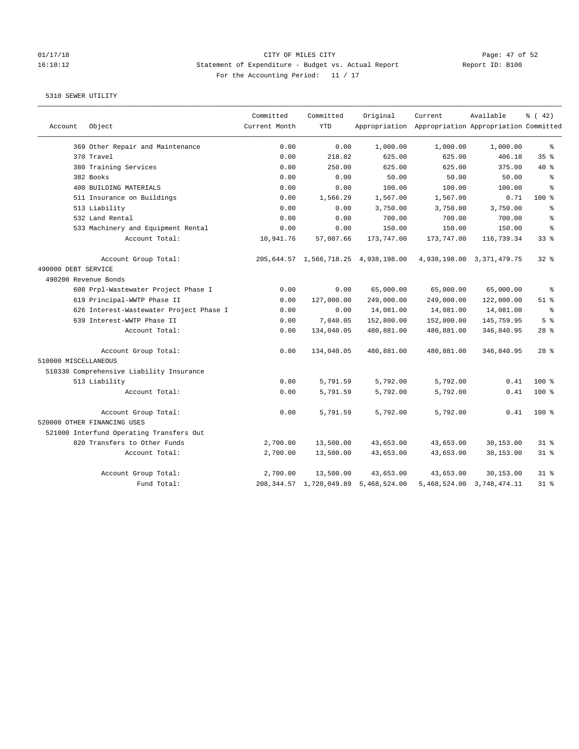CITY OF MILES CITY
Statement of Expenditure - Budget vs. Actual Report
For the Accounting Period: 11 / 17

5310 SEWER UTILITY

| Account | Object | Committed Current Month | Committed YTD | Original Appropriation | Current Appropriation | Available Appropriation | % ( 42) Committed |
|---|---|---|---|---|---|---|---|
| | 369 Other Repair and Maintenance | 0.00 | 0.00 | 1,000.00 | 1,000.00 | 1,000.00 | % |
| | 370 Travel | 0.00 | 218.82 | 625.00 | 625.00 | 406.18 | 35 % |
| | 380 Training Services | 0.00 | 250.00 | 625.00 | 625.00 | 375.00 | 40 % |
| | 382 Books | 0.00 | 0.00 | 50.00 | 50.00 | 50.00 | % |
| | 400 BUILDING MATERIALS | 0.00 | 0.00 | 100.00 | 100.00 | 100.00 | % |
| | 511 Insurance on Buildings | 0.00 | 1,566.29 | 1,567.00 | 1,567.00 | 0.71 | 100 % |
| | 513 Liability | 0.00 | 0.00 | 3,750.00 | 3,750.00 | 3,750.00 | % |
| | 532 Land Rental | 0.00 | 0.00 | 700.00 | 700.00 | 700.00 | % |
| | 533 Machinery and Equipment Rental | 0.00 | 0.00 | 150.00 | 150.00 | 150.00 | % |
| | Account Total: | 10,941.76 | 57,007.66 | 173,747.00 | 173,747.00 | 116,739.34 | 33 % |
| | Account Group Total: | 205,644.57 | 1,566,718.25 | 4,938,198.00 | 4,938,198.00 | 3,371,479.75 | 32 % |
| 490000 DEBT SERVICE | | | | | | | |
| 490200 Revenue Bonds | | | | | | | |
| | 608 Prpl-Wastewater Project Phase I | 0.00 | 0.00 | 65,000.00 | 65,000.00 | 65,000.00 | % |
| | 619 Principal-WWTP Phase II | 0.00 | 127,000.00 | 249,000.00 | 249,000.00 | 122,000.00 | 51 % |
| | 626 Interest-Wastewater Project Phase I | 0.00 | 0.00 | 14,081.00 | 14,081.00 | 14,081.00 | % |
| | 639 Interest-WWTP Phase II | 0.00 | 7,040.05 | 152,800.00 | 152,800.00 | 145,759.95 | 5 % |
| | Account Total: | 0.00 | 134,040.05 | 480,881.00 | 480,881.00 | 346,840.95 | 28 % |
| | Account Group Total: | 0.00 | 134,040.05 | 480,881.00 | 480,881.00 | 346,840.95 | 28 % |
| 510000 MISCELLANEOUS | | | | | | | |
| 510330 Comprehensive Liability Insurance | | | | | | | |
| | 513 Liability | 0.00 | 5,791.59 | 5,792.00 | 5,792.00 | 0.41 | 100 % |
| | Account Total: | 0.00 | 5,791.59 | 5,792.00 | 5,792.00 | 0.41 | 100 % |
| | Account Group Total: | 0.00 | 5,791.59 | 5,792.00 | 5,792.00 | 0.41 | 100 % |
| 520000 OTHER FINANCING USES | | | | | | | |
| 521000 Interfund Operating Transfers Out | | | | | | | |
| | 820 Transfers to Other Funds | 2,700.00 | 13,500.00 | 43,653.00 | 43,653.00 | 30,153.00 | 31 % |
| | Account Total: | 2,700.00 | 13,500.00 | 43,653.00 | 43,653.00 | 30,153.00 | 31 % |
| | Account Group Total: | 2,700.00 | 13,500.00 | 43,653.00 | 43,653.00 | 30,153.00 | 31 % |
| | Fund Total: | 208,344.57 | 1,720,049.89 | 5,468,524.00 | 5,468,524.00 | 3,748,474.11 | 31 % |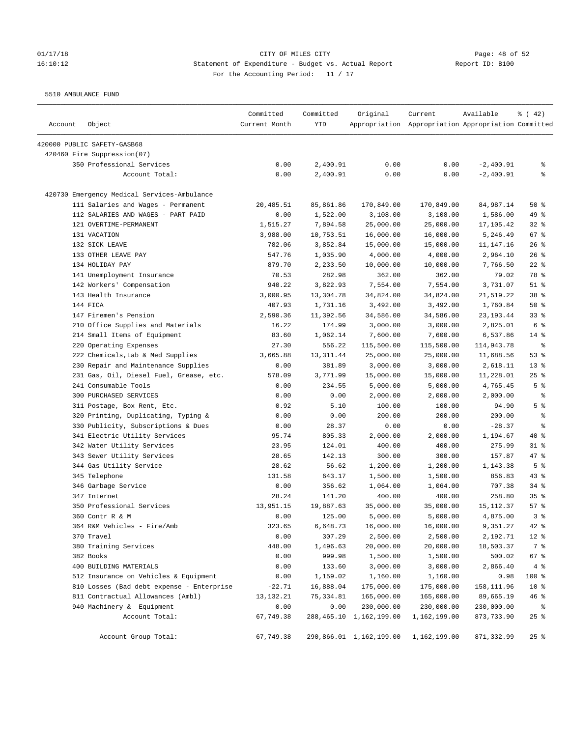# CITY OF MILES CITY

## Statement of Expenditure - Budget vs. Actual Report

For the Accounting Period: 11 / 17

5510 AMBULANCE FUND

| Account | Object | Committed Current Month | Committed YTD | Original Appropriation | Current Appropriation | Available Appropriation | % ( 42) Committed |
|---|---|---|---|---|---|---|---|
| 420000 PUBLIC SAFETY-GASB68 | | | | | | | |
| 420460 Fire Suppression(07) | | | | | | | |
| | 350 Professional Services | 0.00 | 2,400.91 | 0.00 | 0.00 | -2,400.91 | % |
| | Account Total: | 0.00 | 2,400.91 | 0.00 | 0.00 | -2,400.91 | % |
| 420730 Emergency Medical Services-Ambulance | | | | | | | |
| | 111 Salaries and Wages - Permanent | 20,485.51 | 85,861.86 | 170,849.00 | 170,849.00 | 84,987.14 | 50 % |
| | 112 SALARIES AND WAGES - PART PAID | 0.00 | 1,522.00 | 3,108.00 | 3,108.00 | 1,586.00 | 49 % |
| | 121 OVERTIME-PERMANENT | 1,515.27 | 7,894.58 | 25,000.00 | 25,000.00 | 17,105.42 | 32 % |
| | 131 VACATION | 3,988.00 | 10,753.51 | 16,000.00 | 16,000.00 | 5,246.49 | 67 % |
| | 132 SICK LEAVE | 782.06 | 3,852.84 | 15,000.00 | 15,000.00 | 11,147.16 | 26 % |
| | 133 OTHER LEAVE PAY | 547.76 | 1,035.90 | 4,000.00 | 4,000.00 | 2,964.10 | 26 % |
| | 134 HOLIDAY PAY | 879.70 | 2,233.50 | 10,000.00 | 10,000.00 | 7,766.50 | 22 % |
| | 141 Unemployment Insurance | 70.53 | 282.98 | 362.00 | 362.00 | 79.02 | 78 % |
| | 142 Workers' Compensation | 940.22 | 3,822.93 | 7,554.00 | 7,554.00 | 3,731.07 | 51 % |
| | 143 Health Insurance | 3,000.95 | 13,304.78 | 34,824.00 | 34,824.00 | 21,519.22 | 38 % |
| | 144 FICA | 407.93 | 1,731.16 | 3,492.00 | 3,492.00 | 1,760.84 | 50 % |
| | 147 Firemen's Pension | 2,590.36 | 11,392.56 | 34,586.00 | 34,586.00 | 23,193.44 | 33 % |
| | 210 Office Supplies and Materials | 16.22 | 174.99 | 3,000.00 | 3,000.00 | 2,825.01 | 6 % |
| | 214 Small Items of Equipment | 83.60 | 1,062.14 | 7,600.00 | 7,600.00 | 6,537.86 | 14 % |
| | 220 Operating Expenses | 27.30 | 556.22 | 115,500.00 | 115,500.00 | 114,943.78 | % |
| | 222 Chemicals,Lab & Med Supplies | 3,665.88 | 13,311.44 | 25,000.00 | 25,000.00 | 11,688.56 | 53 % |
| | 230 Repair and Maintenance Supplies | 0.00 | 381.89 | 3,000.00 | 3,000.00 | 2,618.11 | 13 % |
| | 231 Gas, Oil, Diesel Fuel, Grease, etc. | 578.09 | 3,771.99 | 15,000.00 | 15,000.00 | 11,228.01 | 25 % |
| | 241 Consumable Tools | 0.00 | 234.55 | 5,000.00 | 5,000.00 | 4,765.45 | 5 % |
| | 300 PURCHASED SERVICES | 0.00 | 0.00 | 2,000.00 | 2,000.00 | 2,000.00 | % |
| | 311 Postage, Box Rent, Etc. | 0.92 | 5.10 | 100.00 | 100.00 | 94.90 | 5 % |
| | 320 Printing, Duplicating, Typing & | 0.00 | 0.00 | 200.00 | 200.00 | 200.00 | % |
| | 330 Publicity, Subscriptions & Dues | 0.00 | 28.37 | 0.00 | 0.00 | -28.37 | % |
| | 341 Electric Utility Services | 95.74 | 805.33 | 2,000.00 | 2,000.00 | 1,194.67 | 40 % |
| | 342 Water Utility Services | 23.95 | 124.01 | 400.00 | 400.00 | 275.99 | 31 % |
| | 343 Sewer Utility Services | 28.65 | 142.13 | 300.00 | 300.00 | 157.87 | 47 % |
| | 344 Gas Utility Service | 28.62 | 56.62 | 1,200.00 | 1,200.00 | 1,143.38 | 5 % |
| | 345 Telephone | 131.58 | 643.17 | 1,500.00 | 1,500.00 | 856.83 | 43 % |
| | 346 Garbage Service | 0.00 | 356.62 | 1,064.00 | 1,064.00 | 707.38 | 34 % |
| | 347 Internet | 28.24 | 141.20 | 400.00 | 400.00 | 258.80 | 35 % |
| | 350 Professional Services | 13,951.15 | 19,887.63 | 35,000.00 | 35,000.00 | 15,112.37 | 57 % |
| | 360 Contr R & M | 0.00 | 125.00 | 5,000.00 | 5,000.00 | 4,875.00 | 3 % |
| | 364 R&M Vehicles - Fire/Amb | 323.65 | 6,648.73 | 16,000.00 | 16,000.00 | 9,351.27 | 42 % |
| | 370 Travel | 0.00 | 307.29 | 2,500.00 | 2,500.00 | 2,192.71 | 12 % |
| | 380 Training Services | 448.00 | 1,496.63 | 20,000.00 | 20,000.00 | 18,503.37 | 7 % |
| | 382 Books | 0.00 | 999.98 | 1,500.00 | 1,500.00 | 500.02 | 67 % |
| | 400 BUILDING MATERIALS | 0.00 | 133.60 | 3,000.00 | 3,000.00 | 2,866.40 | 4 % |
| | 512 Insurance on Vehicles & Equipment | 0.00 | 1,159.02 | 1,160.00 | 1,160.00 | 0.98 | 100 % |
| | 810 Losses (Bad debt expense - Enterprise | -22.71 | 16,888.04 | 175,000.00 | 175,000.00 | 158,111.96 | 10 % |
| | 811 Contractual Allowances (Ambl) | 13,132.21 | 75,334.81 | 165,000.00 | 165,000.00 | 89,665.19 | 46 % |
| | 940 Machinery & Equipment | 0.00 | 0.00 | 230,000.00 | 230,000.00 | 230,000.00 | % |
| | Account Total: | 67,749.38 | 288,465.10 | 1,162,199.00 | 1,162,199.00 | 873,733.90 | 25 % |
| | Account Group Total: | 67,749.38 | 290,866.01 | 1,162,199.00 | 1,162,199.00 | 871,332.99 | 25 % |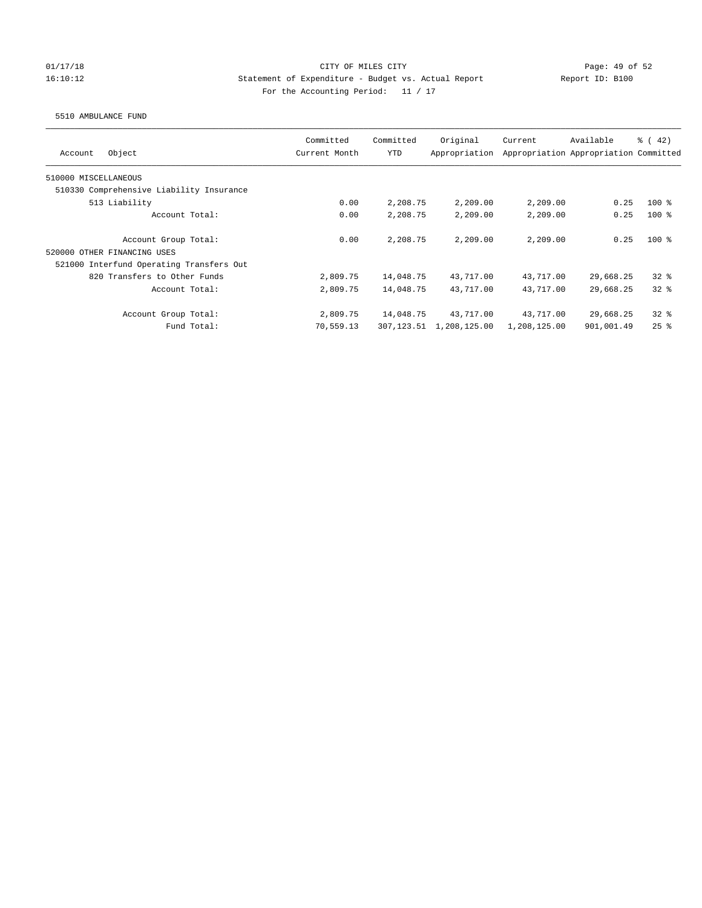01/17/18 CITY OF MILES CITY
16:10:12 Statement of Expenditure - Budget vs. Actual Report Report ID: B100
For the Accounting Period: 11 / 17

5510 AMBULANCE FUND

| Account Object | Committed Current Month | Committed YTD | Original Appropriation | Current Appropriation | Available Appropriation | % ( 42) Committed |
|---|---|---|---|---|---|---|
| 510000 MISCELLANEOUS | | | | | | |
| 510330 Comprehensive Liability Insurance | | | | | | |
| 513 Liability | 0.00 | 2,208.75 | 2,209.00 | 2,209.00 | 0.25 | 100 % |
| Account Total: | 0.00 | 2,208.75 | 2,209.00 | 2,209.00 | 0.25 | 100 % |
| Account Group Total: | 0.00 | 2,208.75 | 2,209.00 | 2,209.00 | 0.25 | 100 % |
| 520000 OTHER FINANCING USES | | | | | | |
| 521000 Interfund Operating Transfers Out | | | | | | |
| 820 Transfers to Other Funds | 2,809.75 | 14,048.75 | 43,717.00 | 43,717.00 | 29,668.25 | 32 % |
| Account Total: | 2,809.75 | 14,048.75 | 43,717.00 | 43,717.00 | 29,668.25 | 32 % |
| Account Group Total: | 2,809.75 | 14,048.75 | 43,717.00 | 43,717.00 | 29,668.25 | 32 % |
| Fund Total: | 70,559.13 | 307,123.51 | 1,208,125.00 | 1,208,125.00 | 901,001.49 | 25 % |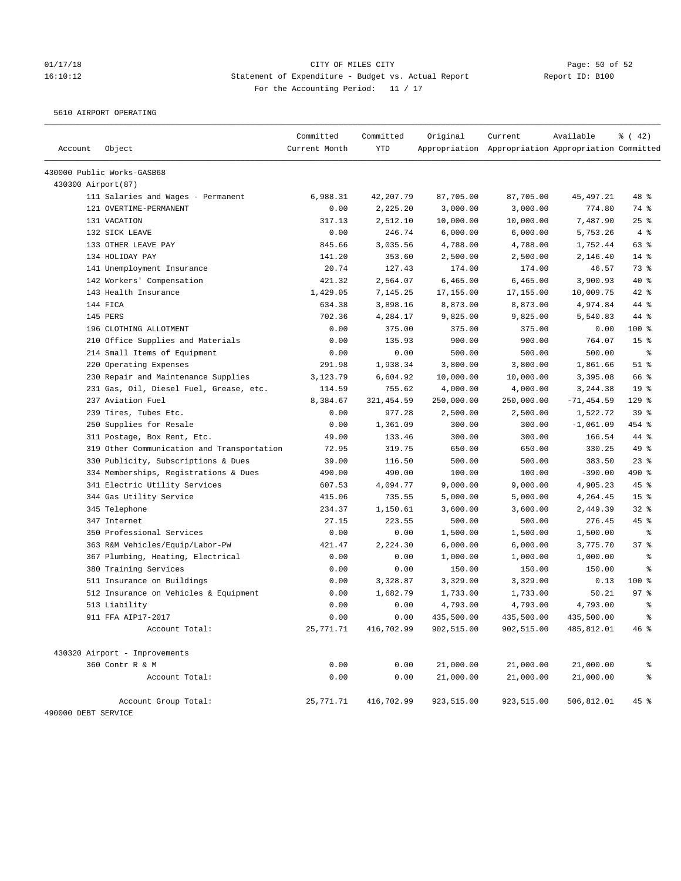CITY OF MILES CITY

Statement of Expenditure - Budget vs. Actual Report

Report ID: B100

For the Accounting Period: 11 / 17

5610 AIRPORT OPERATING

| Account | Object | Committed Current Month | Committed YTD | Original Appropriation | Current Appropriation | Available Appropriation | % ( 42) Committed |
|---|---|---|---|---|---|---|---|
| 430000 Public Works-GASB68 | | | | | | | |
| 430300 Airport(87) | | | | | | | |
| | 111 Salaries and Wages - Permanent | 6,988.31 | 42,207.79 | 87,705.00 | 87,705.00 | 45,497.21 | 48 % |
| | 121 OVERTIME-PERMANENT | 0.00 | 2,225.20 | 3,000.00 | 3,000.00 | 774.80 | 74 % |
| | 131 VACATION | 317.13 | 2,512.10 | 10,000.00 | 10,000.00 | 7,487.90 | 25 % |
| | 132 SICK LEAVE | 0.00 | 246.74 | 6,000.00 | 6,000.00 | 5,753.26 | 4 % |
| | 133 OTHER LEAVE PAY | 845.66 | 3,035.56 | 4,788.00 | 4,788.00 | 1,752.44 | 63 % |
| | 134 HOLIDAY PAY | 141.20 | 353.60 | 2,500.00 | 2,500.00 | 2,146.40 | 14 % |
| | 141 Unemployment Insurance | 20.74 | 127.43 | 174.00 | 174.00 | 46.57 | 73 % |
| | 142 Workers' Compensation | 421.32 | 2,564.07 | 6,465.00 | 6,465.00 | 3,900.93 | 40 % |
| | 143 Health Insurance | 1,429.05 | 7,145.25 | 17,155.00 | 17,155.00 | 10,009.75 | 42 % |
| | 144 FICA | 634.38 | 3,898.16 | 8,873.00 | 8,873.00 | 4,974.84 | 44 % |
| | 145 PERS | 702.36 | 4,284.17 | 9,825.00 | 9,825.00 | 5,540.83 | 44 % |
| | 196 CLOTHING ALLOTMENT | 0.00 | 375.00 | 375.00 | 375.00 | 0.00 | 100 % |
| | 210 Office Supplies and Materials | 0.00 | 135.93 | 900.00 | 900.00 | 764.07 | 15 % |
| | 214 Small Items of Equipment | 0.00 | 0.00 | 500.00 | 500.00 | 500.00 | % |
| | 220 Operating Expenses | 291.98 | 1,938.34 | 3,800.00 | 3,800.00 | 1,861.66 | 51 % |
| | 230 Repair and Maintenance Supplies | 3,123.79 | 6,604.92 | 10,000.00 | 10,000.00 | 3,395.08 | 66 % |
| | 231 Gas, Oil, Diesel Fuel, Grease, etc. | 114.59 | 755.62 | 4,000.00 | 4,000.00 | 3,244.38 | 19 % |
| | 237 Aviation Fuel | 8,384.67 | 321,454.59 | 250,000.00 | 250,000.00 | -71,454.59 | 129 % |
| | 239 Tires, Tubes Etc. | 0.00 | 977.28 | 2,500.00 | 2,500.00 | 1,522.72 | 39 % |
| | 250 Supplies for Resale | 0.00 | 1,361.09 | 300.00 | 300.00 | -1,061.09 | 454 % |
| | 311 Postage, Box Rent, Etc. | 49.00 | 133.46 | 300.00 | 300.00 | 166.54 | 44 % |
| | 319 Other Communication and Transportation | 72.95 | 319.75 | 650.00 | 650.00 | 330.25 | 49 % |
| | 330 Publicity, Subscriptions & Dues | 39.00 | 116.50 | 500.00 | 500.00 | 383.50 | 23 % |
| | 334 Memberships, Registrations & Dues | 490.00 | 490.00 | 100.00 | 100.00 | -390.00 | 490 % |
| | 341 Electric Utility Services | 607.53 | 4,094.77 | 9,000.00 | 9,000.00 | 4,905.23 | 45 % |
| | 344 Gas Utility Service | 415.06 | 735.55 | 5,000.00 | 5,000.00 | 4,264.45 | 15 % |
| | 345 Telephone | 234.37 | 1,150.61 | 3,600.00 | 3,600.00 | 2,449.39 | 32 % |
| | 347 Internet | 27.15 | 223.55 | 500.00 | 500.00 | 276.45 | 45 % |
| | 350 Professional Services | 0.00 | 0.00 | 1,500.00 | 1,500.00 | 1,500.00 | % |
| | 363 R&M Vehicles/Equip/Labor-PW | 421.47 | 2,224.30 | 6,000.00 | 6,000.00 | 3,775.70 | 37 % |
| | 367 Plumbing, Heating, Electrical | 0.00 | 0.00 | 1,000.00 | 1,000.00 | 1,000.00 | % |
| | 380 Training Services | 0.00 | 0.00 | 150.00 | 150.00 | 150.00 | % |
| | 511 Insurance on Buildings | 0.00 | 3,328.87 | 3,329.00 | 3,329.00 | 0.13 | 100 % |
| | 512 Insurance on Vehicles & Equipment | 0.00 | 1,682.79 | 1,733.00 | 1,733.00 | 50.21 | 97 % |
| | 513 Liability | 0.00 | 0.00 | 4,793.00 | 4,793.00 | 4,793.00 | % |
| | 911 FFA AIP17-2017 | 0.00 | 0.00 | 435,500.00 | 435,500.00 | 435,500.00 | % |
| | Account Total: | 25,771.71 | 416,702.99 | 902,515.00 | 902,515.00 | 485,812.01 | 46 % |
| 430320 Airport - Improvements | | | | | | | |
| | 360 Contr R & M | 0.00 | 0.00 | 21,000.00 | 21,000.00 | 21,000.00 | % |
| | Account Total: | 0.00 | 0.00 | 21,000.00 | 21,000.00 | 21,000.00 | % |
| | Account Group Total: | 25,771.71 | 416,702.99 | 923,515.00 | 923,515.00 | 506,812.01 | 45 % |

490000 DEBT SERVICE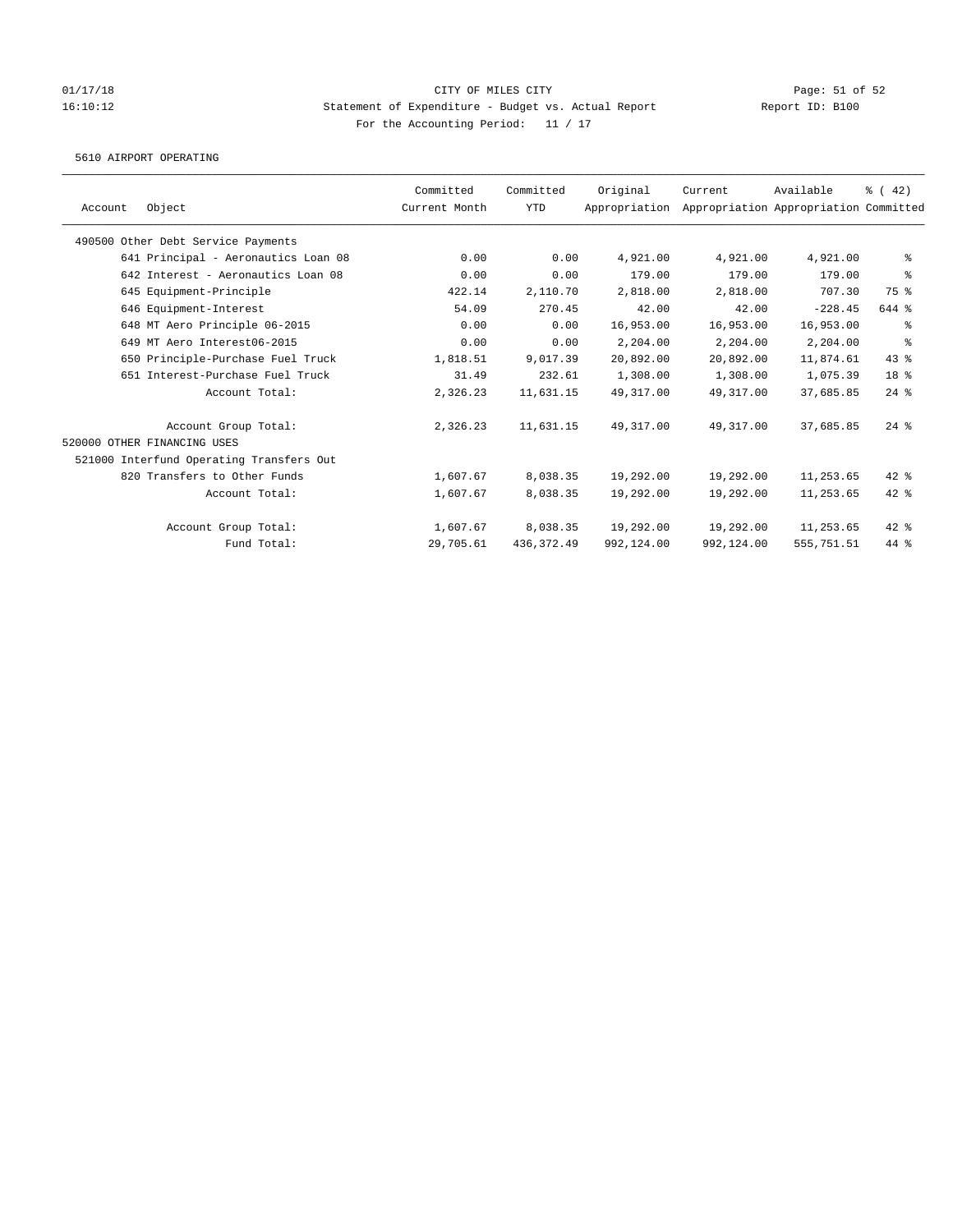CITY OF MILES CITY
Statement of Expenditure - Budget vs. Actual Report
For the Accounting Period: 11 / 17

01/17/18 16:10:12 — Report ID: B100

5610 AIRPORT OPERATING

| Account Object | Committed Current Month | Committed YTD | Original Appropriation | Current Appropriation | Available Appropriation | % ( 42) Committed |
|---|---|---|---|---|---|---|
| 490500 Other Debt Service Payments | | | | | | |
| 641 Principal - Aeronautics Loan 08 | 0.00 | 0.00 | 4,921.00 | 4,921.00 | 4,921.00 | % |
| 642 Interest - Aeronautics Loan 08 | 0.00 | 0.00 | 179.00 | 179.00 | 179.00 | % |
| 645 Equipment-Principle | 422.14 | 2,110.70 | 2,818.00 | 2,818.00 | 707.30 | 75 % |
| 646 Equipment-Interest | 54.09 | 270.45 | 42.00 | 42.00 | -228.45 | 644 % |
| 648 MT Aero Principle 06-2015 | 0.00 | 0.00 | 16,953.00 | 16,953.00 | 16,953.00 | % |
| 649 MT Aero Interest06-2015 | 0.00 | 0.00 | 2,204.00 | 2,204.00 | 2,204.00 | % |
| 650 Principle-Purchase Fuel Truck | 1,818.51 | 9,017.39 | 20,892.00 | 20,892.00 | 11,874.61 | 43 % |
| 651 Interest-Purchase Fuel Truck | 31.49 | 232.61 | 1,308.00 | 1,308.00 | 1,075.39 | 18 % |
| Account Total: | 2,326.23 | 11,631.15 | 49,317.00 | 49,317.00 | 37,685.85 | 24 % |
| Account Group Total: | 2,326.23 | 11,631.15 | 49,317.00 | 49,317.00 | 37,685.85 | 24 % |
| 520000 OTHER FINANCING USES | | | | | | |
| 521000 Interfund Operating Transfers Out | | | | | | |
| 820 Transfers to Other Funds | 1,607.67 | 8,038.35 | 19,292.00 | 19,292.00 | 11,253.65 | 42 % |
| Account Total: | 1,607.67 | 8,038.35 | 19,292.00 | 19,292.00 | 11,253.65 | 42 % |
| Account Group Total: | 1,607.67 | 8,038.35 | 19,292.00 | 19,292.00 | 11,253.65 | 42 % |
| Fund Total: | 29,705.61 | 436,372.49 | 992,124.00 | 992,124.00 | 555,751.51 | 44 % |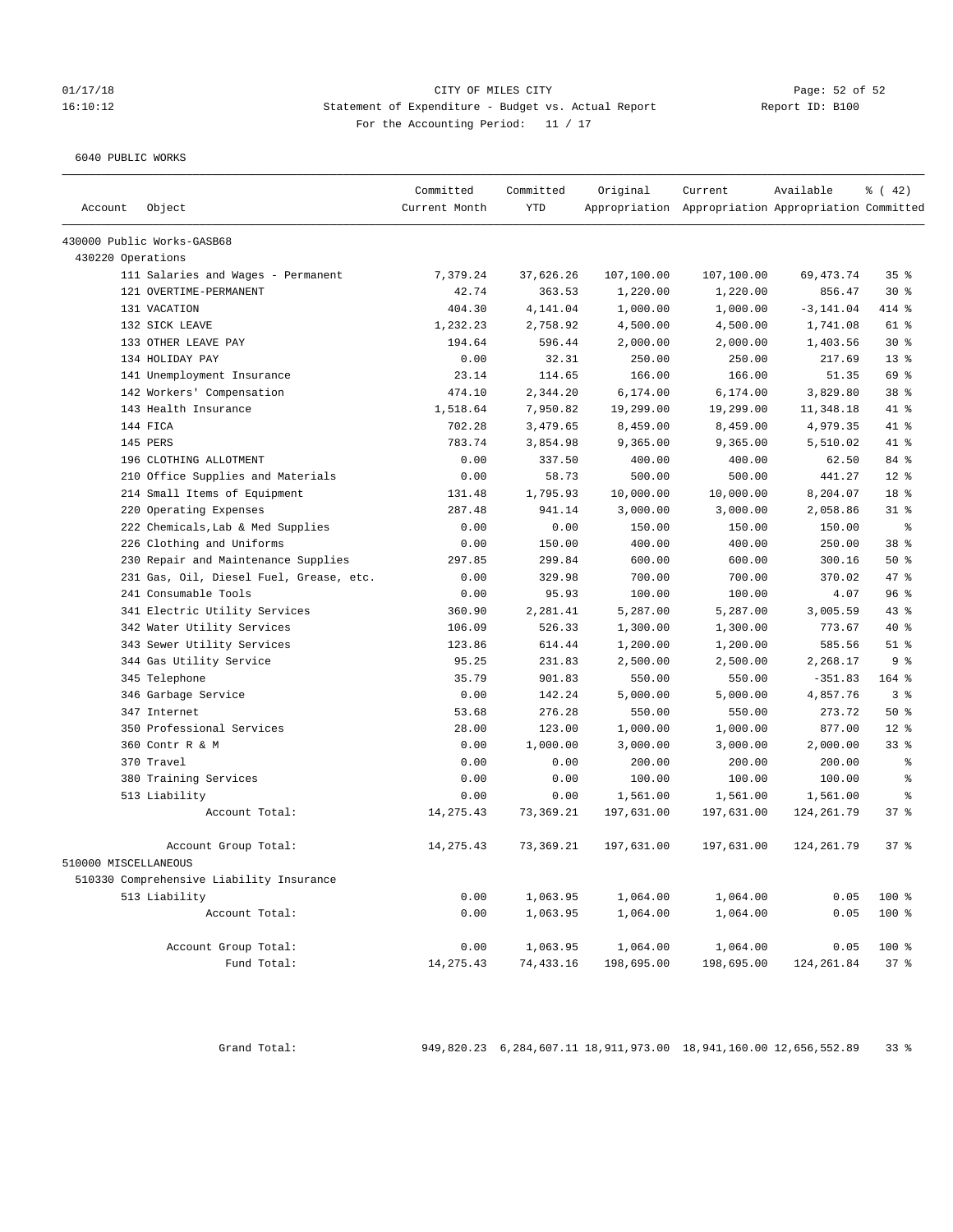CITY OF MILES CITY
Statement of Expenditure - Budget vs. Actual Report
For the Accounting Period: 11 / 17

01/17/18
16:10:12

Report ID: B100

6040 PUBLIC WORKS

| Account | Object | Committed Current Month | Committed YTD | Original Appropriation | Current Appropriation | Available Appropriation | % ( 42) Committed |
|---|---|---|---|---|---|---|---|
| 430000 Public Works-GASB68 | | | | | | | |
| 430220 Operations | | | | | | | |
| | 111 Salaries and Wages - Permanent | 7,379.24 | 37,626.26 | 107,100.00 | 107,100.00 | 69,473.74 | 35 % |
| | 121 OVERTIME-PERMANENT | 42.74 | 363.53 | 1,220.00 | 1,220.00 | 856.47 | 30 % |
| | 131 VACATION | 404.30 | 4,141.04 | 1,000.00 | 1,000.00 | -3,141.04 | 414 % |
| | 132 SICK LEAVE | 1,232.23 | 2,758.92 | 4,500.00 | 4,500.00 | 1,741.08 | 61 % |
| | 133 OTHER LEAVE PAY | 194.64 | 596.44 | 2,000.00 | 2,000.00 | 1,403.56 | 30 % |
| | 134 HOLIDAY PAY | 0.00 | 32.31 | 250.00 | 250.00 | 217.69 | 13 % |
| | 141 Unemployment Insurance | 23.14 | 114.65 | 166.00 | 166.00 | 51.35 | 69 % |
| | 142 Workers' Compensation | 474.10 | 2,344.20 | 6,174.00 | 6,174.00 | 3,829.80 | 38 % |
| | 143 Health Insurance | 1,518.64 | 7,950.82 | 19,299.00 | 19,299.00 | 11,348.18 | 41 % |
| | 144 FICA | 702.28 | 3,479.65 | 8,459.00 | 8,459.00 | 4,979.35 | 41 % |
| | 145 PERS | 783.74 | 3,854.98 | 9,365.00 | 9,365.00 | 5,510.02 | 41 % |
| | 196 CLOTHING ALLOTMENT | 0.00 | 337.50 | 400.00 | 400.00 | 62.50 | 84 % |
| | 210 Office Supplies and Materials | 0.00 | 58.73 | 500.00 | 500.00 | 441.27 | 12 % |
| | 214 Small Items of Equipment | 131.48 | 1,795.93 | 10,000.00 | 10,000.00 | 8,204.07 | 18 % |
| | 220 Operating Expenses | 287.48 | 941.14 | 3,000.00 | 3,000.00 | 2,058.86 | 31 % |
| | 222 Chemicals,Lab & Med Supplies | 0.00 | 0.00 | 150.00 | 150.00 | 150.00 | % |
| | 226 Clothing and Uniforms | 0.00 | 150.00 | 400.00 | 400.00 | 250.00 | 38 % |
| | 230 Repair and Maintenance Supplies | 297.85 | 299.84 | 600.00 | 600.00 | 300.16 | 50 % |
| | 231 Gas, Oil, Diesel Fuel, Grease, etc. | 0.00 | 329.98 | 700.00 | 700.00 | 370.02 | 47 % |
| | 241 Consumable Tools | 0.00 | 95.93 | 100.00 | 100.00 | 4.07 | 96 % |
| | 341 Electric Utility Services | 360.90 | 2,281.41 | 5,287.00 | 5,287.00 | 3,005.59 | 43 % |
| | 342 Water Utility Services | 106.09 | 526.33 | 1,300.00 | 1,300.00 | 773.67 | 40 % |
| | 343 Sewer Utility Services | 123.86 | 614.44 | 1,200.00 | 1,200.00 | 585.56 | 51 % |
| | 344 Gas Utility Service | 95.25 | 231.83 | 2,500.00 | 2,500.00 | 2,268.17 | 9 % |
| | 345 Telephone | 35.79 | 901.83 | 550.00 | 550.00 | -351.83 | 164 % |
| | 346 Garbage Service | 0.00 | 142.24 | 5,000.00 | 5,000.00 | 4,857.76 | 3 % |
| | 347 Internet | 53.68 | 276.28 | 550.00 | 550.00 | 273.72 | 50 % |
| | 350 Professional Services | 28.00 | 123.00 | 1,000.00 | 1,000.00 | 877.00 | 12 % |
| | 360 Contr R & M | 0.00 | 1,000.00 | 3,000.00 | 3,000.00 | 2,000.00 | 33 % |
| | 370 Travel | 0.00 | 0.00 | 200.00 | 200.00 | 200.00 | % |
| | 380 Training Services | 0.00 | 0.00 | 100.00 | 100.00 | 100.00 | % |
| | 513 Liability | 0.00 | 0.00 | 1,561.00 | 1,561.00 | 1,561.00 | % |
| | Account Total: | 14,275.43 | 73,369.21 | 197,631.00 | 197,631.00 | 124,261.79 | 37 % |
| | Account Group Total: | 14,275.43 | 73,369.21 | 197,631.00 | 197,631.00 | 124,261.79 | 37 % |
| 510000 MISCELLANEOUS | | | | | | | |
| 510330 Comprehensive Liability Insurance | | | | | | | |
| | 513 Liability | 0.00 | 1,063.95 | 1,064.00 | 1,064.00 | 0.05 | 100 % |
| | Account Total: | 0.00 | 1,063.95 | 1,064.00 | 1,064.00 | 0.05 | 100 % |
| | Account Group Total: | 0.00 | 1,063.95 | 1,064.00 | 1,064.00 | 0.05 | 100 % |
| | Fund Total: | 14,275.43 | 74,433.16 | 198,695.00 | 198,695.00 | 124,261.84 | 37 % |
| | Grand Total: | 949,820.23 | 6,284,607.11 | 18,911,973.00 | 18,941,160.00 | 12,656,552.89 | 33 % |